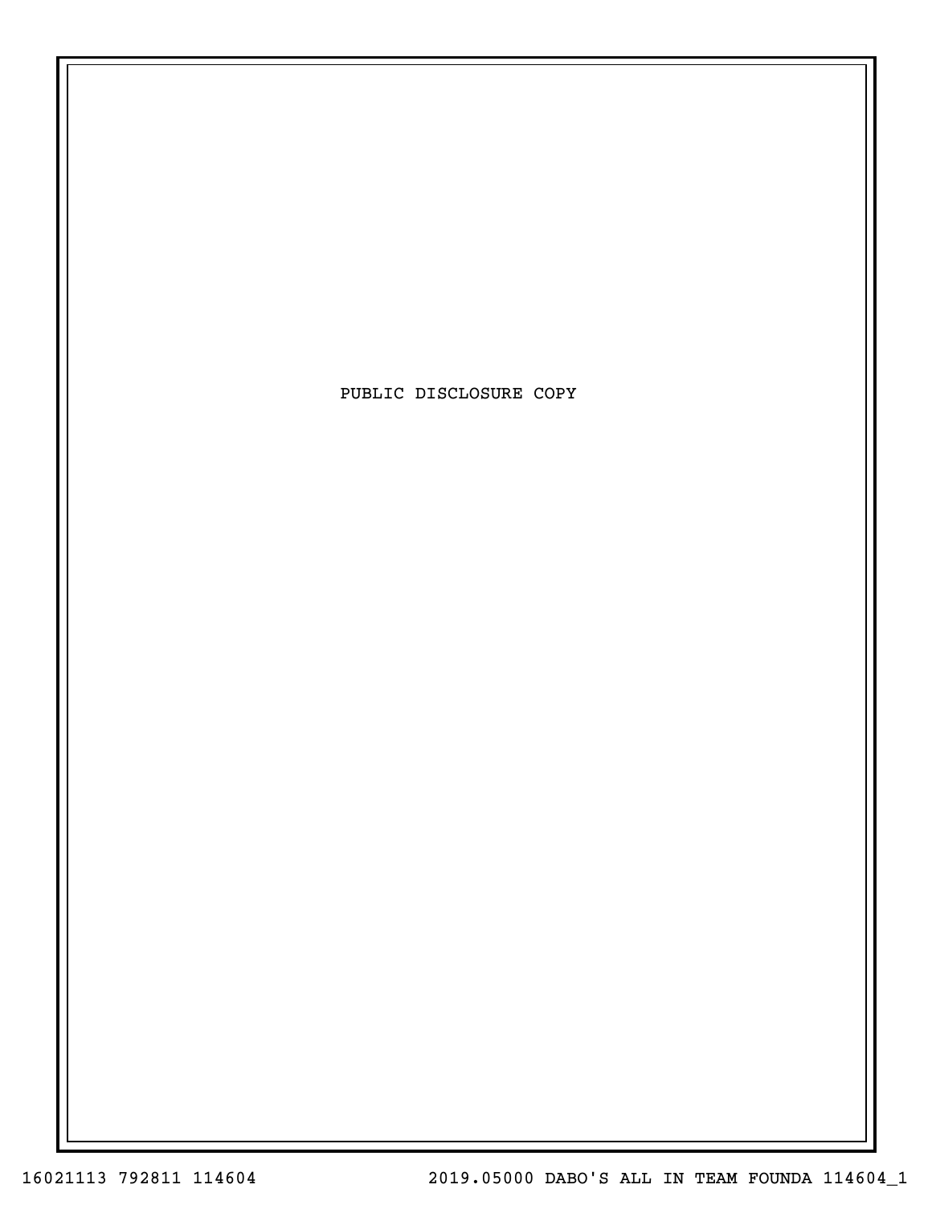PUBLIC DISCLOSURE COPY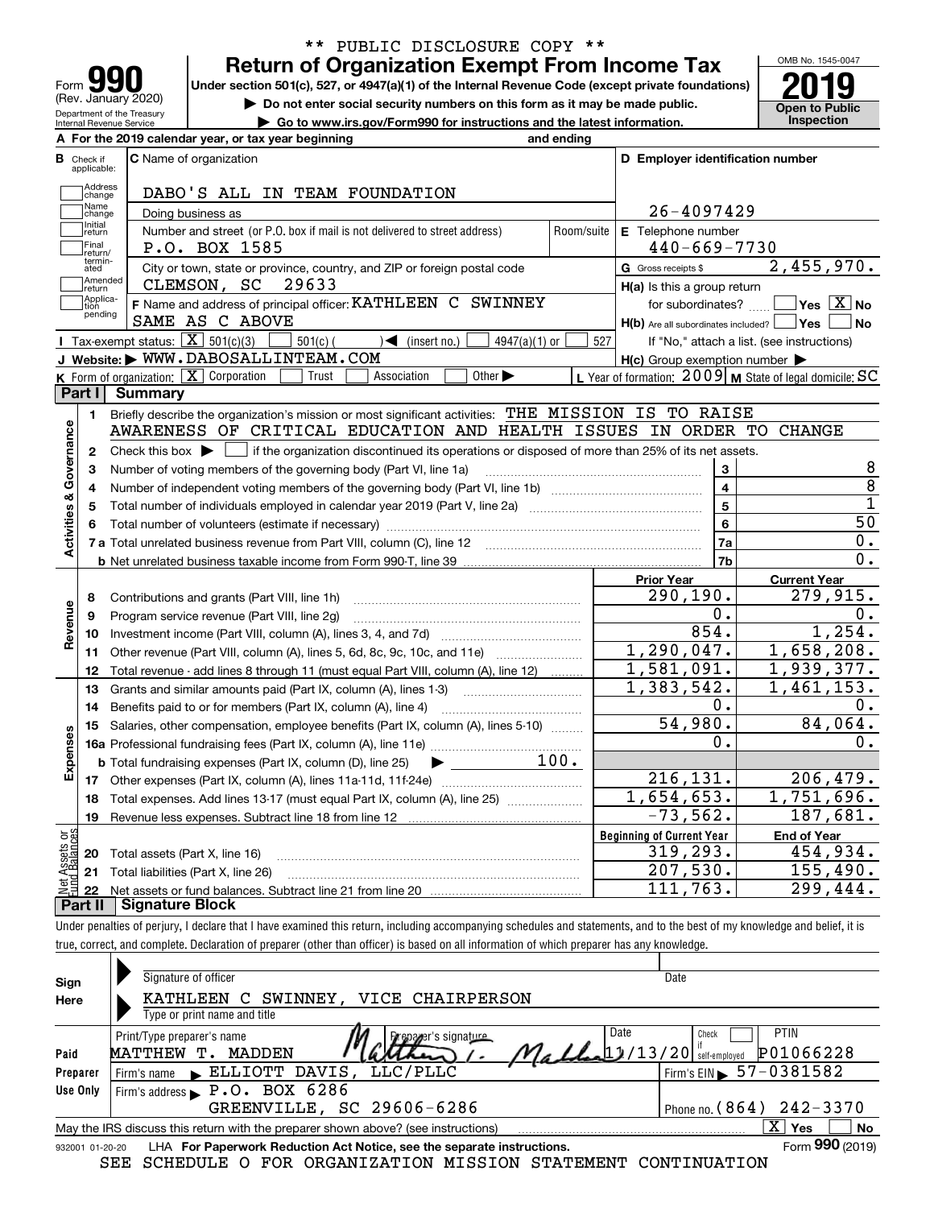\*\* PUBLIC DISCLOSURE COPY \*\*

# Form 990 — Return of Organization Exempt From Income Tax

Form **990** (Rev. January 2020)

Department of the Treasury Internal Revenue Service

Under section 501(c), 527, or 4947(a)(1) of the Internal Revenue Code (except private foundations)

▶ Do not enter social security numbers on this form as it may be made public.

▶ Go to www.irs.gov/Form990 for instructions and the latest information.

OMB No. 1545-0047

**2019**

**Open to Public Inspection**

**A** For the 2019 calendar year, or tax year beginning and ending

**B** Check if applicable: Address change, Name change, Initial return, Final return/terminated, Amended return, Application pending

**C** Name of organization: DABO'S ALL IN TEAM FOUNDATION

Doing business as

Number and street (or P.O. box if mail is not delivered to street address): P.O. BOX 1585 | Room/suite

City or town, state or province, country, and ZIP or foreign postal code: CLEMSON, SC 29633

**D** Employer identification number: 26-4097429

**E** Telephone number: 440-669-7730

**G** Gross receipts $ 2,455,970.

**F** Name and address of principal officer: KATHLEEN C SWINNEY, SAME AS C ABOVE

**H(a)** Is this a group return for subordinates? Yes [ ] No [X]

**H(b)** Are all subordinates included? Yes [ ] No [ ]

If "No," attach a list. (see instructions)

**H(c)** Group exemption number ▶

**I** Tax-exempt status: [X] 501(c)(3) [ ] 501(c)( ) ◀ (insert no.) [ ] 4947(a)(1) or [ ] 527

**J** Website: ▶ WWW.DABOSALLINTEAM.COM

**K** Form of organization: [X] Corporation [ ] Trust [ ] Association [ ] Other ▶

**L** Year of formation: 2009 **M** State of legal domicile: SC

## Part I Summary

**Activities & Governance**

1 Briefly describe the organization's mission or most significant activities: THE MISSION IS TO RAISE AWARENESS OF CRITICAL EDUCATION AND HEALTH ISSUES IN ORDER TO CHANGE

2 Check this box ▶ [ ] if the organization discontinued its operations or disposed of more than 25% of its net assets.

| | | | |
|---|---|---|---|
| 3 | Number of voting members of the governing body (Part VI, line 1a) | 3 | 8 |
| 4 | Number of independent voting members of the governing body (Part VI, line 1b) | 4 | 8 |
| 5 | Total number of individuals employed in calendar year 2019 (Part V, line 2a) | 5 | 1 |
| 6 | Total number of volunteers (estimate if necessary) | 6 | 50 |
| 7a | Total unrelated business revenue from Part VIII, column (C), line 12 | 7a | 0. |
| b | Net unrelated business taxable income from Form 990-T, line 39 | 7b | 0. |

| | | | Prior Year | Current Year |
|---|---|---|---|---|
| **Revenue** | 8 | Contributions and grants (Part VIII, line 1h) | 290,190. | 279,915. |
| | 9 | Program service revenue (Part VIII, line 2g) | 0. | 0. |
| | 10 | Investment income (Part VIII, column (A), lines 3, 4, and 7d) | 854. | 1,254. |
| | 11 | Other revenue (Part VIII, column (A), lines 5, 6d, 8c, 9c, 10c, and 11e) | 1,290,047. | 1,658,208. |
| | 12 | Total revenue - add lines 8 through 11 (must equal Part VIII, column (A), line 12) | 1,581,091. | 1,939,377. |
| **Expenses** | 13 | Grants and similar amounts paid (Part IX, column (A), lines 1-3) | 1,383,542. | 1,461,153. |
| | 14 | Benefits paid to or for members (Part IX, column (A), line 4) | 0. | 0. |
| | 15 | Salaries, other compensation, employee benefits (Part IX, column (A), lines 5-10) | 54,980. | 84,064. |
| | 16a | Professional fundraising fees (Part IX, column (A), line 11e) | 0. | 0. |
| | b | Total fundraising expenses (Part IX, column (D), line 25) ▶ 100. | | |
| | 17 | Other expenses (Part IX, column (A), lines 11a-11d, 11f-24e) | 216,131. | 206,479. |
| | 18 | Total expenses. Add lines 13-17 (must equal Part IX, column (A), line 25) | 1,654,653. | 1,751,696. |
| | 19 | Revenue less expenses. Subtract line 18 from line 12 | -73,562. | 187,681. |
| | | | **Beginning of Current Year** | **End of Year** |
| **Net Assets or Fund Balances** | 20 | Total assets (Part X, line 16) | 319,293. | 454,934. |
| | 21 | Total liabilities (Part X, line 26) | 207,530. | 155,490. |
| | 22 | Net assets or fund balances. Subtract line 21 from line 20 | 111,763. | 299,444. |

## Part II Signature Block

Under penalties of perjury, I declare that I have examined this return, including accompanying schedules and statements, and to the best of my knowledge and belief, it is true, correct, and complete. Declaration of preparer (other than officer) is based on all information of which preparer has any knowledge.

**Sign Here**

Signature of officer | Date

KATHLEEN C SWINNEY, VICE CHAIRPERSON

Type or print name and title

**Paid Preparer Use Only**

| Print/Type preparer's name | Preparer's signature | Date | Check if self-employed | PTIN |
|---|---|---|---|---|
| MATTHEW T. MADDEN | Matthew T. Madden | 11/13/20 | [ ] | P01066228 |

Firm's name ▶ ELLIOTT DAVIS, LLC/PLLC | Firm's EIN ▶ 57-0381582

Firm's address ▶ P.O. BOX 6286, GREENVILLE, SC 29606-6286 | Phone no. (864) 242-3370

May the IRS discuss this return with the preparer shown above? (see instructions) [X] Yes [ ] No

932001 01-20-20 LHA For Paperwork Reduction Act Notice, see the separate instructions. Form **990** (2019)

SEE SCHEDULE O FOR ORGANIZATION MISSION STATEMENT CONTINUATION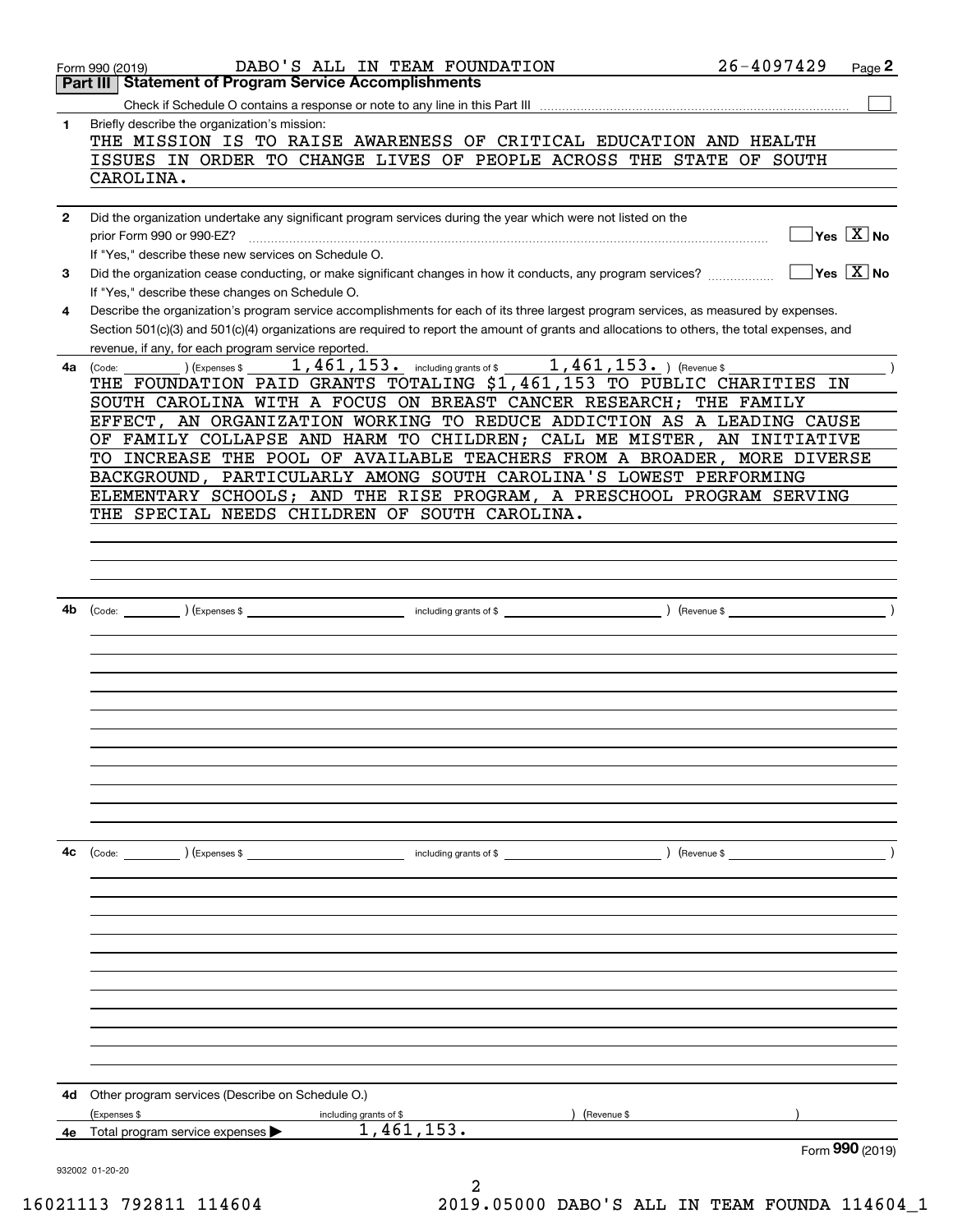Form 990 (2019) DABO'S ALL IN TEAM FOUNDATION 26-4097429 Page 2

## Part III Statement of Program Service Accomplishments

Check if Schedule O contains a response or note to any line in this Part III ☐

**1** Briefly describe the organization's mission:

THE MISSION IS TO RAISE AWARENESS OF CRITICAL EDUCATION AND HEALTH ISSUES IN ORDER TO CHANGE LIVES OF PEOPLE ACROSS THE STATE OF SOUTH CAROLINA.

**2** Did the organization undertake any significant program services during the year which were not listed on the prior Form 990 or 990-EZ? ☐ Yes ☒ No

If "Yes," describe these new services on Schedule O.

**3** Did the organization cease conducting, or make significant changes in how it conducts, any program services? ☐ Yes ☒ No

If "Yes," describe these changes on Schedule O.

**4** Describe the organization's program service accomplishments for each of its three largest program services, as measured by expenses. Section 501(c)(3) and 501(c)(4) organizations are required to report the amount of grants and allocations to others, the total expenses, and revenue, if any, for each program service reported.

**4a** (Code: ) (Expenses $ 1,461,153. including grants of $ 1,461,153. ) (Revenue $ )

THE FOUNDATION PAID GRANTS TOTALING $1,461,153 TO PUBLIC CHARITIES IN SOUTH CAROLINA WITH A FOCUS ON BREAST CANCER RESEARCH; THE FAMILY EFFECT, AN ORGANIZATION WORKING TO REDUCE ADDICTION AS A LEADING CAUSE OF FAMILY COLLAPSE AND HARM TO CHILDREN; CALL ME MISTER, AN INITIATIVE TO INCREASE THE POOL OF AVAILABLE TEACHERS FROM A BROADER, MORE DIVERSE BACKGROUND, PARTICULARLY AMONG SOUTH CAROLINA'S LOWEST PERFORMING ELEMENTARY SCHOOLS; AND THE RISE PROGRAM, A PRESCHOOL PROGRAM SERVING THE SPECIAL NEEDS CHILDREN OF SOUTH CAROLINA.

**4b** (Code: ) (Expenses $ including grants of $ ) (Revenue $ )

**4c** (Code: ) (Expenses $ including grants of $ ) (Revenue $ )

**4d** Other program services (Describe on Schedule O.)

(Expenses $ including grants of $ ) (Revenue $ )

**4e** Total program service expenses ▶ 1,461,153.

Form 990 (2019)

932002 01-20-20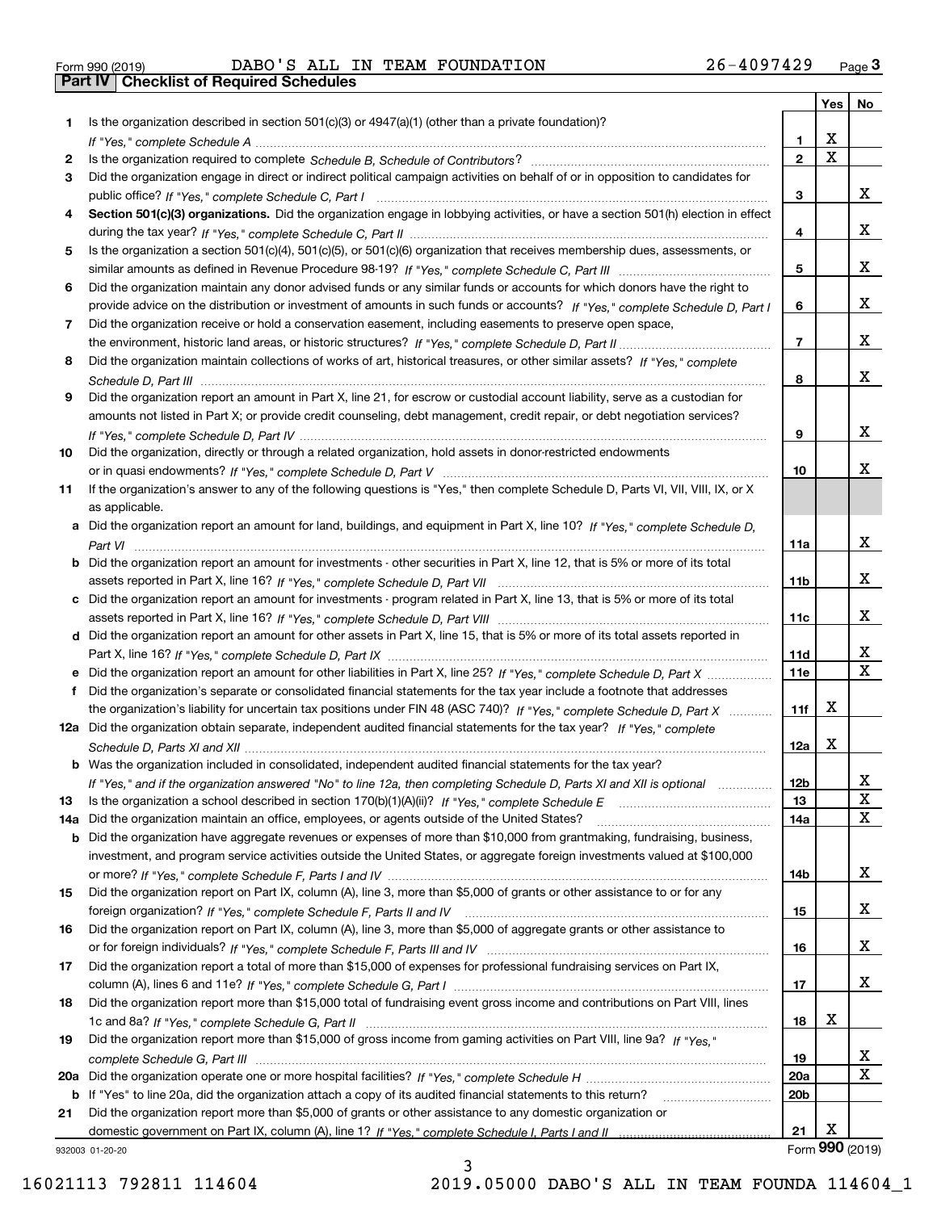Form 990 (2019) DABO'S ALL IN TEAM FOUNDATION 26-4097429 Page 3

**Part IV | Checklist of Required Schedules**

| | | | Yes | No |
|---|---|---|---|---|
| 1 | Is the organization described in section 501(c)(3) or 4947(a)(1) (other than a private foundation)? *If "Yes," complete Schedule A* | 1 | X | |
| 2 | Is the organization required to complete *Schedule B, Schedule of Contributors*? | 2 | X | |
| 3 | Did the organization engage in direct or indirect political campaign activities on behalf of or in opposition to candidates for public office? *If "Yes," complete Schedule C, Part I* | 3 | | X |
| 4 | **Section 501(c)(3) organizations.** Did the organization engage in lobbying activities, or have a section 501(h) election in effect during the tax year? *If "Yes," complete Schedule C, Part II* | 4 | | X |
| 5 | Is the organization a section 501(c)(4), 501(c)(5), or 501(c)(6) organization that receives membership dues, assessments, or similar amounts as defined in Revenue Procedure 98-19? *If "Yes," complete Schedule C, Part III* | 5 | | X |
| 6 | Did the organization maintain any donor advised funds or any similar funds or accounts for which donors have the right to provide advice on the distribution or investment of amounts in such funds or accounts? *If "Yes," complete Schedule D, Part I* | 6 | | X |
| 7 | Did the organization receive or hold a conservation easement, including easements to preserve open space, the environment, historic land areas, or historic structures? *If "Yes," complete Schedule D, Part II* | 7 | | X |
| 8 | Did the organization maintain collections of works of art, historical treasures, or other similar assets? *If "Yes," complete Schedule D, Part III* | 8 | | X |
| 9 | Did the organization report an amount in Part X, line 21, for escrow or custodial account liability, serve as a custodian for amounts not listed in Part X; or provide credit counseling, debt management, credit repair, or debt negotiation services? *If "Yes," complete Schedule D, Part IV* | 9 | | X |
| 10 | Did the organization, directly or through a related organization, hold assets in donor-restricted endowments or in quasi endowments? *If "Yes," complete Schedule D, Part V* | 10 | | X |
| 11 | If the organization's answer to any of the following questions is "Yes," then complete Schedule D, Parts VI, VII, VIII, IX, or X as applicable. | | | |
| a | Did the organization report an amount for land, buildings, and equipment in Part X, line 10? *If "Yes," complete Schedule D, Part VI* | 11a | | X |
| b | Did the organization report an amount for investments - other securities in Part X, line 12, that is 5% or more of its total assets reported in Part X, line 16? *If "Yes," complete Schedule D, Part VII* | 11b | | X |
| c | Did the organization report an amount for investments - program related in Part X, line 13, that is 5% or more of its total assets reported in Part X, line 16? *If "Yes," complete Schedule D, Part VIII* | 11c | | X |
| d | Did the organization report an amount for other assets in Part X, line 15, that is 5% or more of its total assets reported in Part X, line 16? *If "Yes," complete Schedule D, Part IX* | 11d | | X |
| e | Did the organization report an amount for other liabilities in Part X, line 25? *If "Yes," complete Schedule D, Part X* | 11e | | X |
| f | Did the organization's separate or consolidated financial statements for the tax year include a footnote that addresses the organization's liability for uncertain tax positions under FIN 48 (ASC 740)? *If "Yes," complete Schedule D, Part X* | 11f | X | |
| 12a | Did the organization obtain separate, independent audited financial statements for the tax year? *If "Yes," complete Schedule D, Parts XI and XII* | 12a | X | |
| b | Was the organization included in consolidated, independent audited financial statements for the tax year? *If "Yes," and if the organization answered "No" to line 12a, then completing Schedule D, Parts XI and XII is optional* | 12b | | X |
| 13 | Is the organization a school described in section 170(b)(1)(A)(ii)? *If "Yes," complete Schedule E* | 13 | | X |
| 14a | Did the organization maintain an office, employees, or agents outside of the United States? | 14a | | X |
| b | Did the organization have aggregate revenues or expenses of more than $10,000 from grantmaking, fundraising, business, investment, and program service activities outside the United States, or aggregate foreign investments valued at $100,000 or more? *If "Yes," complete Schedule F, Parts I and IV* | 14b | | X |
| 15 | Did the organization report on Part IX, column (A), line 3, more than $5,000 of grants or other assistance to or for any foreign organization? *If "Yes," complete Schedule F, Parts II and IV* | 15 | | X |
| 16 | Did the organization report on Part IX, column (A), line 3, more than $5,000 of aggregate grants or other assistance to or for foreign individuals? *If "Yes," complete Schedule F, Parts III and IV* | 16 | | X |
| 17 | Did the organization report a total of more than $15,000 of expenses for professional fundraising services on Part IX, column (A), lines 6 and 11e? *If "Yes," complete Schedule G, Part I* | 17 | | X |
| 18 | Did the organization report more than $15,000 total of fundraising event gross income and contributions on Part VIII, lines 1c and 8a? *If "Yes," complete Schedule G, Part II* | 18 | X | |
| 19 | Did the organization report more than $15,000 of gross income from gaming activities on Part VIII, line 9a? *If "Yes," complete Schedule G, Part III* | 19 | | X |
| 20a | Did the organization operate one or more hospital facilities? *If "Yes," complete Schedule H* | 20a | | X |
| b | If "Yes" to line 20a, did the organization attach a copy of its audited financial statements to this return? | 20b | | |
| 21 | Did the organization report more than $5,000 of grants or other assistance to any domestic organization or domestic government on Part IX, column (A), line 1? *If "Yes," complete Schedule I, Parts I and II* | 21 | X | |

932003 01-20-20 Form **990** (2019)

16021113 792811 114604 2019.05000 DABO'S ALL IN TEAM FOUNDA 114604_1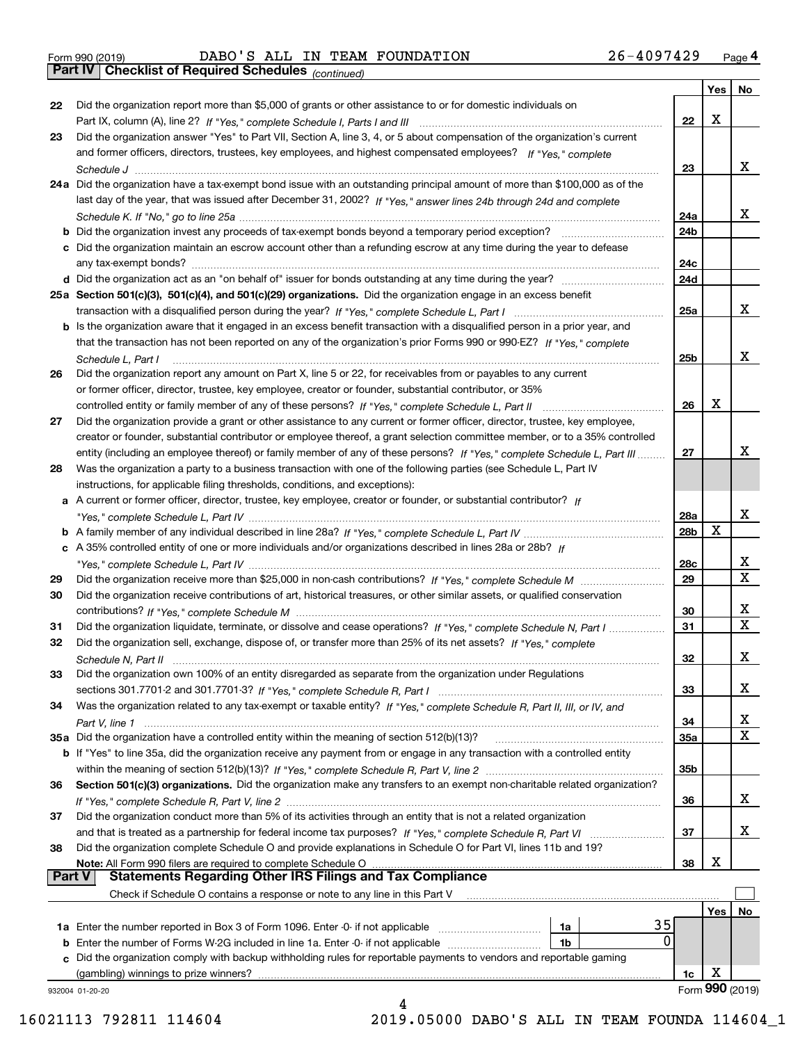Form 990 (2019) DABO'S ALL IN TEAM FOUNDATION 26-4097429 Page **4**

**Part IV Checklist of Required Schedules** *(continued)*

| | | | Yes | No |
|---|---|---|---|---|
| 22 | Did the organization report more than $5,000 of grants or other assistance to or for domestic individuals on Part IX, column (A), line 2? *If "Yes," complete Schedule I, Parts I and III* | 22 | X | |
| 23 | Did the organization answer "Yes" to Part VII, Section A, line 3, 4, or 5 about compensation of the organization's current and former officers, directors, trustees, key employees, and highest compensated employees? *If "Yes," complete Schedule J* | 23 | | X |
| 24a | Did the organization have a tax-exempt bond issue with an outstanding principal amount of more than $100,000 as of the last day of the year, that was issued after December 31, 2002? *If "Yes," answer lines 24b through 24d and complete Schedule K. If "No," go to line 25a* | 24a | | X |
| b | Did the organization invest any proceeds of tax-exempt bonds beyond a temporary period exception? | 24b | | |
| c | Did the organization maintain an escrow account other than a refunding escrow at any time during the year to defease any tax-exempt bonds? | 24c | | |
| d | Did the organization act as an "on behalf of" issuer for bonds outstanding at any time during the year? | 24d | | |
| 25a | **Section 501(c)(3), 501(c)(4), and 501(c)(29) organizations.** Did the organization engage in an excess benefit transaction with a disqualified person during the year? *If "Yes," complete Schedule L, Part I* | 25a | | X |
| b | Is the organization aware that it engaged in an excess benefit transaction with a disqualified person in a prior year, and that the transaction has not been reported on any of the organization's prior Forms 990 or 990-EZ? *If "Yes," complete Schedule L, Part I* | 25b | | X |
| 26 | Did the organization report any amount on Part X, line 5 or 22, for receivables from or payables to any current or former officer, director, trustee, key employee, creator or founder, substantial contributor, or 35% controlled entity or family member of any of these persons? *If "Yes," complete Schedule L, Part II* | 26 | X | |
| 27 | Did the organization provide a grant or other assistance to any current or former officer, director, trustee, key employee, creator or founder, substantial contributor or employee thereof, a grant selection committee member, or to a 35% controlled entity (including an employee thereof) or family member of any of these persons? *If "Yes," complete Schedule L, Part III* | 27 | | X |
| 28 | Was the organization a party to a business transaction with one of the following parties (see Schedule L, Part IV instructions, for applicable filing thresholds, conditions, and exceptions): | | | |
| a | A current or former officer, director, trustee, key employee, creator or founder, or substantial contributor? *If "Yes," complete Schedule L, Part IV* | 28a | | X |
| b | A family member of any individual described in line 28a? *If "Yes," complete Schedule L, Part IV* | 28b | X | |
| c | A 35% controlled entity of one or more individuals and/or organizations described in lines 28a or 28b? *If "Yes," complete Schedule L, Part IV* | 28c | | X |
| 29 | Did the organization receive more than $25,000 in non-cash contributions? *If "Yes," complete Schedule M* | 29 | | X |
| 30 | Did the organization receive contributions of art, historical treasures, or other similar assets, or qualified conservation contributions? *If "Yes," complete Schedule M* | 30 | | X |
| 31 | Did the organization liquidate, terminate, or dissolve and cease operations? *If "Yes," complete Schedule N, Part I* | 31 | | X |
| 32 | Did the organization sell, exchange, dispose of, or transfer more than 25% of its net assets? *If "Yes," complete Schedule N, Part II* | 32 | | X |
| 33 | Did the organization own 100% of an entity disregarded as separate from the organization under Regulations sections 301.7701-2 and 301.7701-3? *If "Yes," complete Schedule R, Part I* | 33 | | X |
| 34 | Was the organization related to any tax-exempt or taxable entity? *If "Yes," complete Schedule R, Part II, III, or IV, and Part V, line 1* | 34 | | X |
| 35a | Did the organization have a controlled entity within the meaning of section 512(b)(13)? | 35a | | X |
| b | If "Yes" to line 35a, did the organization receive any payment from or engage in any transaction with a controlled entity within the meaning of section 512(b)(13)? *If "Yes," complete Schedule R, Part V, line 2* | 35b | | |
| 36 | **Section 501(c)(3) organizations.** Did the organization make any transfers to an exempt non-charitable related organization? *If "Yes," complete Schedule R, Part V, line 2* | 36 | | X |
| 37 | Did the organization conduct more than 5% of its activities through an entity that is not a related organization and that is treated as a partnership for federal income tax purposes? *If "Yes," complete Schedule R, Part VI* | 37 | | X |
| 38 | Did the organization complete Schedule O and provide explanations in Schedule O for Part VI, lines 11b and 19? **Note:** All Form 990 filers are required to complete Schedule O | 38 | X | |

**Part V Statements Regarding Other IRS Filings and Tax Compliance**

Check if Schedule O contains a response or note to any line in this Part V ☐

| | | | | | Yes | No |
|---|---|---|---|---|---|---|
| 1a | Enter the number reported in Box 3 of Form 1096. Enter -0- if not applicable | 1a | 35 | | | |
| b | Enter the number of Forms W-2G included in line 1a. Enter -0- if not applicable | 1b | 0 | | | |
| c | Did the organization comply with backup withholding rules for reportable payments to vendors and reportable gaming (gambling) winnings to prize winners? | | | 1c | X | |

932004 01-20-20 Form **990** (2019)

16021113 792811 114604 2019.05000 DABO'S ALL IN TEAM FOUNDA 114604_1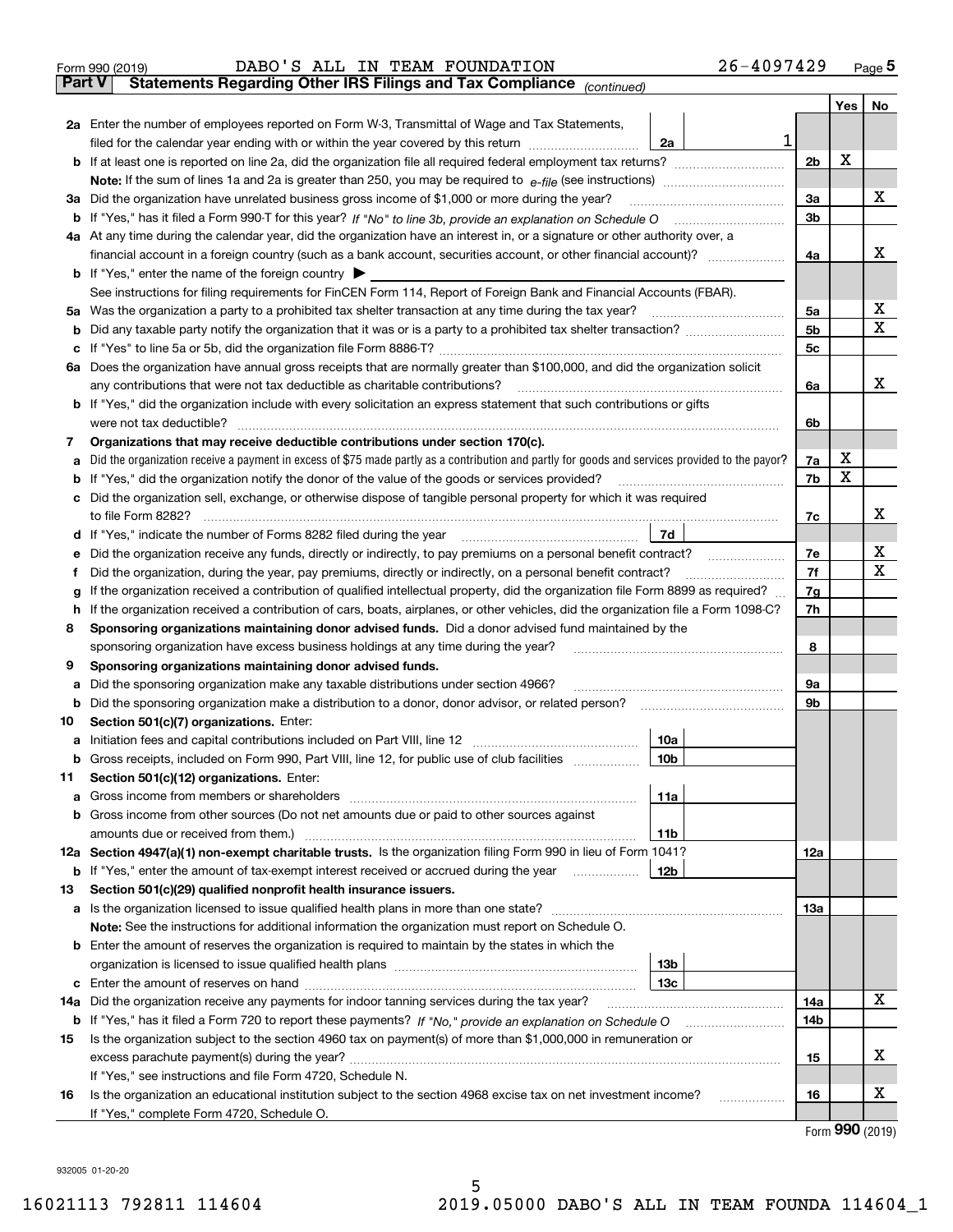Form 990 (2019) DABO'S ALL IN TEAM FOUNDATION 26-4097429 Page 5

## Part V Statements Regarding Other IRS Filings and Tax Compliance *(continued)*

| | | | | Yes | No |
|---|---|---|---|---|---|
| **2a** | Enter the number of employees reported on Form W-3, Transmittal of Wage and Tax Statements, filed for the calendar year ending with or within the year covered by this return | 2a | 1 | | |
| **b** | If at least one is reported on line 2a, did the organization file all required federal employment tax returns? | | 2b | X | |
| | **Note:** If the sum of lines 1a and 2a is greater than 250, you may be required to *e-file* (see instructions) | | | | |
| **3a** | Did the organization have unrelated business gross income of $1,000 or more during the year? | | 3a | | X |
| **b** | If "Yes," has it filed a Form 990-T for this year? *If "No" to line 3b, provide an explanation on Schedule O* | | 3b | | |
| **4a** | At any time during the calendar year, did the organization have an interest in, or a signature or other authority over, a financial account in a foreign country (such as a bank account, securities account, or other financial account)? | | 4a | | X |
| **b** | If "Yes," enter the name of the foreign country ▶ | | | | |
| | See instructions for filing requirements for FinCEN Form 114, Report of Foreign Bank and Financial Accounts (FBAR). | | | | |
| **5a** | Was the organization a party to a prohibited tax shelter transaction at any time during the tax year? | | 5a | | X |
| **b** | Did any taxable party notify the organization that it was or is a party to a prohibited tax shelter transaction? | | 5b | | X |
| **c** | If "Yes" to line 5a or 5b, did the organization file Form 8886-T? | | 5c | | |
| **6a** | Does the organization have annual gross receipts that are normally greater than $100,000, and did the organization solicit any contributions that were not tax deductible as charitable contributions? | | 6a | | X |
| **b** | If "Yes," did the organization include with every solicitation an express statement that such contributions or gifts were not tax deductible? | | 6b | | |
| **7** | **Organizations that may receive deductible contributions under section 170(c).** | | | | |
| **a** | Did the organization receive a payment in excess of $75 made partly as a contribution and partly for goods and services provided to the payor? | | 7a | X | |
| **b** | If "Yes," did the organization notify the donor of the value of the goods or services provided? | | 7b | X | |
| **c** | Did the organization sell, exchange, or otherwise dispose of tangible personal property for which it was required to file Form 8282? | | 7c | | X |
| **d** | If "Yes," indicate the number of Forms 8282 filed during the year | 7d | | | |
| **e** | Did the organization receive any funds, directly or indirectly, to pay premiums on a personal benefit contract? | | 7e | | X |
| **f** | Did the organization, during the year, pay premiums, directly or indirectly, on a personal benefit contract? | | 7f | | X |
| **g** | If the organization received a contribution of qualified intellectual property, did the organization file Form 8899 as required? | | 7g | | |
| **h** | If the organization received a contribution of cars, boats, airplanes, or other vehicles, did the organization file a Form 1098-C? | | 7h | | |
| **8** | **Sponsoring organizations maintaining donor advised funds.** Did a donor advised fund maintained by the sponsoring organization have excess business holdings at any time during the year? | | 8 | | |
| **9** | **Sponsoring organizations maintaining donor advised funds.** | | | | |
| **a** | Did the sponsoring organization make any taxable distributions under section 4966? | | 9a | | |
| **b** | Did the sponsoring organization make a distribution to a donor, donor advisor, or related person? | | 9b | | |
| **10** | **Section 501(c)(7) organizations.** Enter: | | | | |
| **a** | Initiation fees and capital contributions included on Part VIII, line 12 | 10a | | | |
| **b** | Gross receipts, included on Form 990, Part VIII, line 12, for public use of club facilities | 10b | | | |
| **11** | **Section 501(c)(12) organizations.** Enter: | | | | |
| **a** | Gross income from members or shareholders | 11a | | | |
| **b** | Gross income from other sources (Do not net amounts due or paid to other sources against amounts due or received from them.) | 11b | | | |
| **12a** | **Section 4947(a)(1) non-exempt charitable trusts.** Is the organization filing Form 990 in lieu of Form 1041? | | 12a | | |
| **b** | If "Yes," enter the amount of tax-exempt interest received or accrued during the year | 12b | | | |
| **13** | **Section 501(c)(29) qualified nonprofit health insurance issuers.** | | | | |
| **a** | Is the organization licensed to issue qualified health plans in more than one state? | | 13a | | |
| | **Note:** See the instructions for additional information the organization must report on Schedule O. | | | | |
| **b** | Enter the amount of reserves the organization is required to maintain by the states in which the organization is licensed to issue qualified health plans | 13b | | | |
| **c** | Enter the amount of reserves on hand | 13c | | | |
| **14a** | Did the organization receive any payments for indoor tanning services during the tax year? | | 14a | | X |
| **b** | If "Yes," has it filed a Form 720 to report these payments? *If "No," provide an explanation on Schedule O* | | 14b | | |
| **15** | Is the organization subject to the section 4960 tax on payment(s) of more than $1,000,000 in remuneration or excess parachute payment(s) during the year? | | 15 | | X |
| | If "Yes," see instructions and file Form 4720, Schedule N. | | | | |
| **16** | Is the organization an educational institution subject to the section 4968 excise tax on net investment income? | | 16 | | X |
| | If "Yes," complete Form 4720, Schedule O. | | | | |

Form **990** (2019)

932005 01-20-20

16021113 792811 114604 2019.05000 DABO'S ALL IN TEAM FOUNDA 114604_1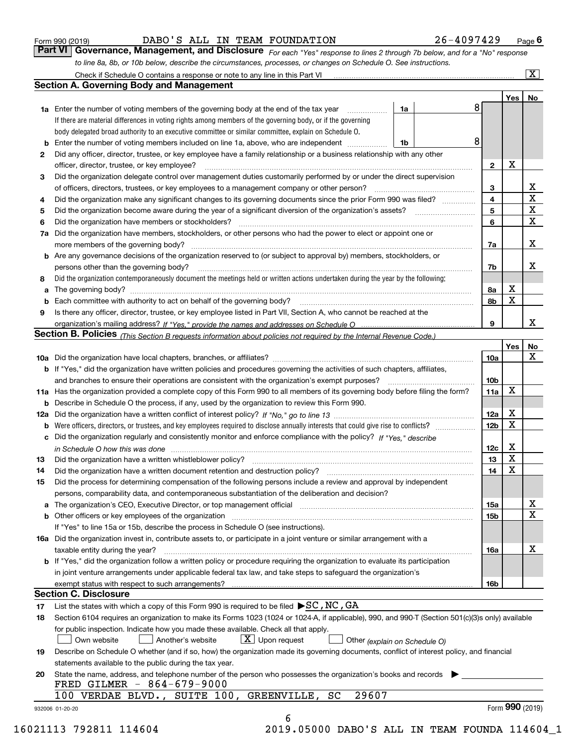Form 990 (2019) DABO'S ALL IN TEAM FOUNDATION 26-4097429 Page 6

**Part VI** **Governance, Management, and Disclosure** *For each "Yes" response to lines 2 through 7b below, and for a "No" response to line 8a, 8b, or 10b below, describe the circumstances, processes, or changes on Schedule O. See instructions.*

Check if Schedule O contains a response or note to any line in this Part VI .......... [X]

## Section A. Governing Body and Management

| | | | | Yes | No |
|---|---|---|---|---|---|
| **1a** | Enter the number of voting members of the governing body at the end of the tax year. If there are material differences in voting rights among members of the governing body, or if the governing body delegated broad authority to an executive committee or similar committee, explain on Schedule O. | 1a 8 | | | |
| **b** | Enter the number of voting members included on line 1a, above, who are independent | 1b 8 | | | |
| **2** | Did any officer, director, trustee, or key employee have a family relationship or a business relationship with any other officer, director, trustee, or key employee? | | 2 | X | |
| **3** | Did the organization delegate control over management duties customarily performed by or under the direct supervision of officers, directors, trustees, or key employees to a management company or other person? | | 3 | | X |
| **4** | Did the organization make any significant changes to its governing documents since the prior Form 990 was filed? | | 4 | | X |
| **5** | Did the organization become aware during the year of a significant diversion of the organization's assets? | | 5 | | X |
| **6** | Did the organization have members or stockholders? | | 6 | | X |
| **7a** | Did the organization have members, stockholders, or other persons who had the power to elect or appoint one or more members of the governing body? | | 7a | | X |
| **b** | Are any governance decisions of the organization reserved to (or subject to approval by) members, stockholders, or persons other than the governing body? | | 7b | | X |
| **8** | Did the organization contemporaneously document the meetings held or written actions undertaken during the year by the following: | | | | |
| **a** | The governing body? | | 8a | X | |
| **b** | Each committee with authority to act on behalf of the governing body? | | 8b | X | |
| **9** | Is there any officer, director, trustee, or key employee listed in Part VII, Section A, who cannot be reached at the organization's mailing address? *If "Yes," provide the names and addresses on Schedule O* | | 9 | | X |

## Section B. Policies *(This Section B requests information about policies not required by the Internal Revenue Code.)*

| | | | Yes | No |
|---|---|---|---|---|
| **10a** | Did the organization have local chapters, branches, or affiliates? | 10a | | X |
| **b** | If "Yes," did the organization have written policies and procedures governing the activities of such chapters, affiliates, and branches to ensure their operations are consistent with the organization's exempt purposes? | 10b | | |
| **11a** | Has the organization provided a complete copy of this Form 990 to all members of its governing body before filing the form? | 11a | X | |
| **b** | Describe in Schedule O the process, if any, used by the organization to review this Form 990. | | | |
| **12a** | Did the organization have a written conflict of interest policy? *If "No," go to line 13* | 12a | X | |
| **b** | Were officers, directors, or trustees, and key employees required to disclose annually interests that could give rise to conflicts? | 12b | X | |
| **c** | Did the organization regularly and consistently monitor and enforce compliance with the policy? *If "Yes," describe in Schedule O how this was done* | 12c | X | |
| **13** | Did the organization have a written whistleblower policy? | 13 | X | |
| **14** | Did the organization have a written document retention and destruction policy? | 14 | X | |
| **15** | Did the process for determining compensation of the following persons include a review and approval by independent persons, comparability data, and contemporaneous substantiation of the deliberation and decision? | | | |
| **a** | The organization's CEO, Executive Director, or top management official | 15a | | X |
| **b** | Other officers or key employees of the organization | 15b | | X |
| | If "Yes" to line 15a or 15b, describe the process in Schedule O (see instructions). | | | |
| **16a** | Did the organization invest in, contribute assets to, or participate in a joint venture or similar arrangement with a taxable entity during the year? | 16a | | X |
| **b** | If "Yes," did the organization follow a written policy or procedure requiring the organization to evaluate its participation in joint venture arrangements under applicable federal tax law, and take steps to safeguard the organization's exempt status with respect to such arrangements? | 16b | | |

## Section C. Disclosure

**17** List the states with which a copy of this Form 990 is required to be filed ▶ SC, NC, GA

**18** Section 6104 requires an organization to make its Forms 1023 (1024 or 1024-A, if applicable), 990, and 990-T (Section 501(c)(3)s only) available for public inspection. Indicate how you made these available. Check all that apply.

[ ] Own website [ ] Another's website [X] Upon request [ ] Other *(explain on Schedule O)*

**19** Describe on Schedule O whether (and if so, how) the organization made its governing documents, conflict of interest policy, and financial statements available to the public during the tax year.

**20** State the name, address, and telephone number of the person who possesses the organization's books and records ▶

FRED GILMER - 864-679-9000
100 VERDAE BLVD., SUITE 100, GREENVILLE, SC 29607

932006 01-20-20 Form **990** (2019)

16021113 792811 114604 2019.05000 DABO'S ALL IN TEAM FOUNDA 114604_1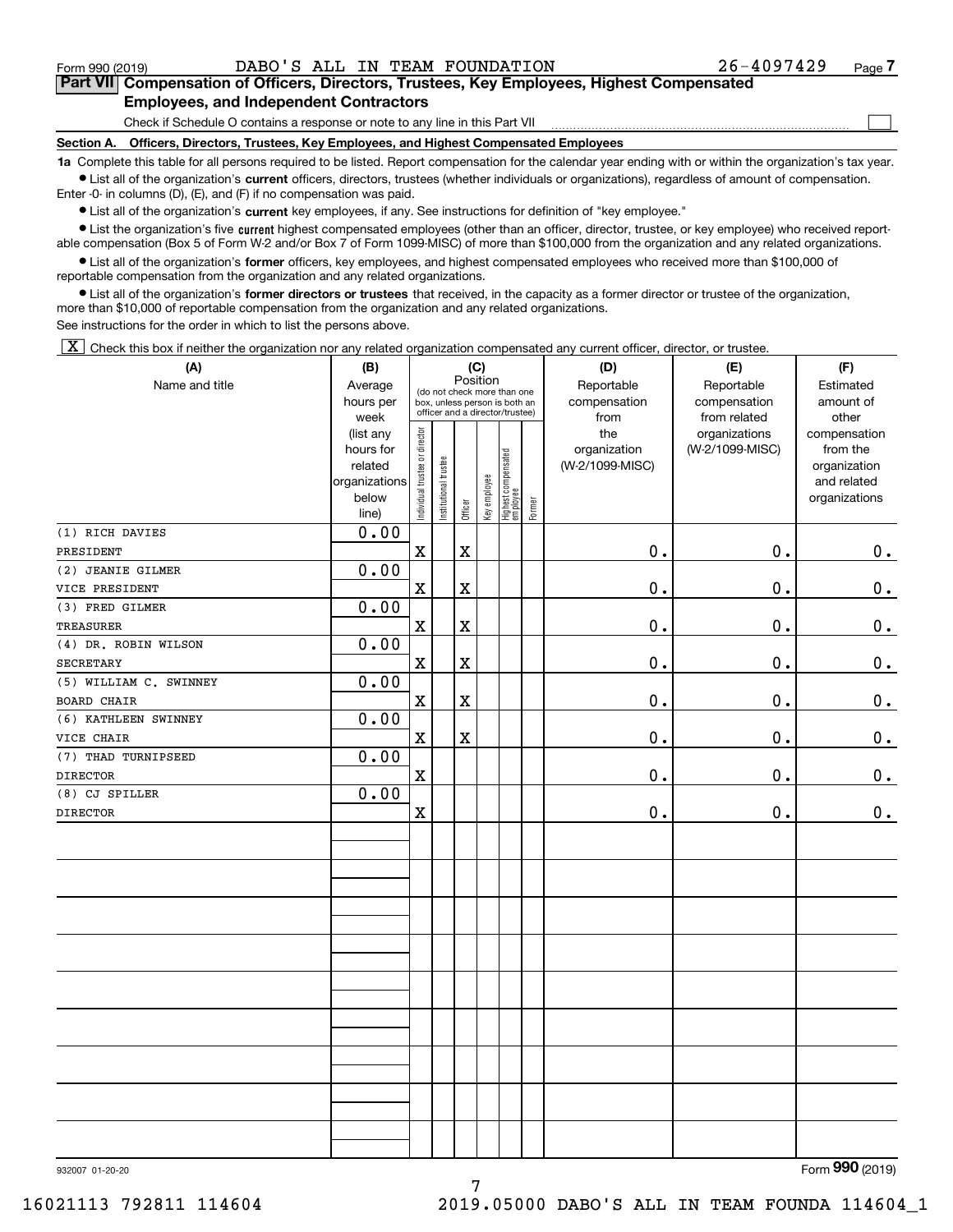Form 990 (2019) DABO'S ALL IN TEAM FOUNDATION 26-4097429 Page 7

**Part VII Compensation of Officers, Directors, Trustees, Key Employees, Highest Compensated Employees, and Independent Contractors**

Check if Schedule O contains a response or note to any line in this Part VII

**Section A. Officers, Directors, Trustees, Key Employees, and Highest Compensated Employees**

**1a** Complete this table for all persons required to be listed. Report compensation for the calendar year ending with or within the organization's tax year.

- List all of the organization's **current** officers, directors, trustees (whether individuals or organizations), regardless of amount of compensation. Enter -0- in columns (D), (E), and (F) if no compensation was paid.
- List all of the organization's **current** key employees, if any. See instructions for definition of "key employee."
- List the organization's five **current** highest compensated employees (other than an officer, director, trustee, or key employee) who received reportable compensation (Box 5 of Form W-2 and/or Box 7 of Form 1099-MISC) of more than $100,000 from the organization and any related organizations.
- List all of the organization's **former** officers, key employees, and highest compensated employees who received more than $100,000 of reportable compensation from the organization and any related organizations.
- List all of the organization's **former directors or trustees** that received, in the capacity as a former director or trustee of the organization, more than $10,000 of reportable compensation from the organization and any related organizations.

See instructions for the order in which to list the persons above.

[X] Check this box if neither the organization nor any related organization compensated any current officer, director, or trustee.

| (A) Name and title | (B) Average hours per week (list any hours for related organizations below line) | (C) Position (do not check more than one box, unless person is both an officer and a director/trustee) | | | | | | (D) Reportable compensation from the organization (W-2/1099-MISC) | (E) Reportable compensation from related organizations (W-2/1099-MISC) | (F) Estimated amount of other compensation from the organization and related organizations |
|---|---|---|---|---|---|---|---|---|---|---|
| | | Individual trustee or director | Institutional trustee | Officer | Key employee | Highest compensated employee | Former | | | |
| (1) RICH DAVIES<br>PRESIDENT | 0.00 | X | | X | | | | 0. | 0. | 0. |
| (2) JEANIE GILMER<br>VICE PRESIDENT | 0.00 | X | | X | | | | 0. | 0. | 0. |
| (3) FRED GILMER<br>TREASURER | 0.00 | X | | X | | | | 0. | 0. | 0. |
| (4) DR. ROBIN WILSON<br>SECRETARY | 0.00 | X | | X | | | | 0. | 0. | 0. |
| (5) WILLIAM C. SWINNEY<br>BOARD CHAIR | 0.00 | X | | X | | | | 0. | 0. | 0. |
| (6) KATHLEEN SWINNEY<br>VICE CHAIR | 0.00 | X | | X | | | | 0. | 0. | 0. |
| (7) THAD TURNIPSEED<br>DIRECTOR | 0.00 | X | | | | | | 0. | 0. | 0. |
| (8) CJ SPILLER<br>DIRECTOR | 0.00 | X | | | | | | 0. | 0. | 0. |

932007 01-20-20 Form **990** (2019)

16021113 792811 114604 2019.05000 DABO'S ALL IN TEAM FOUNDA 114604_1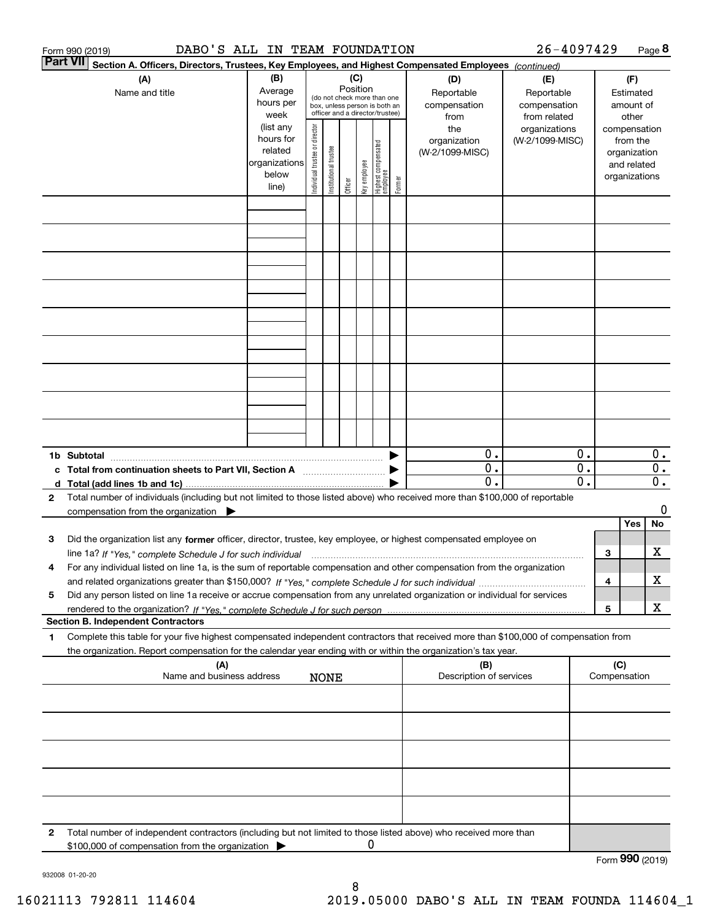Form 990 (2019) DABO'S ALL IN TEAM FOUNDATION 26-4097429 Page 8

**Part VII** **Section A. Officers, Directors, Trustees, Key Employees, and Highest Compensated Employees** *(continued)*

| (A) Name and title | (B) Average hours per week (list any hours for related organizations below line) | (C) Position (do not check more than one box, unless person is both an officer and a director/trustee): Individual trustee or director | Institutional trustee | Officer | Key employee | Highest compensated employee | Former | (D) Reportable compensation from the organization (W-2/1099-MISC) | (E) Reportable compensation from related organizations (W-2/1099-MISC) | (F) Estimated amount of other compensation from the organization and related organizations |
|---|---|---|---|---|---|---|---|---|---|---|
| | | | | | | | | | | |
| | | | | | | | | | | |
| | | | | | | | | | | |
| | | | | | | | | | | |
| | | | | | | | | | | |
| | | | | | | | | | | |
| | | | | | | | | | | |
| | | | | | | | | | | |
| | | | | | | | | | | |
| **1b Subtotal** | | | | | | | ▶ | 0. | 0. | 0. |
| **c Total from continuation sheets to Part VII, Section A** | | | | | | | ▶ | 0. | 0. | 0. |
| **d Total (add lines 1b and 1c)** | | | | | | | ▶ | 0. | 0. | 0. |

**2** Total number of individuals (including but not limited to those listed above) who received more than $100,000 of reportable compensation from the organization ▶ 0

| | | Yes | No |
|---|---|---|---|
| **3** Did the organization list any **former** officer, director, trustee, key employee, or highest compensated employee on line 1a? *If "Yes," complete Schedule J for such individual* | 3 | | X |
| **4** For any individual listed on line 1a, is the sum of reportable compensation and other compensation from the organization and related organizations greater than $150,000? *If "Yes," complete Schedule J for such individual* | 4 | | X |
| **5** Did any person listed on line 1a receive or accrue compensation from any unrelated organization or individual for services rendered to the organization? *If "Yes," complete Schedule J for such person* | 5 | | X |

**Section B. Independent Contractors**

**1** Complete this table for your five highest compensated independent contractors that received more than $100,000 of compensation from the organization. Report compensation for the calendar year ending with or within the organization's tax year.

| (A) Name and business address NONE | (B) Description of services | (C) Compensation |
|---|---|---|
| | | |
| | | |
| | | |
| | | |
| | | |

**2** Total number of independent contractors (including but not limited to those listed above) who received more than $100,000 of compensation from the organization ▶ 0

Form **990** (2019)

932008 01-20-20

16021113 792811 114604 2019.05000 DABO'S ALL IN TEAM FOUNDA 114604_1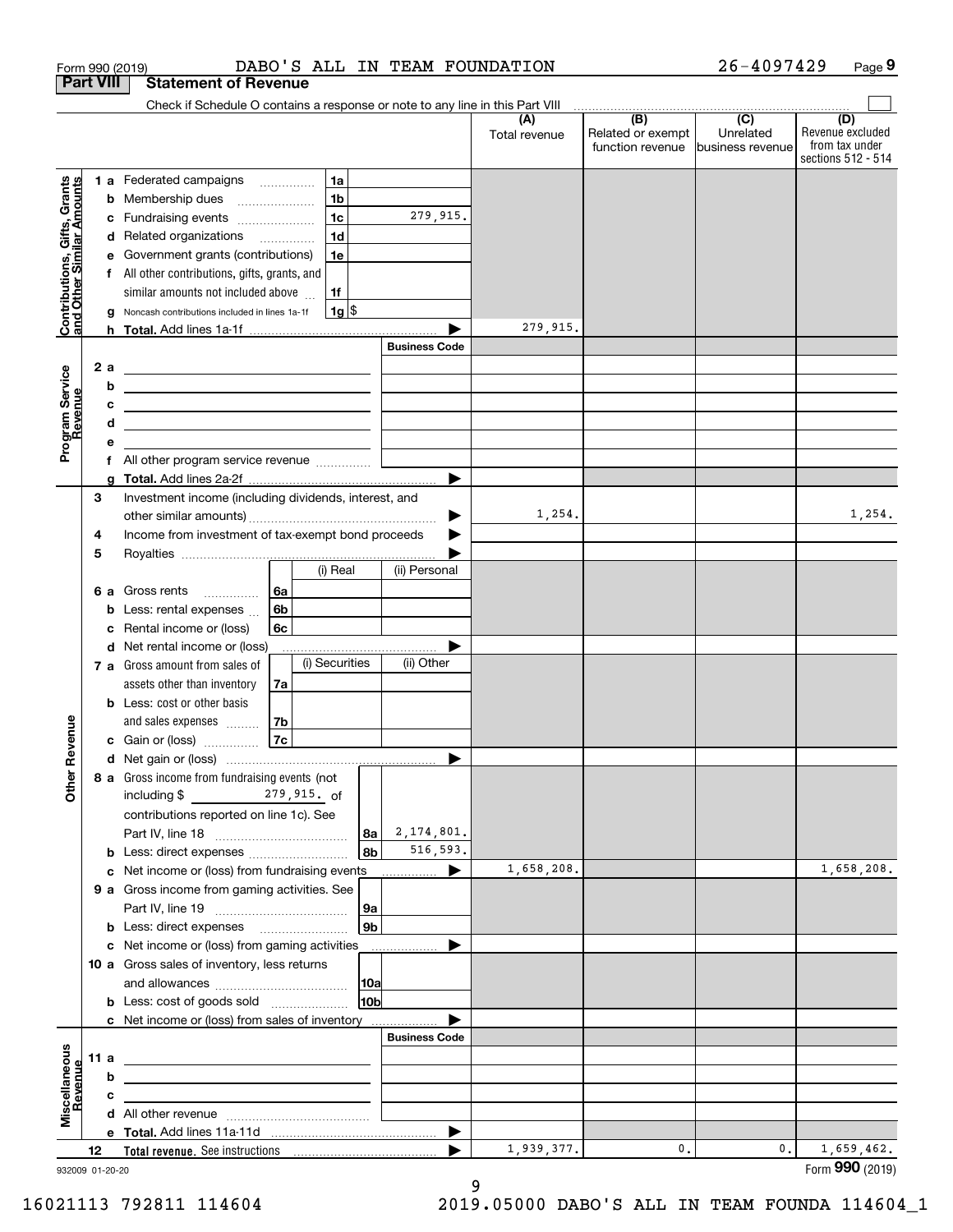Form 990 (2019) DABO'S ALL IN TEAM FOUNDATION 26-4097429 Page 9

**Part VIII Statement of Revenue**

Check if Schedule O contains a response or note to any line in this Part VIII

| | | | (A) Total revenue | (B) Related or exempt function revenue | (C) Unrelated business revenue | (D) Revenue excluded from tax under sections 512 - 514 |
|---|---|---|---|---|---|---|
| **Contributions, Gifts, Grants and Other Similar Amounts** | 1 a Federated campaigns | 1a | | | | |
| | b Membership dues | 1b | | | | |
| | c Fundraising events | 1c 279,915. | | | | |
| | d Related organizations | 1d | | | | |
| | e Government grants (contributions) | 1e | | | | |
| | f All other contributions, gifts, grants, and similar amounts not included above | 1f | | | | |
| | g Noncash contributions included in lines 1a-1f | 1g $ | | | | |
| | h **Total.** Add lines 1a-1f | | 279,915. | | | |
| **Program Service Revenue** | | Business Code | | | | |
| | 2 a | | | | | |
| | b | | | | | |
| | c | | | | | |
| | d | | | | | |
| | e | | | | | |
| | f All other program service revenue | | | | | |
| | g **Total.** Add lines 2a-2f | | | | | |
| **Other Revenue** | 3 Investment income (including dividends, interest, and other similar amounts) | | 1,254. | | | 1,254. |
| | 4 Income from investment of tax-exempt bond proceeds | | | | | |
| | 5 Royalties | | | | | |
| | | (i) Real / (ii) Personal | | | | |
| | 6 a Gross rents | 6a | | | | |
| | b Less: rental expenses | 6b | | | | |
| | c Rental income or (loss) | 6c | | | | |
| | d Net rental income or (loss) | | | | | |
| | | (i) Securities / (ii) Other | | | | |
| | 7 a Gross amount from sales of assets other than inventory | 7a | | | | |
| | b Less: cost or other basis and sales expenses | 7b | | | | |
| | c Gain or (loss) | 7c | | | | |
| | d Net gain or (loss) | | | | | |
| | 8 a Gross income from fundraising events (not including $ 279,915. of contributions reported on line 1c). See Part IV, line 18 | 8a 2,174,801. | | | | |
| | b Less: direct expenses | 8b 516,593. | | | | |
| | c Net income or (loss) from fundraising events | | 1,658,208. | | | 1,658,208. |
| | 9 a Gross income from gaming activities. See Part IV, line 19 | 9a | | | | |
| | b Less: direct expenses | 9b | | | | |
| | c Net income or (loss) from gaming activities | | | | | |
| | 10 a Gross sales of inventory, less returns and allowances | 10a | | | | |
| | b Less: cost of goods sold | 10b | | | | |
| | c Net income or (loss) from sales of inventory | | | | | |
| **Miscellaneous Revenue** | | Business Code | | | | |
| | 11 a | | | | | |
| | b | | | | | |
| | c | | | | | |
| | d All other revenue | | | | | |
| | e **Total.** Add lines 11a-11d | | | | | |
| | 12 **Total revenue.** See instructions | | 1,939,377. | 0. | 0. | 1,659,462. |

932009 01-20-20 Form **990** (2019)

16021113 792811 114604 2019.05000 DABO'S ALL IN TEAM FOUNDA 114604_1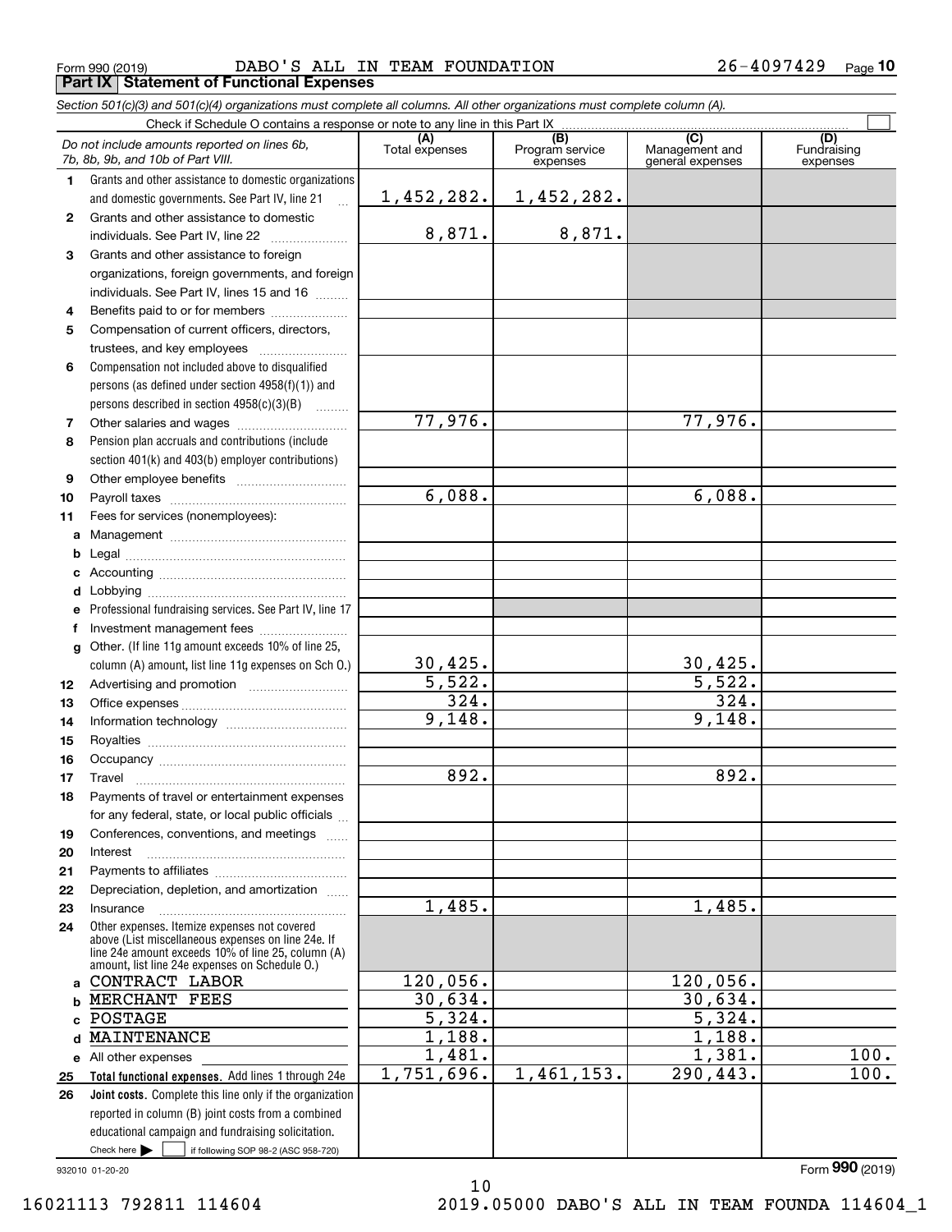Form 990 (2019) DABO'S ALL IN TEAM FOUNDATION 26-4097429 Page **10**

**Part IX Statement of Functional Expenses**

*Section 501(c)(3) and 501(c)(4) organizations must complete all columns. All other organizations must complete column (A).*

Check if Schedule O contains a response or note to any line in this Part IX

| *Do not include amounts reported on lines 6b, 7b, 8b, 9b, and 10b of Part VIII.* | (A) Total expenses | (B) Program service expenses | (C) Management and general expenses | (D) Fundraising expenses |
|---|---|---|---|---|
| **1** Grants and other assistance to domestic organizations and domestic governments. See Part IV, line 21 | 1,452,282. | 1,452,282. | | |
| **2** Grants and other assistance to domestic individuals. See Part IV, line 22 | 8,871. | 8,871. | | |
| **3** Grants and other assistance to foreign organizations, foreign governments, and foreign individuals. See Part IV, lines 15 and 16 | | | | |
| **4** Benefits paid to or for members | | | | |
| **5** Compensation of current officers, directors, trustees, and key employees | | | | |
| **6** Compensation not included above to disqualified persons (as defined under section 4958(f)(1)) and persons described in section 4958(c)(3)(B) | | | | |
| **7** Other salaries and wages | 77,976. | | 77,976. | |
| **8** Pension plan accruals and contributions (include section 401(k) and 403(b) employer contributions) | | | | |
| **9** Other employee benefits | | | | |
| **10** Payroll taxes | 6,088. | | 6,088. | |
| **11** Fees for services (nonemployees): | | | | |
| **a** Management | | | | |
| **b** Legal | | | | |
| **c** Accounting | | | | |
| **d** Lobbying | | | | |
| **e** Professional fundraising services. See Part IV, line 17 | | | | |
| **f** Investment management fees | | | | |
| **g** Other. (If line 11g amount exceeds 10% of line 25, column (A) amount, list line 11g expenses on Sch O.) | 30,425. | | 30,425. | |
| **12** Advertising and promotion | 5,522. | | 5,522. | |
| **13** Office expenses | 324. | | 324. | |
| **14** Information technology | 9,148. | | 9,148. | |
| **15** Royalties | | | | |
| **16** Occupancy | | | | |
| **17** Travel | 892. | | 892. | |
| **18** Payments of travel or entertainment expenses for any federal, state, or local public officials | | | | |
| **19** Conferences, conventions, and meetings | | | | |
| **20** Interest | | | | |
| **21** Payments to affiliates | | | | |
| **22** Depreciation, depletion, and amortization | | | | |
| **23** Insurance | 1,485. | | 1,485. | |
| **24** Other expenses. Itemize expenses not covered above (List miscellaneous expenses on line 24e. If line 24e amount exceeds 10% of line 25, column (A) amount, list line 24e expenses on Schedule O.) | | | | |
| **a** CONTRACT LABOR | 120,056. | | 120,056. | |
| **b** MERCHANT FEES | 30,634. | | 30,634. | |
| **c** POSTAGE | 5,324. | | 5,324. | |
| **d** MAINTENANCE | 1,188. | | 1,188. | |
| **e** All other expenses | 1,481. | | 1,381. | 100. |
| **25** **Total functional expenses.** Add lines 1 through 24e | 1,751,696. | 1,461,153. | 290,443. | 100. |
| **26** **Joint costs.** Complete this line only if the organization reported in column (B) joint costs from a combined educational campaign and fundraising solicitation. Check here ☐ if following SOP 98-2 (ASC 958-720) | | | | |

932010 01-20-20

Form **990** (2019)

16021113 792811 114604 2019.05000 DABO'S ALL IN TEAM FOUNDA 114604_1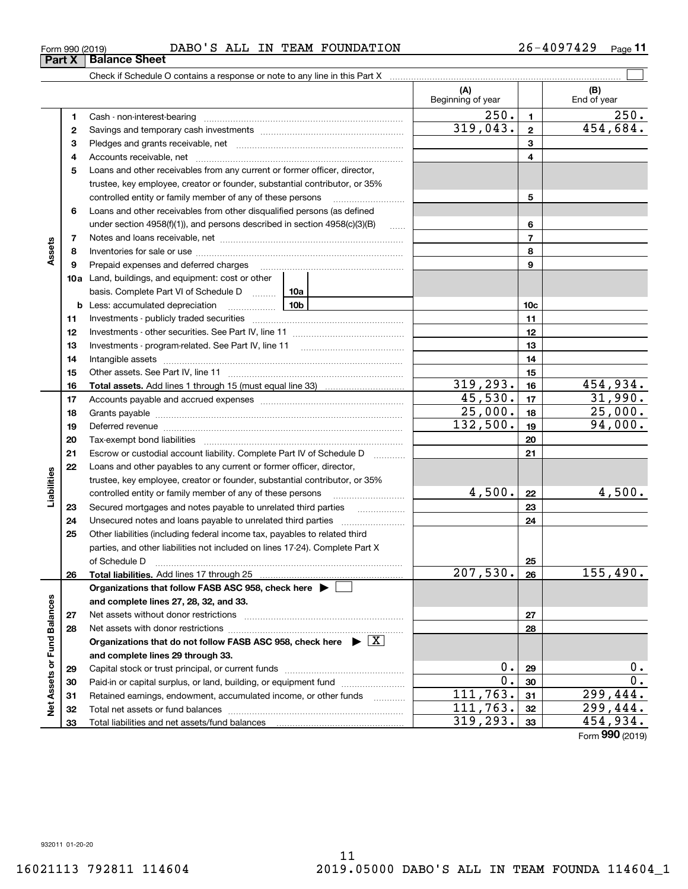Form 990 (2019) DABO'S ALL IN TEAM FOUNDATION 26-4097429

## Part X Balance Sheet

Check if Schedule O contains a response or note to any line in this Part X ☐

| | | | | (A) Beginning of year | | (B) End of year |
|---|---|---|---|---|---|---|
| Assets | 1 | Cash - non-interest-bearing | | 250. | 1 | 250. |
| | 2 | Savings and temporary cash investments | | 319,043. | 2 | 454,684. |
| | 3 | Pledges and grants receivable, net | | | 3 | |
| | 4 | Accounts receivable, net | | | 4 | |
| | 5 | Loans and other receivables from any current or former officer, director, trustee, key employee, creator or founder, substantial contributor, or 35% controlled entity or family member of any of these persons | | | 5 | |
| | 6 | Loans and other receivables from other disqualified persons (as defined under section 4958(f)(1)), and persons described in section 4958(c)(3)(B) | | | 6 | |
| | 7 | Notes and loans receivable, net | | | 7 | |
| | 8 | Inventories for sale or use | | | 8 | |
| | 9 | Prepaid expenses and deferred charges | | | 9 | |
| | 10a | Land, buildings, and equipment: cost or other basis. Complete Part VI of Schedule D | 10a | | | |
| | b | Less: accumulated depreciation | 10b | | 10c | |
| | 11 | Investments - publicly traded securities | | | 11 | |
| | 12 | Investments - other securities. See Part IV, line 11 | | | 12 | |
| | 13 | Investments - program-related. See Part IV, line 11 | | | 13 | |
| | 14 | Intangible assets | | | 14 | |
| | 15 | Other assets. See Part IV, line 11 | | | 15 | |
| | 16 | **Total assets.** Add lines 1 through 15 (must equal line 33) | | 319,293. | 16 | 454,934. |
| Liabilities | 17 | Accounts payable and accrued expenses | | 45,530. | 17 | 31,990. |
| | 18 | Grants payable | | 25,000. | 18 | 25,000. |
| | 19 | Deferred revenue | | 132,500. | 19 | 94,000. |
| | 20 | Tax-exempt bond liabilities | | | 20 | |
| | 21 | Escrow or custodial account liability. Complete Part IV of Schedule D | | | 21 | |
| | 22 | Loans and other payables to any current or former officer, director, trustee, key employee, creator or founder, substantial contributor, or 35% controlled entity or family member of any of these persons | | 4,500. | 22 | 4,500. |
| | 23 | Secured mortgages and notes payable to unrelated third parties | | | 23 | |
| | 24 | Unsecured notes and loans payable to unrelated third parties | | | 24 | |
| | 25 | Other liabilities (including federal income tax, payables to related third parties, and other liabilities not included on lines 17-24). Complete Part X of Schedule D | | | 25 | |
| | 26 | **Total liabilities.** Add lines 17 through 25 | | 207,530. | 26 | 155,490. |
| Net Assets or Fund Balances | | **Organizations that follow FASB ASC 958, check here** ☐ **and complete lines 27, 28, 32, and 33.** | | | | |
| | 27 | Net assets without donor restrictions | | | 27 | |
| | 28 | Net assets with donor restrictions | | | 28 | |
| | | **Organizations that do not follow FASB ASC 958, check here** ☒ **and complete lines 29 through 33.** | | | | |
| | 29 | Capital stock or trust principal, or current funds | | 0. | 29 | 0. |
| | 30 | Paid-in or capital surplus, or land, building, or equipment fund | | 0. | 30 | 0. |
| | 31 | Retained earnings, endowment, accumulated income, or other funds | | 111,763. | 31 | 299,444. |
| | 32 | Total net assets or fund balances | | 111,763. | 32 | 299,444. |
| | 33 | Total liabilities and net assets/fund balances | | 319,293. | 33 | 454,934. |

Form **990** (2019)

932011 01-20-20

16021113 792811 114604 2019.05000 DABO'S ALL IN TEAM FOUNDA 114604_1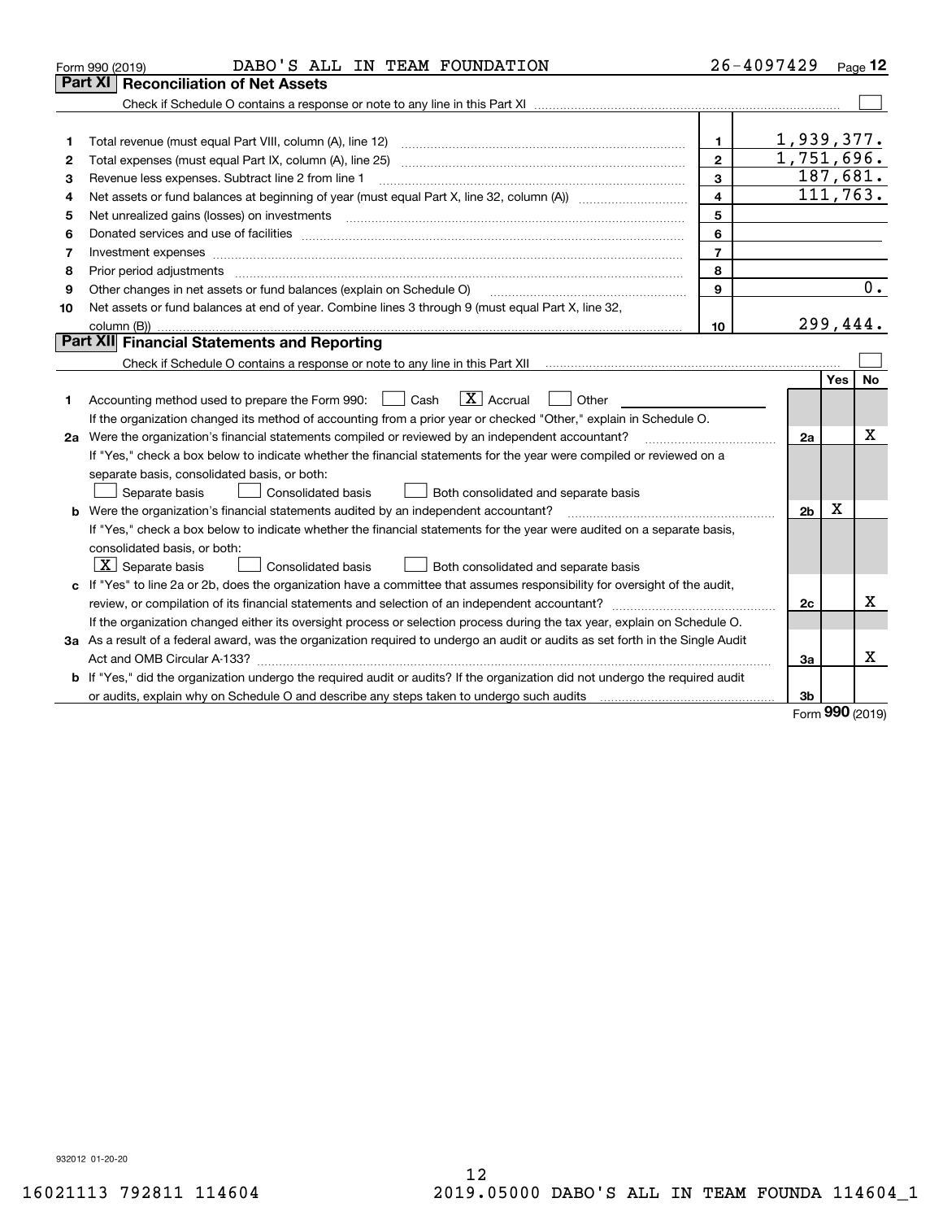Form 990 (2019) DABO'S ALL IN TEAM FOUNDATION 26-4097429 Page 12

## Part XI Reconciliation of Net Assets

Check if Schedule O contains a response or note to any line in this Part XI ☐

| | | | |
|---|---|---|---|
| 1 | Total revenue (must equal Part VIII, column (A), line 12) | 1 | 1,939,377. |
| 2 | Total expenses (must equal Part IX, column (A), line 25) | 2 | 1,751,696. |
| 3 | Revenue less expenses. Subtract line 2 from line 1 | 3 | 187,681. |
| 4 | Net assets or fund balances at beginning of year (must equal Part X, line 32, column (A)) | 4 | 111,763. |
| 5 | Net unrealized gains (losses) on investments | 5 | |
| 6 | Donated services and use of facilities | 6 | |
| 7 | Investment expenses | 7 | |
| 8 | Prior period adjustments | 8 | |
| 9 | Other changes in net assets or fund balances (explain on Schedule O) | 9 | 0. |
| 10 | Net assets or fund balances at end of year. Combine lines 3 through 9 (must equal Part X, line 32, column (B)) | 10 | 299,444. |

## Part XII Financial Statements and Reporting

Check if Schedule O contains a response or note to any line in this Part XII ☐

| | | | Yes | No |
|---|---|---|---|---|
| 1 | Accounting method used to prepare the Form 990: ☐ Cash ☒ Accrual ☐ Other | | | |
| | If the organization changed its method of accounting from a prior year or checked "Other," explain in Schedule O. | | | |
| 2a | Were the organization's financial statements compiled or reviewed by an independent accountant? | 2a | | X |
| | If "Yes," check a box below to indicate whether the financial statements for the year were compiled or reviewed on a separate basis, consolidated basis, or both: ☐ Separate basis ☐ Consolidated basis ☐ Both consolidated and separate basis | | | |
| b | Were the organization's financial statements audited by an independent accountant? | 2b | X | |
| | If "Yes," check a box below to indicate whether the financial statements for the year were audited on a separate basis, consolidated basis, or both: ☒ Separate basis ☐ Consolidated basis ☐ Both consolidated and separate basis | | | |
| c | If "Yes" to line 2a or 2b, does the organization have a committee that assumes responsibility for oversight of the audit, review, or compilation of its financial statements and selection of an independent accountant? | 2c | | X |
| | If the organization changed either its oversight process or selection process during the tax year, explain on Schedule O. | | | |
| 3a | As a result of a federal award, was the organization required to undergo an audit or audits as set forth in the Single Audit Act and OMB Circular A-133? | 3a | | X |
| b | If "Yes," did the organization undergo the required audit or audits? If the organization did not undergo the required audit or audits, explain why on Schedule O and describe any steps taken to undergo such audits | 3b | | |

Form 990 (2019)

932012 01-20-20

16021113 792811 114604 2019.05000 DABO'S ALL IN TEAM FOUNDA 114604_1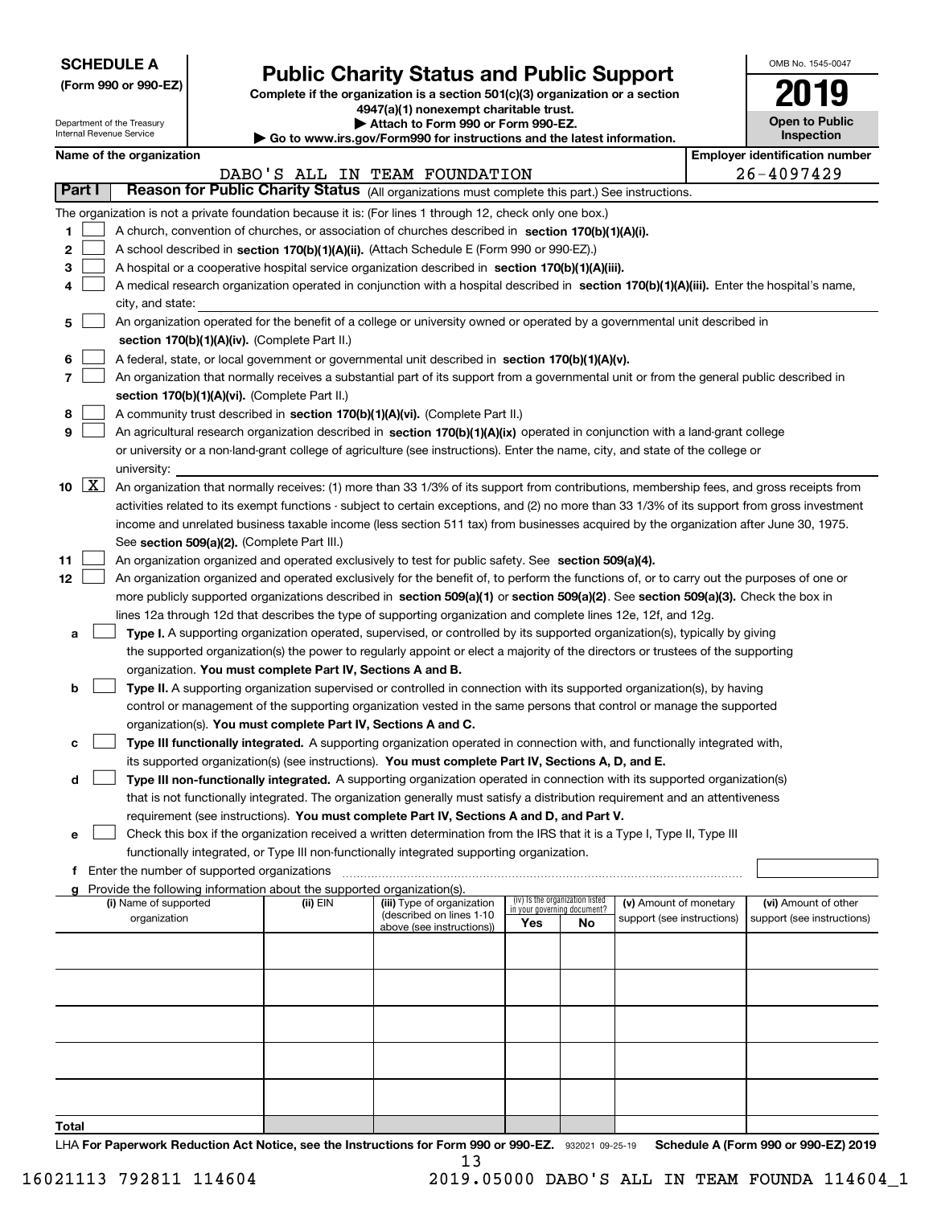**SCHEDULE A**
**(Form 990 or 990-EZ)**

Department of the Treasury
Internal Revenue Service

# Public Charity Status and Public Support

**Complete if the organization is a section 501(c)(3) organization or a section 4947(a)(1) nonexempt charitable trust.**
**▶ Attach to Form 990 or Form 990-EZ.**
**▶ Go to www.irs.gov/Form990 for instructions and the latest information.**

OMB No. 1545-0047
**2019**
**Open to Public Inspection**

**Name of the organization**: DABO'S ALL IN TEAM FOUNDATION
**Employer identification number**: 26-4097429

**Part I** **Reason for Public Charity Status** (All organizations must complete this part.) See instructions.

The organization is not a private foundation because it is: (For lines 1 through 12, check only one box.)

1 [ ] A church, convention of churches, or association of churches described in **section 170(b)(1)(A)(i).**
2 [ ] A school described in **section 170(b)(1)(A)(ii).** (Attach Schedule E (Form 990 or 990-EZ).)
3 [ ] A hospital or a cooperative hospital service organization described in **section 170(b)(1)(A)(iii).**
4 [ ] A medical research organization operated in conjunction with a hospital described in **section 170(b)(1)(A)(iii).** Enter the hospital's name, city, and state:
5 [ ] An organization operated for the benefit of a college or university owned or operated by a governmental unit described in **section 170(b)(1)(A)(iv).** (Complete Part II.)
6 [ ] A federal, state, or local government or governmental unit described in **section 170(b)(1)(A)(v).**
7 [ ] An organization that normally receives a substantial part of its support from a governmental unit or from the general public described in **section 170(b)(1)(A)(vi).** (Complete Part II.)
8 [ ] A community trust described in **section 170(b)(1)(A)(vi).** (Complete Part II.)
9 [ ] An agricultural research organization described in **section 170(b)(1)(A)(ix)** operated in conjunction with a land-grant college or university or a non-land-grant college of agriculture (see instructions). Enter the name, city, and state of the college or university:
10 [X] An organization that normally receives: (1) more than 33 1/3% of its support from contributions, membership fees, and gross receipts from activities related to its exempt functions - subject to certain exceptions, and (2) no more than 33 1/3% of its support from gross investment income and unrelated business taxable income (less section 511 tax) from businesses acquired by the organization after June 30, 1975. See **section 509(a)(2).** (Complete Part III.)
11 [ ] An organization organized and operated exclusively to test for public safety. See **section 509(a)(4).**
12 [ ] An organization organized and operated exclusively for the benefit of, to perform the functions of, or to carry out the purposes of one or more publicly supported organizations described in **section 509(a)(1)** or **section 509(a)(2).** See **section 509(a)(3).** Check the box in lines 12a through 12d that describes the type of supporting organization and complete lines 12e, 12f, and 12g.

a [ ] **Type I.** A supporting organization operated, supervised, or controlled by its supported organization(s), typically by giving the supported organization(s) the power to regularly appoint or elect a majority of the directors or trustees of the supporting organization. **You must complete Part IV, Sections A and B.**
b [ ] **Type II.** A supporting organization supervised or controlled in connection with its supported organization(s), by having control or management of the supporting organization vested in the same persons that control or manage the supported organization(s). **You must complete Part IV, Sections A and C.**
c [ ] **Type III functionally integrated.** A supporting organization operated in connection with, and functionally integrated with, its supported organization(s) (see instructions). **You must complete Part IV, Sections A, D, and E.**
d [ ] **Type III non-functionally integrated.** A supporting organization operated in connection with its supported organization(s) that is not functionally integrated. The organization generally must satisfy a distribution requirement and an attentiveness requirement (see instructions). **You must complete Part IV, Sections A and D, and Part V.**
e [ ] Check this box if the organization received a written determination from the IRS that it is a Type I, Type II, Type III functionally integrated, or Type III non-functionally integrated supporting organization.
f Enter the number of supported organizations
g Provide the following information about the supported organization(s).

| (i) Name of supported organization | (ii) EIN | (iii) Type of organization (described on lines 1-10 above (see instructions)) | (iv) Is the organization listed in your governing document? Yes | No | (v) Amount of monetary support (see instructions) | (vi) Amount of other support (see instructions) |
|---|---|---|---|---|---|---|
| | | | | | | |
| | | | | | | |
| | | | | | | |
| | | | | | | |
| | | | | | | |
| **Total** | | | | | | |

LHA **For Paperwork Reduction Act Notice, see the Instructions for Form 990 or 990-EZ.** 932021 09-25-19 **Schedule A (Form 990 or 990-EZ) 2019**

16021113 792811 114604 2019.05000 DABO'S ALL IN TEAM FOUNDA 114604_1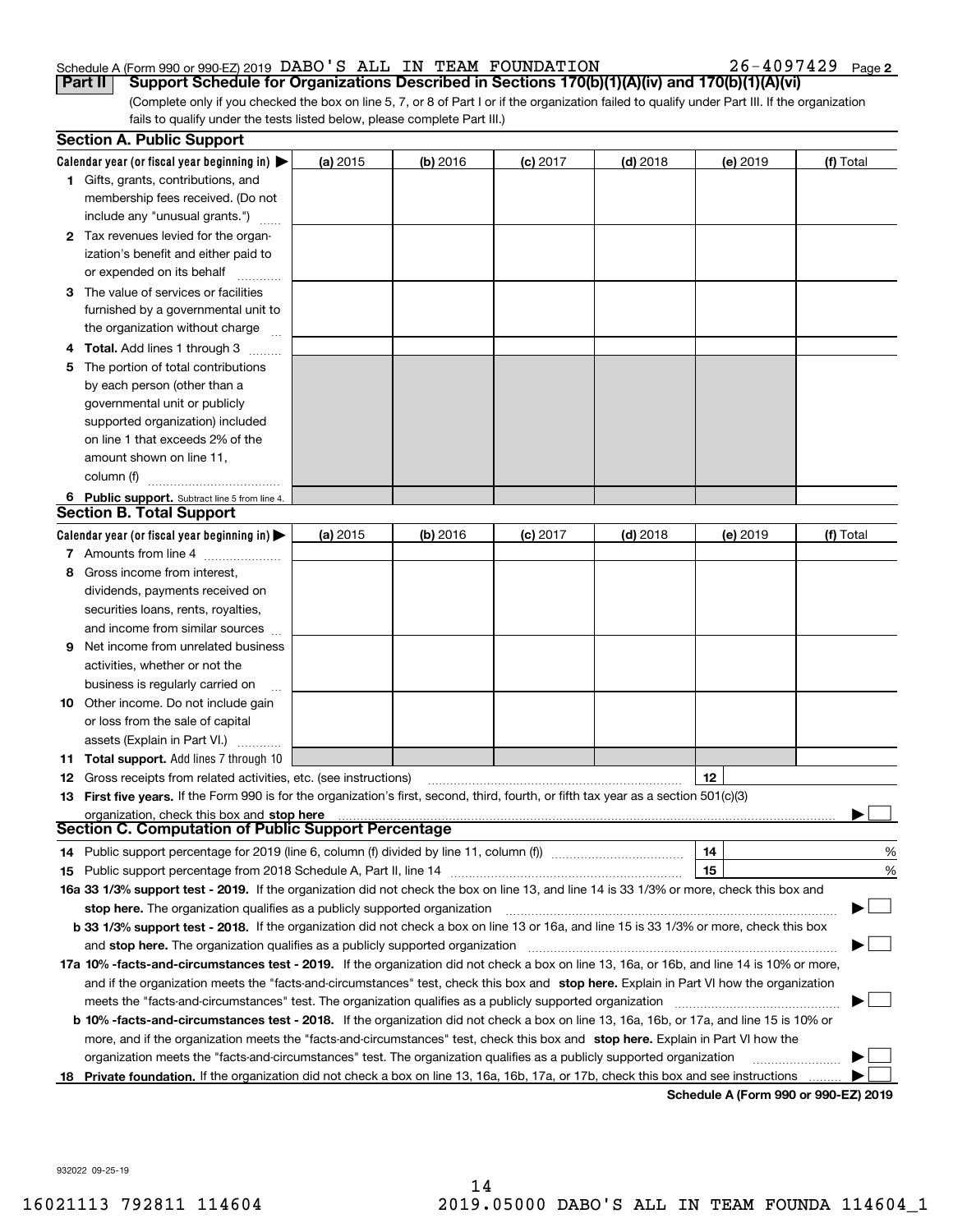Schedule A (Form 990 or 990-EZ) 2019 DABO'S ALL IN TEAM FOUNDATION 26-4097429 Page 2

**Part II Support Schedule for Organizations Described in Sections 170(b)(1)(A)(iv) and 170(b)(1)(A)(vi)**

(Complete only if you checked the box on line 5, 7, or 8 of Part I or if the organization failed to qualify under Part III. If the organization fails to qualify under the tests listed below, please complete Part III.)

### Section A. Public Support

| Calendar year (or fiscal year beginning in) ▶ | (a) 2015 | (b) 2016 | (c) 2017 | (d) 2018 | (e) 2019 | (f) Total |
|---|---|---|---|---|---|---|
| **1** Gifts, grants, contributions, and membership fees received. (Do not include any "unusual grants.") | | | | | | |
| **2** Tax revenues levied for the organization's benefit and either paid to or expended on its behalf | | | | | | |
| **3** The value of services or facilities furnished by a governmental unit to the organization without charge | | | | | | |
| **4 Total.** Add lines 1 through 3 | | | | | | |
| **5** The portion of total contributions by each person (other than a governmental unit or publicly supported organization) included on line 1 that exceeds 2% of the amount shown on line 11, column (f) | | | | | | |
| **6 Public support.** Subtract line 5 from line 4. | | | | | | |

### Section B. Total Support

| Calendar year (or fiscal year beginning in) ▶ | (a) 2015 | (b) 2016 | (c) 2017 | (d) 2018 | (e) 2019 | (f) Total |
|---|---|---|---|---|---|---|
| **7** Amounts from line 4 | | | | | | |
| **8** Gross income from interest, dividends, payments received on securities loans, rents, royalties, and income from similar sources | | | | | | |
| **9** Net income from unrelated business activities, whether or not the business is regularly carried on | | | | | | |
| **10** Other income. Do not include gain or loss from the sale of capital assets (Explain in Part VI.) | | | | | | |
| **11 Total support.** Add lines 7 through 10 | | | | | | |

**12** Gross receipts from related activities, etc. (see instructions) **12**

**13 First five years.** If the Form 990 is for the organization's first, second, third, fourth, or fifth tax year as a section 501(c)(3) organization, check this box and **stop here** ▶ ☐

### Section C. Computation of Public Support Percentage

**14** Public support percentage for 2019 (line 6, column (f) divided by line 11, column (f)) **14** %

**15** Public support percentage from 2018 Schedule A, Part II, line 14 **15** %

**16a 33 1/3% support test - 2019.** If the organization did not check the box on line 13, and line 14 is 33 1/3% or more, check this box and **stop here.** The organization qualifies as a publicly supported organization ▶ ☐

**b 33 1/3% support test - 2018.** If the organization did not check a box on line 13 or 16a, and line 15 is 33 1/3% or more, check this box and **stop here.** The organization qualifies as a publicly supported organization ▶ ☐

**17a 10% -facts-and-circumstances test - 2019.** If the organization did not check a box on line 13, 16a, or 16b, and line 14 is 10% or more, and if the organization meets the "facts-and-circumstances" test, check this box and **stop here.** Explain in Part VI how the organization meets the "facts-and-circumstances" test. The organization qualifies as a publicly supported organization ▶ ☐

**b 10% -facts-and-circumstances test - 2018.** If the organization did not check a box on line 13, 16a, 16b, or 17a, and line 15 is 10% or more, and if the organization meets the "facts-and-circumstances" test, check this box and **stop here.** Explain in Part VI how the organization meets the "facts-and-circumstances" test. The organization qualifies as a publicly supported organization ▶ ☐

**18 Private foundation.** If the organization did not check a box on line 13, 16a, 16b, 17a, or 17b, check this box and see instructions ▶ ☐

**Schedule A (Form 990 or 990-EZ) 2019**

932022 09-25-19

16021113 792811 114604 2019.05000 DABO'S ALL IN TEAM FOUNDA 114604_1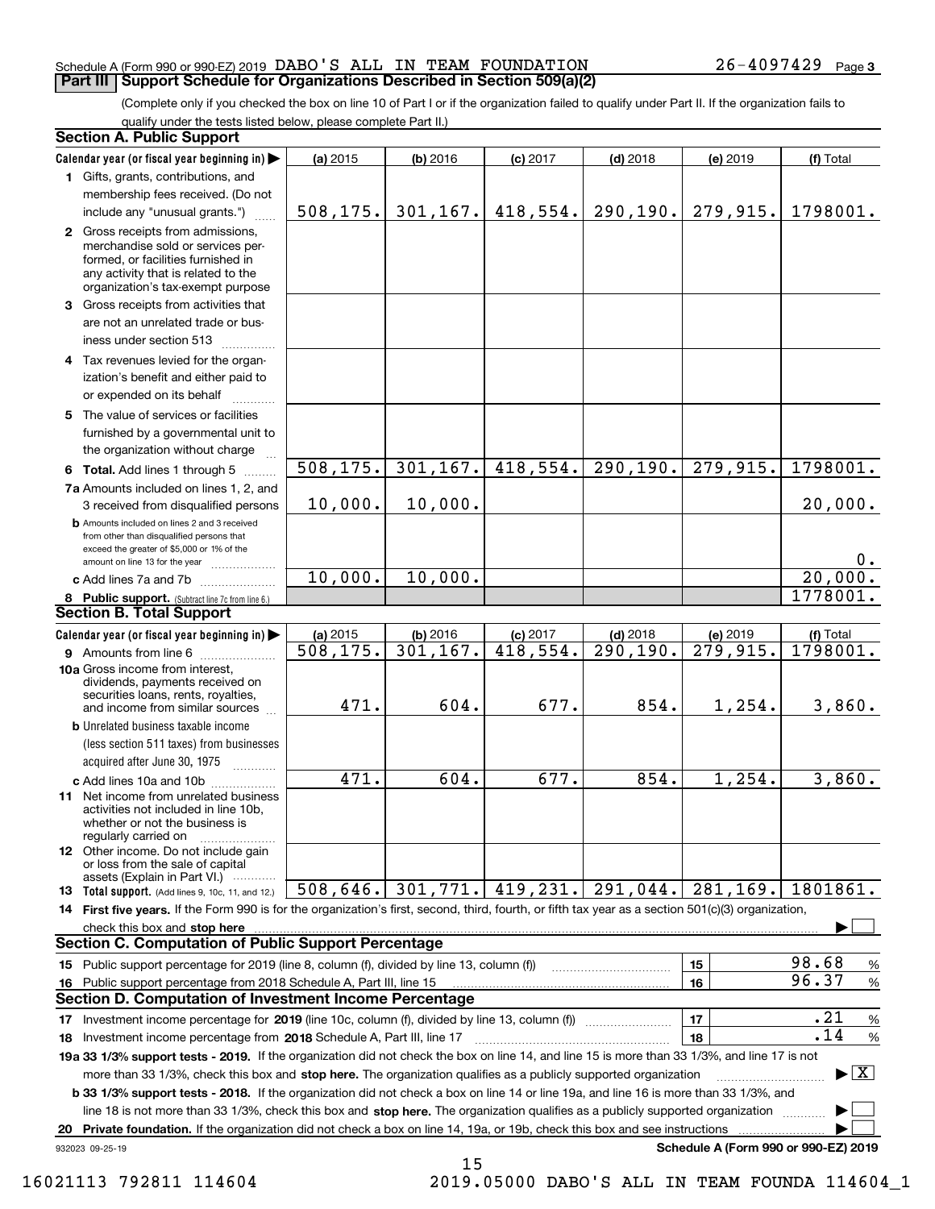Schedule A (Form 990 or 990-EZ) 2019 DABO'S ALL IN TEAM FOUNDATION 26-4097429

## Part III Support Schedule for Organizations Described in Section 509(a)(2)

(Complete only if you checked the box on line 10 of Part I or if the organization failed to qualify under Part II. If the organization fails to qualify under the tests listed below, please complete Part II.)

### Section A. Public Support

| Calendar year (or fiscal year beginning in) | (a) 2015 | (b) 2016 | (c) 2017 | (d) 2018 | (e) 2019 | (f) Total |
|---|---|---|---|---|---|---|
| **1** Gifts, grants, contributions, and membership fees received. (Do not include any "unusual grants.") | 508,175. | 301,167. | 418,554. | 290,190. | 279,915. | 1798001. |
| **2** Gross receipts from admissions, merchandise sold or services performed, or facilities furnished in any activity that is related to the organization's tax-exempt purpose | | | | | | |
| **3** Gross receipts from activities that are not an unrelated trade or business under section 513 | | | | | | |
| **4** Tax revenues levied for the organization's benefit and either paid to or expended on its behalf | | | | | | |
| **5** The value of services or facilities furnished by a governmental unit to the organization without charge | | | | | | |
| **6 Total.** Add lines 1 through 5 | 508,175. | 301,167. | 418,554. | 290,190. | 279,915. | 1798001. |
| **7a** Amounts included on lines 1, 2, and 3 received from disqualified persons | 10,000. | 10,000. | | | | 20,000. |
| **b** Amounts included on lines 2 and 3 received from other than disqualified persons that exceed the greater of $5,000 or 1% of the amount on line 13 for the year | | | | | | 0. |
| **c** Add lines 7a and 7b | 10,000. | 10,000. | | | | 20,000. |
| **8 Public support.** (Subtract line 7c from line 6.) | | | | | | 1778001. |

### Section B. Total Support

| Calendar year (or fiscal year beginning in) | (a) 2015 | (b) 2016 | (c) 2017 | (d) 2018 | (e) 2019 | (f) Total |
|---|---|---|---|---|---|---|
| **9** Amounts from line 6 | 508,175. | 301,167. | 418,554. | 290,190. | 279,915. | 1798001. |
| **10a** Gross income from interest, dividends, payments received on securities loans, rents, royalties, and income from similar sources | 471. | 604. | 677. | 854. | 1,254. | 3,860. |
| **b** Unrelated business taxable income (less section 511 taxes) from businesses acquired after June 30, 1975 | | | | | | |
| **c** Add lines 10a and 10b | 471. | 604. | 677. | 854. | 1,254. | 3,860. |
| **11** Net income from unrelated business activities not included in line 10b, whether or not the business is regularly carried on | | | | | | |
| **12** Other income. Do not include gain or loss from the sale of capital assets (Explain in Part VI.) | | | | | | |
| **13 Total support.** (Add lines 9, 10c, 11, and 12.) | 508,646. | 301,771. | 419,231. | 291,044. | 281,169. | 1801861. |

**14 First five years.** If the Form 990 is for the organization's first, second, third, fourth, or fifth tax year as a section 501(c)(3) organization, check this box and **stop here** ☐

### Section C. Computation of Public Support Percentage

| | | | |
|---|---|---|---|
| **15** Public support percentage for 2019 (line 8, column (f), divided by line 13, column (f)) | 15 | 98.68 | % |
| **16** Public support percentage from 2018 Schedule A, Part III, line 15 | 16 | 96.37 | % |

### Section D. Computation of Investment Income Percentage

| | | | |
|---|---|---|---|
| **17** Investment income percentage for **2019** (line 10c, column (f), divided by line 13, column (f)) | 17 | .21 | % |
| **18** Investment income percentage from **2018** Schedule A, Part III, line 17 | 18 | .14 | % |

**19a 33 1/3% support tests - 2019.** If the organization did not check the box on line 14, and line 15 is more than 33 1/3%, and line 17 is not more than 33 1/3%, check this box and **stop here.** The organization qualifies as a publicly supported organization ☒

**b 33 1/3% support tests - 2018.** If the organization did not check a box on line 14 or line 19a, and line 16 is more than 33 1/3%, and line 18 is not more than 33 1/3%, check this box and **stop here.** The organization qualifies as a publicly supported organization ☐

**20 Private foundation.** If the organization did not check a box on line 14, 19a, or 19b, check this box and see instructions ☐

932023 09-25-19 **Schedule A (Form 990 or 990-EZ) 2019**

16021113 792811 114604 2019.05000 DABO'S ALL IN TEAM FOUNDA 114604_1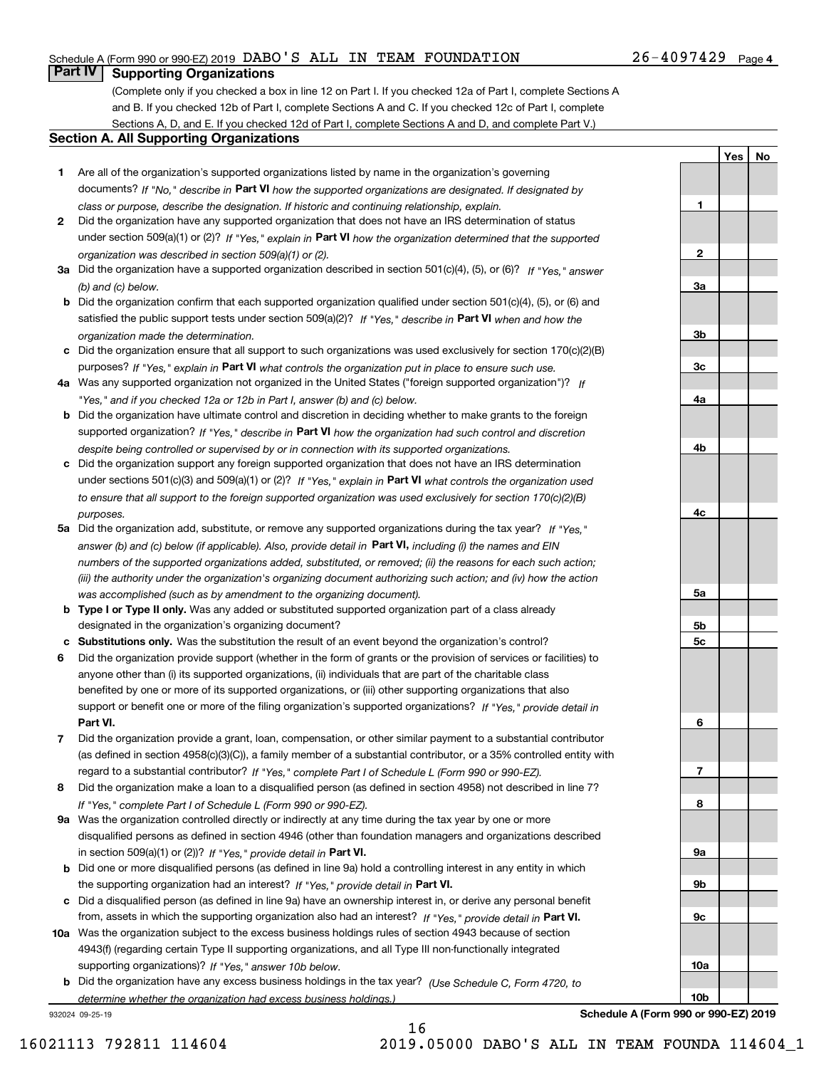Schedule A (Form 990 or 990-EZ) 2019 DABO'S ALL IN TEAM FOUNDATION 26-4097429 Page 4

## Part IV Supporting Organizations

(Complete only if you checked a box in line 12 on Part I. If you checked 12a of Part I, complete Sections A and B. If you checked 12b of Part I, complete Sections A and C. If you checked 12c of Part I, complete Sections A, D, and E. If you checked 12d of Part I, complete Sections A and D, and complete Part V.)

### Section A. All Supporting Organizations

| | | | Yes | No |
|---|---|---|---|---|
| 1 | Are all of the organization's supported organizations listed by name in the organization's governing documents? *If "No," describe in* **Part VI** *how the supported organizations are designated. If designated by class or purpose, describe the designation. If historic and continuing relationship, explain.* | 1 | | |
| 2 | Did the organization have any supported organization that does not have an IRS determination of status under section 509(a)(1) or (2)? *If "Yes," explain in* **Part VI** *how the organization determined that the supported organization was described in section 509(a)(1) or (2).* | 2 | | |
| 3a | Did the organization have a supported organization described in section 501(c)(4), (5), or (6)? *If "Yes," answer (b) and (c) below.* | 3a | | |
| b | Did the organization confirm that each supported organization qualified under section 501(c)(4), (5), or (6) and satisfied the public support tests under section 509(a)(2)? *If "Yes," describe in* **Part VI** *when and how the organization made the determination.* | 3b | | |
| c | Did the organization ensure that all support to such organizations was used exclusively for section 170(c)(2)(B) purposes? *If "Yes," explain in* **Part VI** *what controls the organization put in place to ensure such use.* | 3c | | |
| 4a | Was any supported organization not organized in the United States ("foreign supported organization")? *If "Yes," and if you checked 12a or 12b in Part I, answer (b) and (c) below.* | 4a | | |
| b | Did the organization have ultimate control and discretion in deciding whether to make grants to the foreign supported organization? *If "Yes," describe in* **Part VI** *how the organization had such control and discretion despite being controlled or supervised by or in connection with its supported organizations.* | 4b | | |
| c | Did the organization support any foreign supported organization that does not have an IRS determination under sections 501(c)(3) and 509(a)(1) or (2)? *If "Yes," explain in* **Part VI** *what controls the organization used to ensure that all support to the foreign supported organization was used exclusively for section 170(c)(2)(B) purposes.* | 4c | | |
| 5a | Did the organization add, substitute, or remove any supported organizations during the tax year? *If "Yes," answer (b) and (c) below (if applicable). Also, provide detail in* **Part VI,** *including (i) the names and EIN numbers of the supported organizations added, substituted, or removed; (ii) the reasons for each such action; (iii) the authority under the organization's organizing document authorizing such action; and (iv) how the action was accomplished (such as by amendment to the organizing document).* | 5a | | |
| b | **Type I or Type II only.** Was any added or substituted supported organization part of a class already designated in the organization's organizing document? | 5b | | |
| c | **Substitutions only.** Was the substitution the result of an event beyond the organization's control? | 5c | | |
| 6 | Did the organization provide support (whether in the form of grants or the provision of services or facilities) to anyone other than (i) its supported organizations, (ii) individuals that are part of the charitable class benefited by one or more of its supported organizations, or (iii) other supporting organizations that also support or benefit one or more of the filing organization's supported organizations? *If "Yes," provide detail in* **Part VI.** | 6 | | |
| 7 | Did the organization provide a grant, loan, compensation, or other similar payment to a substantial contributor (as defined in section 4958(c)(3)(C)), a family member of a substantial contributor, or a 35% controlled entity with regard to a substantial contributor? *If "Yes," complete Part I of Schedule L (Form 990 or 990-EZ).* | 7 | | |
| 8 | Did the organization make a loan to a disqualified person (as defined in section 4958) not described in line 7? *If "Yes," complete Part I of Schedule L (Form 990 or 990-EZ).* | 8 | | |
| 9a | Was the organization controlled directly or indirectly at any time during the tax year by one or more disqualified persons as defined in section 4946 (other than foundation managers and organizations described in section 509(a)(1) or (2))? *If "Yes," provide detail in* **Part VI.** | 9a | | |
| b | Did one or more disqualified persons (as defined in line 9a) hold a controlling interest in any entity in which the supporting organization had an interest? *If "Yes," provide detail in* **Part VI.** | 9b | | |
| c | Did a disqualified person (as defined in line 9a) have an ownership interest in, or derive any personal benefit from, assets in which the supporting organization also had an interest? *If "Yes," provide detail in* **Part VI.** | 9c | | |
| 10a | Was the organization subject to the excess business holdings rules of section 4943 because of section 4943(f) (regarding certain Type II supporting organizations, and all Type III non-functionally integrated supporting organizations)? *If "Yes," answer 10b below.* | 10a | | |
| b | Did the organization have any excess business holdings in the tax year? *(Use Schedule C, Form 4720, to determine whether the organization had excess business holdings.)* | 10b | | |

932024 09-25-19 **Schedule A (Form 990 or 990-EZ) 2019**

16021113 792811 114604 2019.05000 DABO'S ALL IN TEAM FOUNDA 114604_1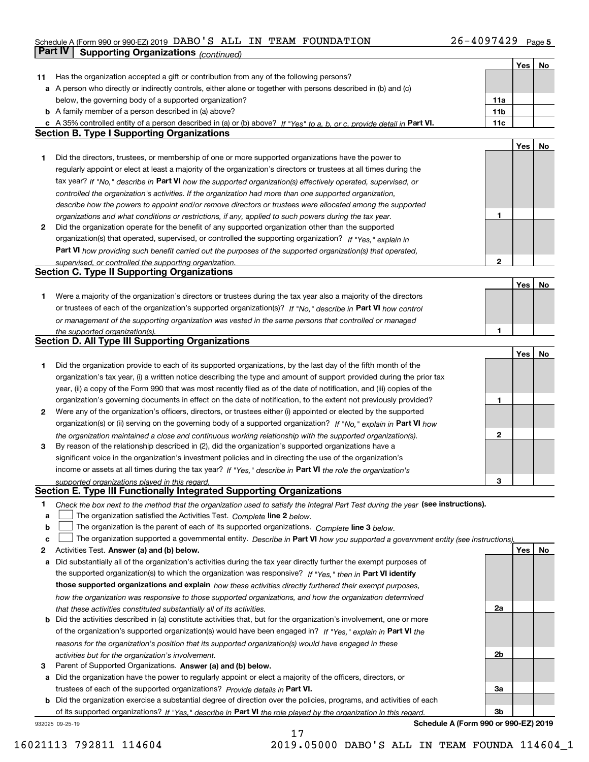Schedule A (Form 990 or 990-EZ) 2019 DABO'S ALL IN TEAM FOUNDATION 26-4097429 Page 5

**Part IV Supporting Organizations** *(continued)*

| | | | Yes | No |
|---|---|---|---|---|
| **11** | Has the organization accepted a gift or contribution from any of the following persons? | | | |
| **a** | A person who directly or indirectly controls, either alone or together with persons described in (b) and (c) below, the governing body of a supported organization? | **11a** | | |
| **b** | A family member of a person described in (a) above? | **11b** | | |
| **c** | A 35% controlled entity of a person described in (a) or (b) above? *If "Yes" to a, b, or c, provide detail in* **Part VI.** | **11c** | | |

**Section B. Type I Supporting Organizations**

| | | | Yes | No |
|---|---|---|---|---|
| **1** | Did the directors, trustees, or membership of one or more supported organizations have the power to regularly appoint or elect at least a majority of the organization's directors or trustees at all times during the tax year? *If "No," describe in* **Part VI** *how the supported organization(s) effectively operated, supervised, or controlled the organization's activities. If the organization had more than one supported organization, describe how the powers to appoint and/or remove directors or trustees were allocated among the supported organizations and what conditions or restrictions, if any, applied to such powers during the tax year.* | **1** | | |
| **2** | Did the organization operate for the benefit of any supported organization other than the supported organization(s) that operated, supervised, or controlled the supporting organization? *If "Yes," explain in* **Part VI** *how providing such benefit carried out the purposes of the supported organization(s) that operated, supervised, or controlled the supporting organization.* | **2** | | |

**Section C. Type II Supporting Organizations**

| | | | Yes | No |
|---|---|---|---|---|
| **1** | Were a majority of the organization's directors or trustees during the tax year also a majority of the directors or trustees of each of the organization's supported organization(s)? *If "No," describe in* **Part VI** *how control or management of the supporting organization was vested in the same persons that controlled or managed the supported organization(s).* | **1** | | |

**Section D. All Type III Supporting Organizations**

| | | | Yes | No |
|---|---|---|---|---|
| **1** | Did the organization provide to each of its supported organizations, by the last day of the fifth month of the organization's tax year, (i) a written notice describing the type and amount of support provided during the prior tax year, (ii) a copy of the Form 990 that was most recently filed as of the date of notification, and (iii) copies of the organization's governing documents in effect on the date of notification, to the extent not previously provided? | **1** | | |
| **2** | Were any of the organization's officers, directors, or trustees either (i) appointed or elected by the supported organization(s) or (ii) serving on the governing body of a supported organization? *If "No," explain in* **Part VI** *how the organization maintained a close and continuous working relationship with the supported organization(s).* | **2** | | |
| **3** | By reason of the relationship described in (2), did the organization's supported organizations have a significant voice in the organization's investment policies and in directing the use of the organization's income or assets at all times during the tax year? *If "Yes," describe in* **Part VI** *the role the organization's supported organizations played in this regard.* | **3** | | |

**Section E. Type III Functionally Integrated Supporting Organizations**

**1** *Check the box next to the method that the organization used to satisfy the Integral Part Test during the year* **(see instructions).**

**a** ☐ The organization satisfied the Activities Test. *Complete* **line 2** *below.*

**b** ☐ The organization is the parent of each of its supported organizations. *Complete* **line 3** *below.*

**c** ☐ The organization supported a governmental entity. *Describe in* **Part VI** *how you supported a government entity (see instructions).*

| | | | Yes | No |
|---|---|---|---|---|
| **2** | Activities Test. **Answer (a) and (b) below.** | | | |
| **a** | Did substantially all of the organization's activities during the tax year directly further the exempt purposes of the supported organization(s) to which the organization was responsive? *If "Yes," then in* **Part VI identify those supported organizations and explain** *how these activities directly furthered their exempt purposes, how the organization was responsive to those supported organizations, and how the organization determined that these activities constituted substantially all of its activities.* | **2a** | | |
| **b** | Did the activities described in (a) constitute activities that, but for the organization's involvement, one or more of the organization's supported organization(s) would have been engaged in? *If "Yes," explain in* **Part VI** *the reasons for the organization's position that its supported organization(s) would have engaged in these activities but for the organization's involvement.* | **2b** | | |
| **3** | Parent of Supported Organizations. **Answer (a) and (b) below.** | | | |
| **a** | Did the organization have the power to regularly appoint or elect a majority of the officers, directors, or trustees of each of the supported organizations? *Provide details in* **Part VI.** | **3a** | | |
| **b** | Did the organization exercise a substantial degree of direction over the policies, programs, and activities of each of its supported organizations? *If "Yes," describe in* **Part VI** *the role played by the organization in this regard.* | **3b** | | |

932025 09-25-19 **Schedule A (Form 990 or 990-EZ) 2019**

16021113 792811 114604 2019.05000 DABO'S ALL IN TEAM FOUNDA 114604_1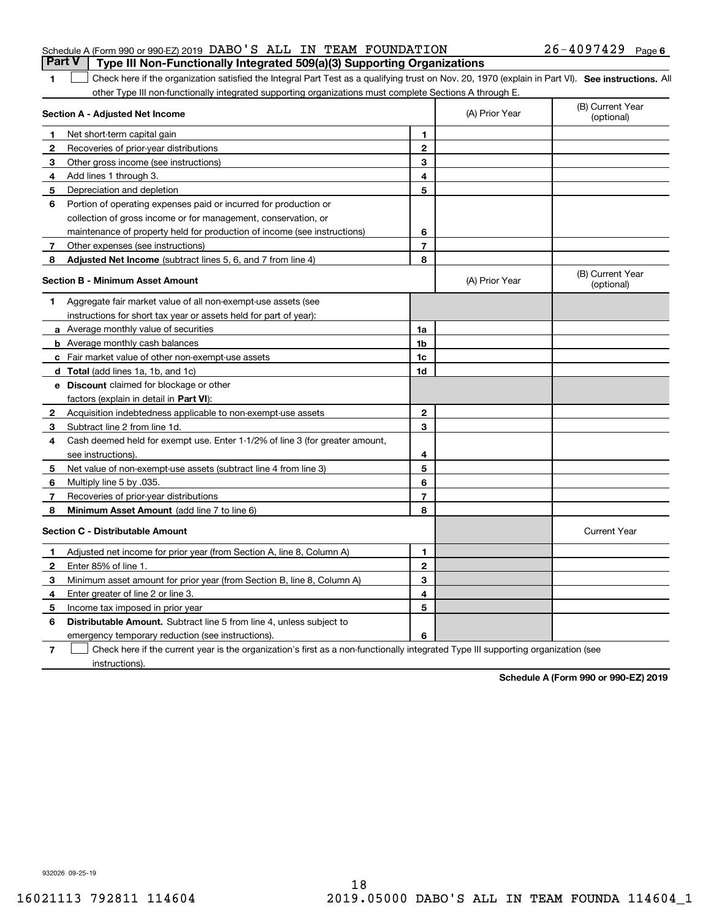Schedule A (Form 990 or 990-EZ) 2019 DABO'S ALL IN TEAM FOUNDATION 26-4097429 Page 6

## Part V Type III Non-Functionally Integrated 509(a)(3) Supporting Organizations

1 ☐ Check here if the organization satisfied the Integral Part Test as a qualifying trust on Nov. 20, 1970 (explain in Part VI). **See instructions.** All other Type III non-functionally integrated supporting organizations must complete Sections A through E.

| **Section A - Adjusted Net Income** | | | (A) Prior Year | (B) Current Year (optional) |
|---|---|---|---|---|
| 1 | Net short-term capital gain | 1 | | |
| 2 | Recoveries of prior-year distributions | 2 | | |
| 3 | Other gross income (see instructions) | 3 | | |
| 4 | Add lines 1 through 3. | 4 | | |
| 5 | Depreciation and depletion | 5 | | |
| 6 | Portion of operating expenses paid or incurred for production or collection of gross income or for management, conservation, or maintenance of property held for production of income (see instructions) | 6 | | |
| 7 | Other expenses (see instructions) | 7 | | |
| 8 | **Adjusted Net Income** (subtract lines 5, 6, and 7 from line 4) | 8 | | |

| **Section B - Minimum Asset Amount** | | | (A) Prior Year | (B) Current Year (optional) |
|---|---|---|---|---|
| 1 | Aggregate fair market value of all non-exempt-use assets (see instructions for short tax year or assets held for part of year): | | | |
| a | Average monthly value of securities | 1a | | |
| b | Average monthly cash balances | 1b | | |
| c | Fair market value of other non-exempt-use assets | 1c | | |
| d | **Total** (add lines 1a, 1b, and 1c) | 1d | | |
| e | **Discount** claimed for blockage or other factors (explain in detail in **Part VI**): | | | |
| 2 | Acquisition indebtedness applicable to non-exempt-use assets | 2 | | |
| 3 | Subtract line 2 from line 1d. | 3 | | |
| 4 | Cash deemed held for exempt use. Enter 1-1/2% of line 3 (for greater amount, see instructions). | 4 | | |
| 5 | Net value of non-exempt-use assets (subtract line 4 from line 3) | 5 | | |
| 6 | Multiply line 5 by .035. | 6 | | |
| 7 | Recoveries of prior-year distributions | 7 | | |
| 8 | **Minimum Asset Amount** (add line 7 to line 6) | 8 | | |

| **Section C - Distributable Amount** | | | | Current Year |
|---|---|---|---|---|
| 1 | Adjusted net income for prior year (from Section A, line 8, Column A) | 1 | | |
| 2 | Enter 85% of line 1. | 2 | | |
| 3 | Minimum asset amount for prior year (from Section B, line 8, Column A) | 3 | | |
| 4 | Enter greater of line 2 or line 3. | 4 | | |
| 5 | Income tax imposed in prior year | 5 | | |
| 6 | **Distributable Amount.** Subtract line 5 from line 4, unless subject to emergency temporary reduction (see instructions). | 6 | | |

7 ☐ Check here if the current year is the organization's first as a non-functionally integrated Type III supporting organization (see instructions).

**Schedule A (Form 990 or 990-EZ) 2019**

932026 09-25-19

18

16021113 792811 114604 2019.05000 DABO'S ALL IN TEAM FOUNDA 114604_1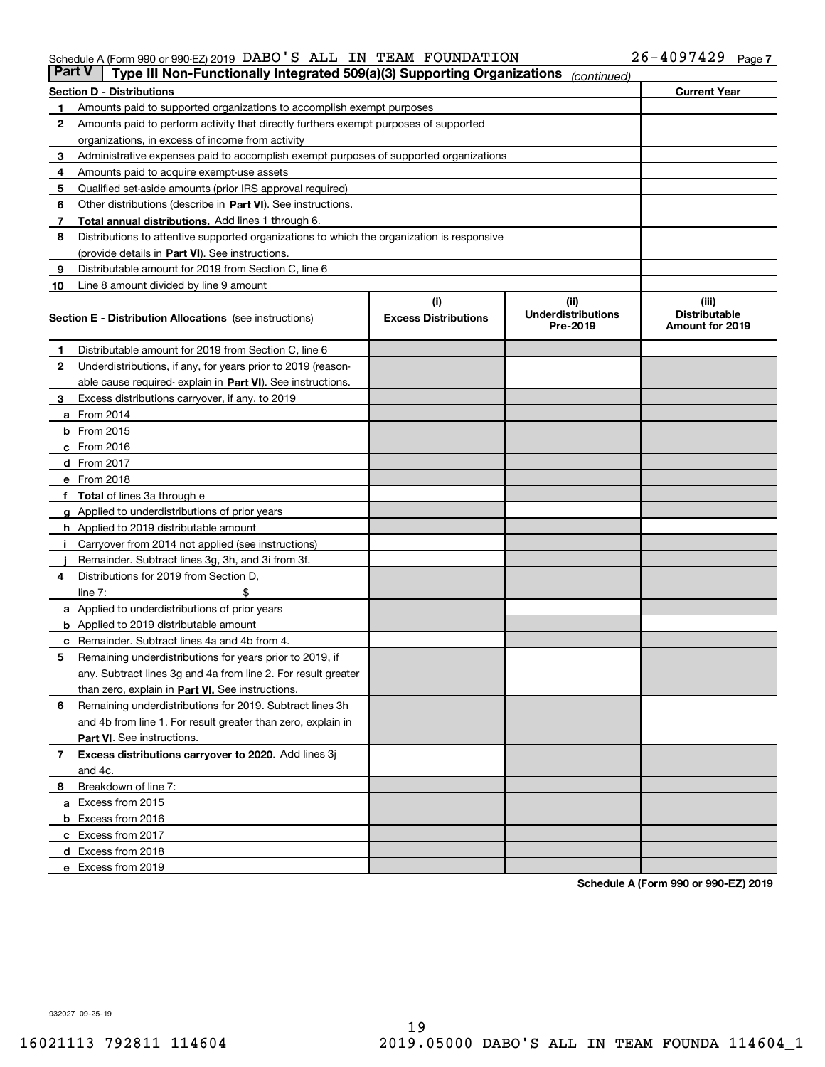Schedule A (Form 990 or 990-EZ) 2019 DABO'S ALL IN TEAM FOUNDATION 26-4097429 Page 7

**Part V | Type III Non-Functionally Integrated 509(a)(3) Supporting Organizations** *(continued)*

| Section D - Distributions | | Current Year |
|---|---|---|
| 1 | Amounts paid to supported organizations to accomplish exempt purposes | |
| 2 | Amounts paid to perform activity that directly furthers exempt purposes of supported organizations, in excess of income from activity | |
| 3 | Administrative expenses paid to accomplish exempt purposes of supported organizations | |
| 4 | Amounts paid to acquire exempt-use assets | |
| 5 | Qualified set-aside amounts (prior IRS approval required) | |
| 6 | Other distributions (describe in **Part VI**). See instructions. | |
| 7 | **Total annual distributions.** Add lines 1 through 6. | |
| 8 | Distributions to attentive supported organizations to which the organization is responsive (provide details in **Part VI**). See instructions. | |
| 9 | Distributable amount for 2019 from Section C, line 6 | |
| 10 | Line 8 amount divided by line 9 amount | |

| **Section E - Distribution Allocations** (see instructions) | (i) Excess Distributions | (ii) Underdistributions Pre-2019 | (iii) Distributable Amount for 2019 |
|---|---|---|---|
| **1** Distributable amount for 2019 from Section C, line 6 | | | |
| **2** Underdistributions, if any, for years prior to 2019 (reasonable cause required- explain in **Part VI**). See instructions. | | | |
| **3** Excess distributions carryover, if any, to 2019 | | | |
| **a** From 2014 | | | |
| **b** From 2015 | | | |
| **c** From 2016 | | | |
| **d** From 2017 | | | |
| **e** From 2018 | | | |
| **f** **Total** of lines 3a through e | | | |
| **g** Applied to underdistributions of prior years | | | |
| **h** Applied to 2019 distributable amount | | | |
| **i** Carryover from 2014 not applied (see instructions) | | | |
| **j** Remainder. Subtract lines 3g, 3h, and 3i from 3f. | | | |
| **4** Distributions for 2019 from Section D, line 7: $ | | | |
| **a** Applied to underdistributions of prior years | | | |
| **b** Applied to 2019 distributable amount | | | |
| **c** Remainder. Subtract lines 4a and 4b from 4. | | | |
| **5** Remaining underdistributions for years prior to 2019, if any. Subtract lines 3g and 4a from line 2. For result greater than zero, explain in **Part VI.** See instructions. | | | |
| **6** Remaining underdistributions for 2019. Subtract lines 3h and 4b from line 1. For result greater than zero, explain in **Part VI**. See instructions. | | | |
| **7** **Excess distributions carryover to 2020.** Add lines 3j and 4c. | | | |
| **8** Breakdown of line 7: | | | |
| **a** Excess from 2015 | | | |
| **b** Excess from 2016 | | | |
| **c** Excess from 2017 | | | |
| **d** Excess from 2018 | | | |
| **e** Excess from 2019 | | | |

**Schedule A (Form 990 or 990-EZ) 2019**

932027 09-25-19

16021113 792811 114604 2019.05000 DABO'S ALL IN TEAM FOUNDA 114604_1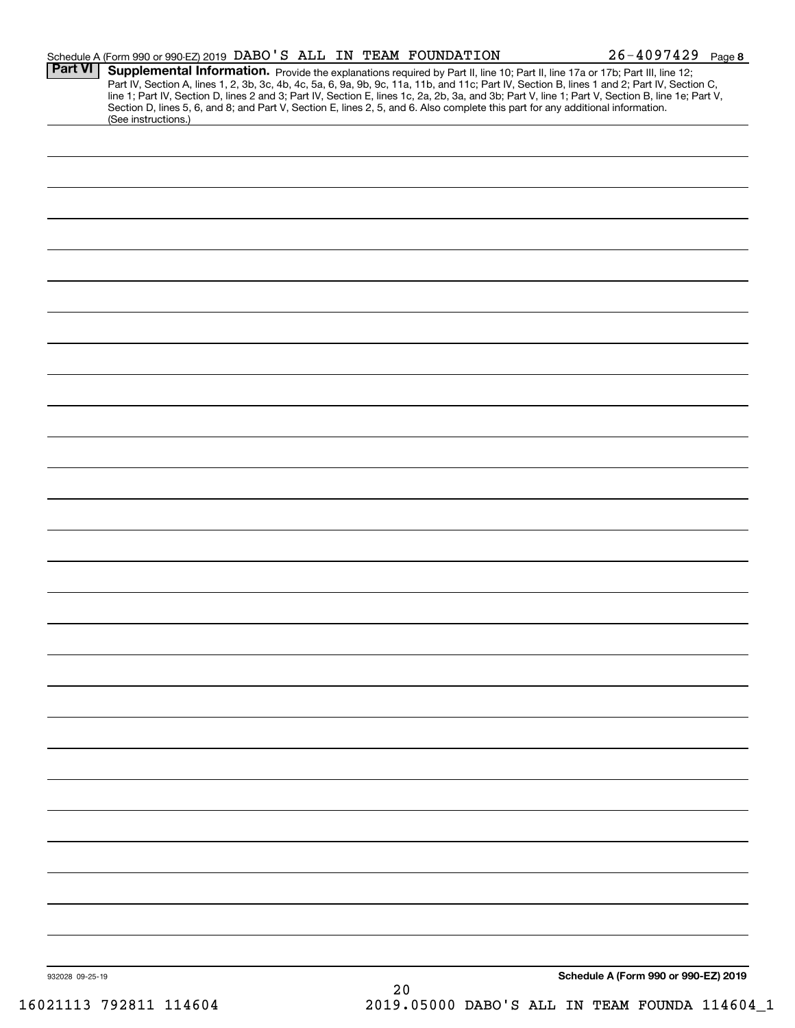Schedule A (Form 990 or 990-EZ) 2019 DABO'S ALL IN TEAM FOUNDATION 26-4097429 Page 8

**Part VI** **Supplemental Information.** Provide the explanations required by Part II, line 10; Part II, line 17a or 17b; Part III, line 12; Part IV, Section A, lines 1, 2, 3b, 3c, 4b, 4c, 5a, 6, 9a, 9b, 9c, 11a, 11b, and 11c; Part IV, Section B, lines 1 and 2; Part IV, Section C, line 1; Part IV, Section D, lines 2 and 3; Part IV, Section E, lines 1c, 2a, 2b, 3a, and 3b; Part V, line 1; Part V, Section B, line 1e; Part V, Section D, lines 5, 6, and 8; and Part V, Section E, lines 2, 5, and 6. Also complete this part for any additional information. (See instructions.)

932028 09-25-19

**Schedule A (Form 990 or 990-EZ) 2019**

16021113 792811 114604 2019.05000 DABO'S ALL IN TEAM FOUNDA 114604_1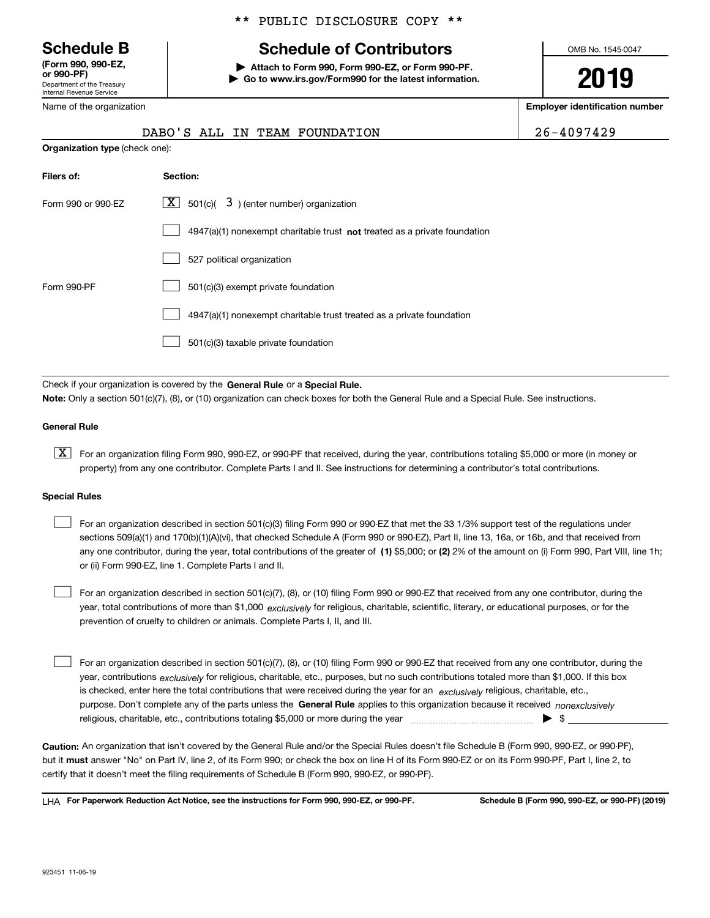** PUBLIC DISCLOSURE COPY **

# Schedule B

**(Form 990, 990-EZ, or 990-PF)**
Department of the Treasury
Internal Revenue Service

## Schedule of Contributors

**▶ Attach to Form 990, Form 990-EZ, or Form 990-PF.**
**▶ Go to www.irs.gov/Form990 for the latest information.**

OMB No. 1545-0047

**2019**

Name of the organization: DABO'S ALL IN TEAM FOUNDATION

**Employer identification number**: 26-4097429

**Organization type** (check one):

| **Filers of:** | **Section:** |
|---|---|
| Form 990 or 990-EZ | [X] 501(c)( 3 ) (enter number) organization |
| | [ ] 4947(a)(1) nonexempt charitable trust **not** treated as a private foundation |
| | [ ] 527 political organization |
| Form 990-PF | [ ] 501(c)(3) exempt private foundation |
| | [ ] 4947(a)(1) nonexempt charitable trust treated as a private foundation |
| | [ ] 501(c)(3) taxable private foundation |

Check if your organization is covered by the **General Rule** or a **Special Rule.**

**Note:** Only a section 501(c)(7), (8), or (10) organization can check boxes for both the General Rule and a Special Rule. See instructions.

**General Rule**

[X] For an organization filing Form 990, 990-EZ, or 990-PF that received, during the year, contributions totaling $5,000 or more (in money or property) from any one contributor. Complete Parts I and II. See instructions for determining a contributor's total contributions.

**Special Rules**

[ ] For an organization described in section 501(c)(3) filing Form 990 or 990-EZ that met the 33 1/3% support test of the regulations under sections 509(a)(1) and 170(b)(1)(A)(vi), that checked Schedule A (Form 990 or 990-EZ), Part II, line 13, 16a, or 16b, and that received from any one contributor, during the year, total contributions of the greater of **(1)** $5,000; or **(2)** 2% of the amount on (i) Form 990, Part VIII, line 1h; or (ii) Form 990-EZ, line 1. Complete Parts I and II.

[ ] For an organization described in section 501(c)(7), (8), or (10) filing Form 990 or 990-EZ that received from any one contributor, during the year, total contributions of more than $1,000 *exclusively* for religious, charitable, scientific, literary, or educational purposes, or for the prevention of cruelty to children or animals. Complete Parts I, II, and III.

[ ] For an organization described in section 501(c)(7), (8), or (10) filing Form 990 or 990-EZ that received from any one contributor, during the year, contributions *exclusively* for religious, charitable, etc., purposes, but no such contributions totaled more than $1,000. If this box is checked, enter here the total contributions that were received during the year for an *exclusively* religious, charitable, etc., purpose. Don't complete any of the parts unless the **General Rule** applies to this organization because it received *nonexclusively* religious, charitable, etc., contributions totaling $5,000 or more during the year ▶ $

**Caution:** An organization that isn't covered by the General Rule and/or the Special Rules doesn't file Schedule B (Form 990, 990-EZ, or 990-PF), but it **must** answer "No" on Part IV, line 2, of its Form 990; or check the box on line H of its Form 990-EZ or on its Form 990-PF, Part I, line 2, to certify that it doesn't meet the filing requirements of Schedule B (Form 990, 990-EZ, or 990-PF).

LHA **For Paperwork Reduction Act Notice, see the instructions for Form 990, 990-EZ, or 990-PF.** **Schedule B (Form 990, 990-EZ, or 990-PF) (2019)**

923451 11-06-19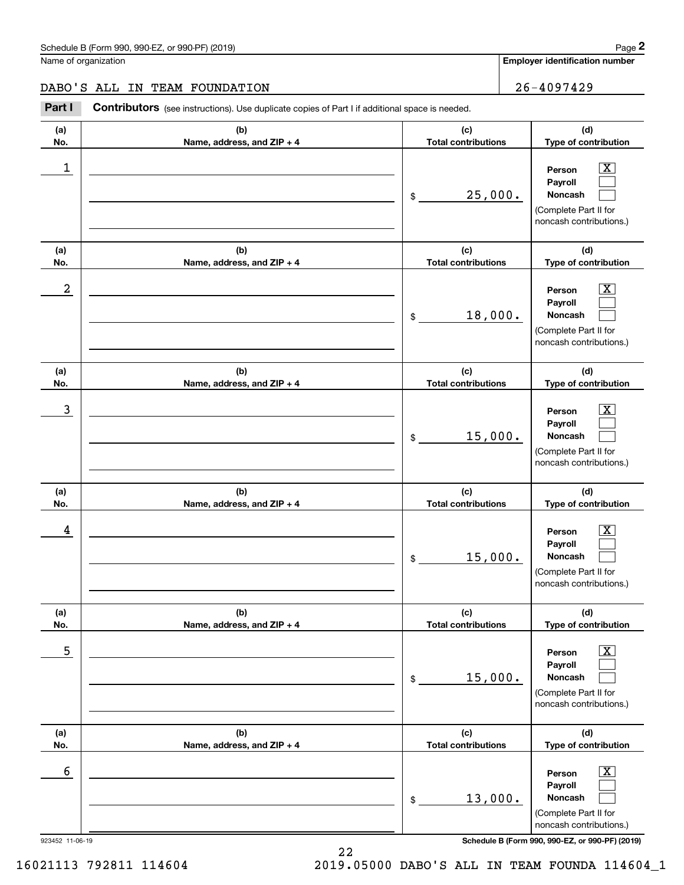Schedule B (Form 990, 990-EZ, or 990-PF) (2019)

Name of organization: DABO'S ALL IN TEAM FOUNDATION

**Employer identification number:** 26-4097429

**Part I** **Contributors** (see instructions). Use duplicate copies of Part I if additional space is needed.

| (a) No. | (b) Name, address, and ZIP + 4 | (c) Total contributions | (d) Type of contribution |
|---|---|---|---|
| 1 | | $ 25,000. | Person [X] Payroll [ ] Noncash [ ] (Complete Part II for noncash contributions.) |
| 2 | | $ 18,000. | Person [X] Payroll [ ] Noncash [ ] (Complete Part II for noncash contributions.) |
| 3 | | $ 15,000. | Person [X] Payroll [ ] Noncash [ ] (Complete Part II for noncash contributions.) |
| 4 | | $ 15,000. | Person [X] Payroll [ ] Noncash [ ] (Complete Part II for noncash contributions.) |
| 5 | | $ 15,000. | Person [X] Payroll [ ] Noncash [ ] (Complete Part II for noncash contributions.) |
| 6 | | $ 13,000. | Person [X] Payroll [ ] Noncash [ ] (Complete Part II for noncash contributions.) |

923452 11-06-19

Schedule B (Form 990, 990-EZ, or 990-PF) (2019)

16021113 792811 114604 2019.05000 DABO'S ALL IN TEAM FOUNDA 114604_1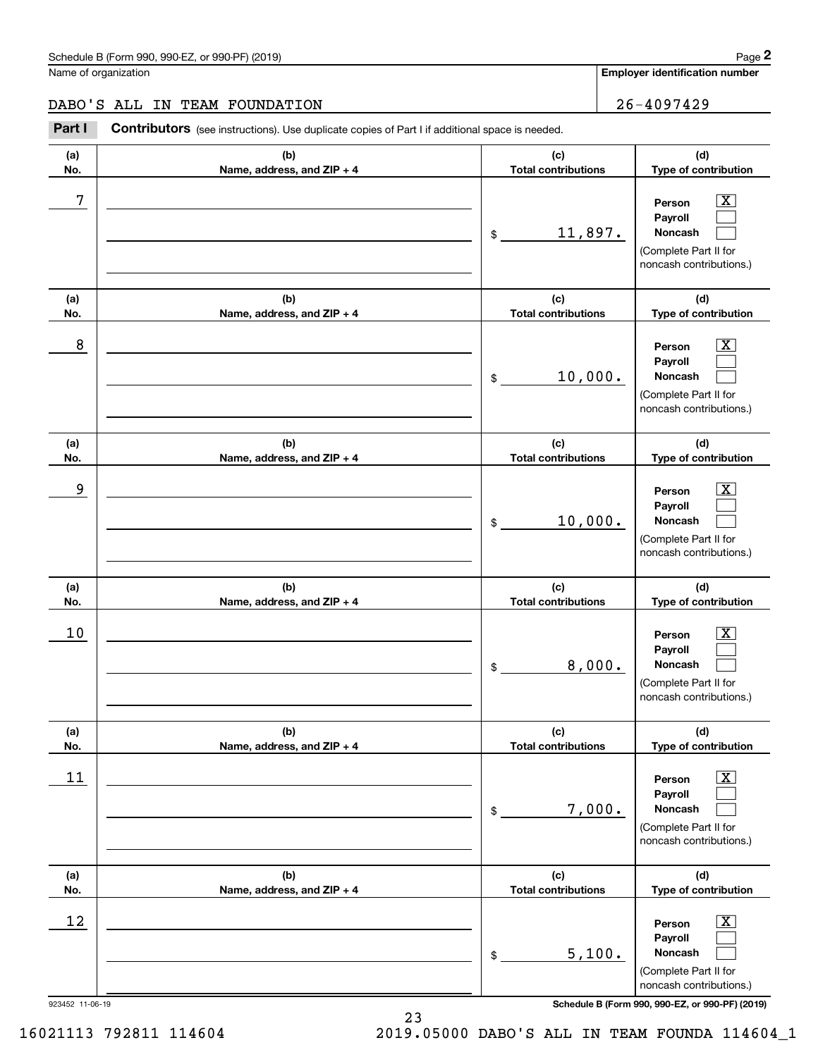Schedule B (Form 990, 990-EZ, or 990-PF) (2019)

Name of organization: DABO'S ALL IN TEAM FOUNDATION

Employer identification number: 26-4097429

**Part I** **Contributors** (see instructions). Use duplicate copies of Part I if additional space is needed.

| (a) No. | (b) Name, address, and ZIP + 4 | (c) Total contributions | (d) Type of contribution |
|---|---|---|---|
| 7 | | $ 11,897. | Person [X] Payroll [ ] Noncash [ ] (Complete Part II for noncash contributions.) |
| 8 | | $ 10,000. | Person [X] Payroll [ ] Noncash [ ] (Complete Part II for noncash contributions.) |
| 9 | | $ 10,000. | Person [X] Payroll [ ] Noncash [ ] (Complete Part II for noncash contributions.) |
| 10 | | $ 8,000. | Person [X] Payroll [ ] Noncash [ ] (Complete Part II for noncash contributions.) |
| 11 | | $ 7,000. | Person [X] Payroll [ ] Noncash [ ] (Complete Part II for noncash contributions.) |
| 12 | | $ 5,100. | Person [X] Payroll [ ] Noncash [ ] (Complete Part II for noncash contributions.) |

923452 11-06-19

Schedule B (Form 990, 990-EZ, or 990-PF) (2019)

16021113 792811 114604 2019.05000 DABO'S ALL IN TEAM FOUNDA 114604_1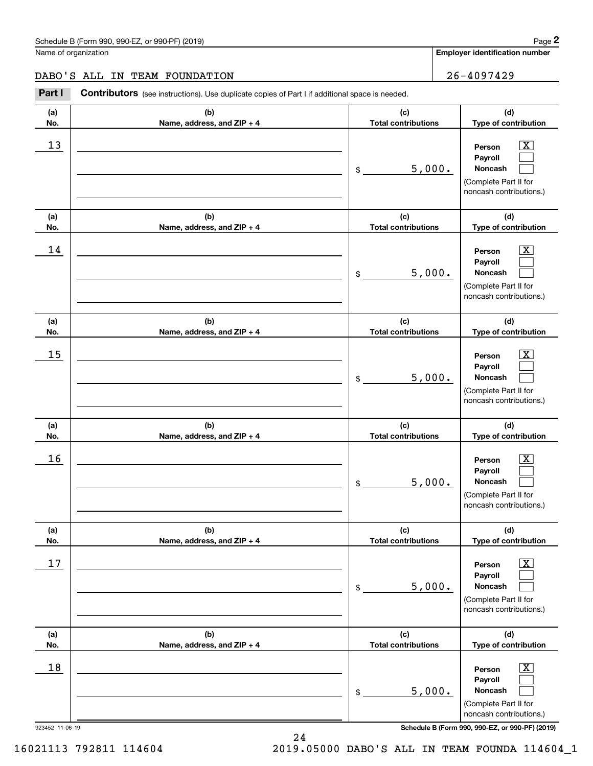Schedule B (Form 990, 990-EZ, or 990-PF) (2019)

Page **2**

Name of organization

DABO'S ALL IN TEAM FOUNDATION

**Employer identification number**

26-4097429

**Part I** **Contributors** (see instructions). Use duplicate copies of Part I if additional space is needed.

| (a) No. | (b) Name, address, and ZIP + 4 | (c) Total contributions | (d) Type of contribution |
|---|---|---|---|
| 13 | | $ 5,000. | Person [X] Payroll [ ] Noncash [ ] (Complete Part II for noncash contributions.) |
| 14 | | $ 5,000. | Person [X] Payroll [ ] Noncash [ ] (Complete Part II for noncash contributions.) |
| 15 | | $ 5,000. | Person [X] Payroll [ ] Noncash [ ] (Complete Part II for noncash contributions.) |
| 16 | | $ 5,000. | Person [X] Payroll [ ] Noncash [ ] (Complete Part II for noncash contributions.) |
| 17 | | $ 5,000. | Person [X] Payroll [ ] Noncash [ ] (Complete Part II for noncash contributions.) |
| 18 | | $ 5,000. | Person [X] Payroll [ ] Noncash [ ] (Complete Part II for noncash contributions.) |

923452 11-06-19

**Schedule B (Form 990, 990-EZ, or 990-PF) (2019)**

16021113 792811 114604 2019.05000 DABO'S ALL IN TEAM FOUNDA 114604_1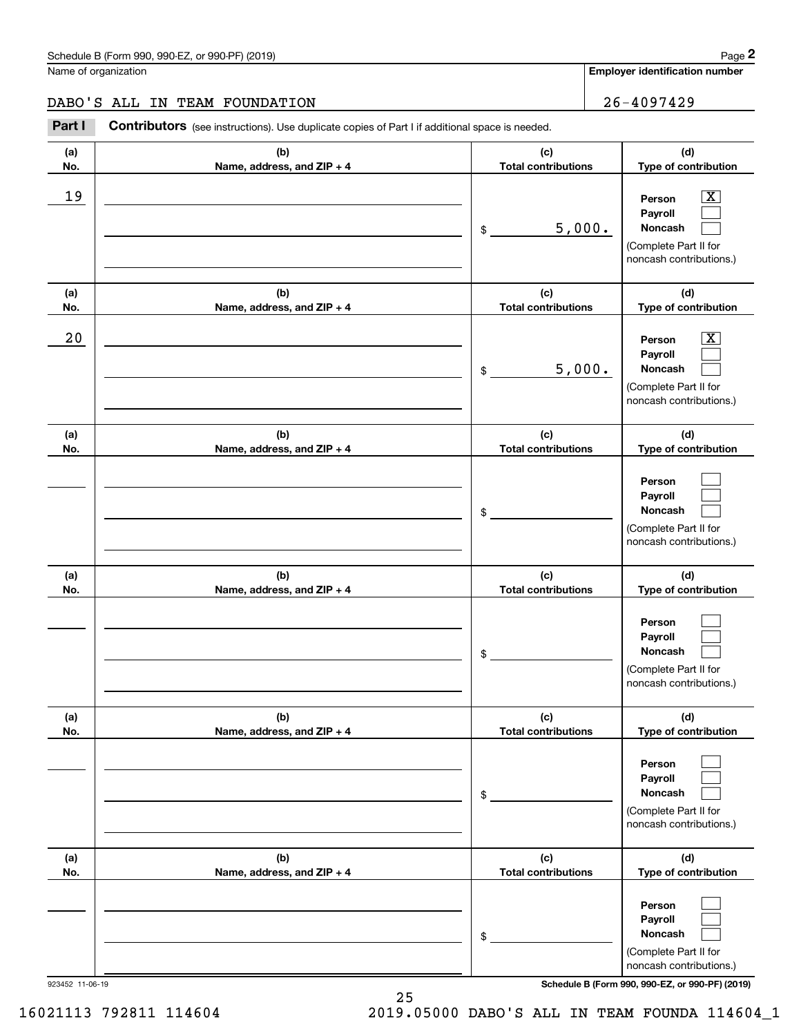Schedule B (Form 990, 990-EZ, or 990-PF) (2019)

Name of organization: DABO'S ALL IN TEAM FOUNDATION

**Employer identification number:** 26-4097429

**Part I** **Contributors** (see instructions). Use duplicate copies of Part I if additional space is needed.

| (a) No. | (b) Name, address, and ZIP + 4 | (c) Total contributions | (d) Type of contribution |
|---|---|---|---|
| 19 | | $ 5,000. | Person [X] Payroll [ ] Noncash [ ] (Complete Part II for noncash contributions.) |
| 20 | | $ 5,000. | Person [X] Payroll [ ] Noncash [ ] (Complete Part II for noncash contributions.) |
| | | $ | Person [ ] Payroll [ ] Noncash [ ] (Complete Part II for noncash contributions.) |
| | | $ | Person [ ] Payroll [ ] Noncash [ ] (Complete Part II for noncash contributions.) |
| | | $ | Person [ ] Payroll [ ] Noncash [ ] (Complete Part II for noncash contributions.) |
| | | $ | Person [ ] Payroll [ ] Noncash [ ] (Complete Part II for noncash contributions.) |

923452 11-06-19

**Schedule B (Form 990, 990-EZ, or 990-PF) (2019)**

16021113 792811 114604 2019.05000 DABO'S ALL IN TEAM FOUNDA 114604_1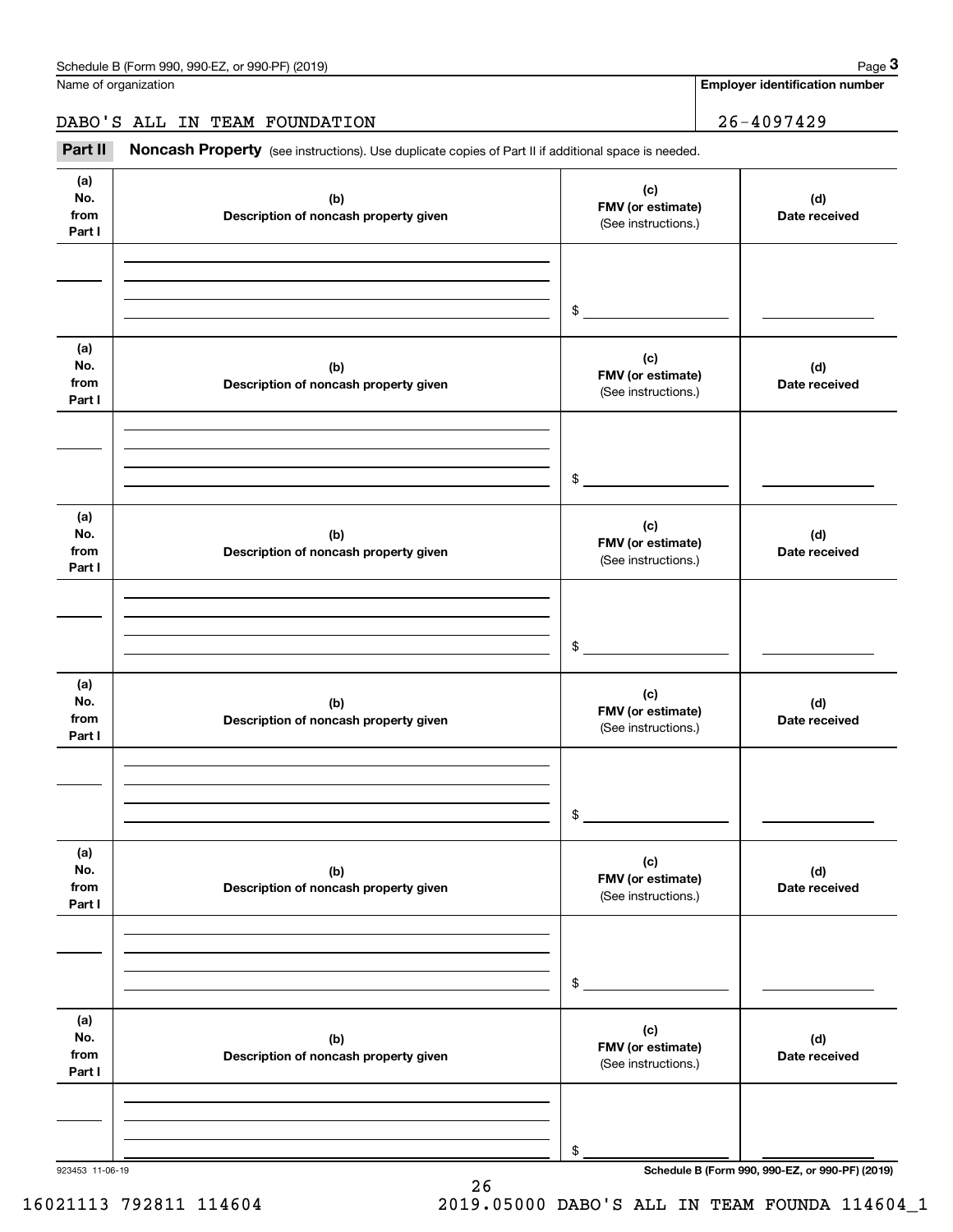Name of organization

**Employer identification number**

DABO'S ALL IN TEAM FOUNDATION 26-4097429

**Part II** **Noncash Property** (see instructions). Use duplicate copies of Part II if additional space is needed.

| (a) No. from Part I | (b) Description of noncash property given | (c) FMV (or estimate) (See instructions.) | (d) Date received |
|---|---|---|---|
| | | $ | |

| (a) No. from Part I | (b) Description of noncash property given | (c) FMV (or estimate) (See instructions.) | (d) Date received |
|---|---|---|---|
| | | $ | |

| (a) No. from Part I | (b) Description of noncash property given | (c) FMV (or estimate) (See instructions.) | (d) Date received |
|---|---|---|---|
| | | $ | |

| (a) No. from Part I | (b) Description of noncash property given | (c) FMV (or estimate) (See instructions.) | (d) Date received |
|---|---|---|---|
| | | $ | |

| (a) No. from Part I | (b) Description of noncash property given | (c) FMV (or estimate) (See instructions.) | (d) Date received |
|---|---|---|---|
| | | $ | |

| (a) No. from Part I | (b) Description of noncash property given | (c) FMV (or estimate) (See instructions.) | (d) Date received |
|---|---|---|---|
| | | $ | |

923453 11-06-19

**Schedule B (Form 990, 990-EZ, or 990-PF) (2019)**

16021113 792811 114604 2019.05000 DABO'S ALL IN TEAM FOUNDA 114604_1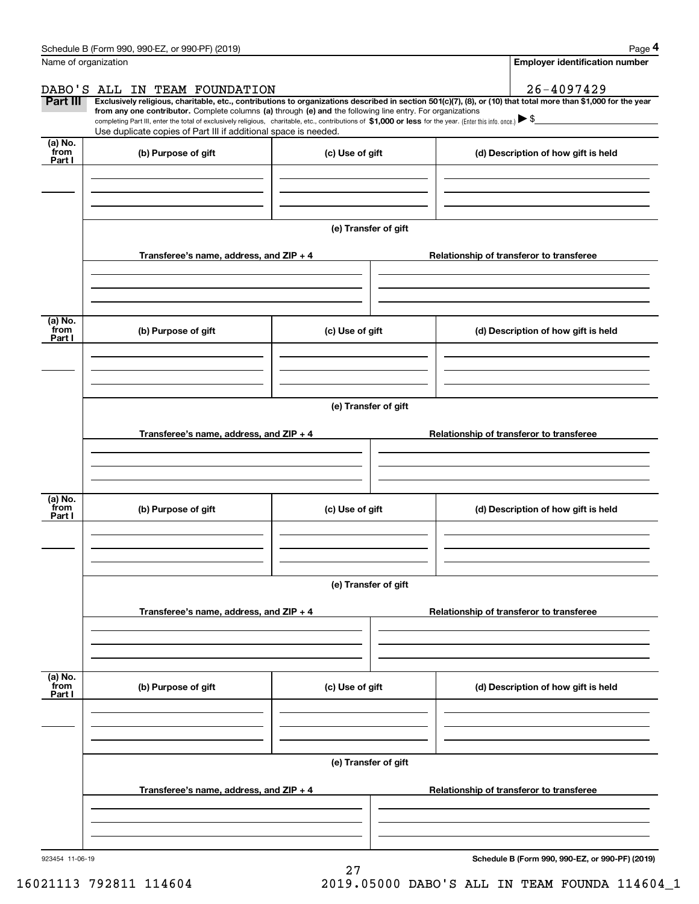Name of organization

**Employer identification number**

DABO'S ALL IN TEAM FOUNDATION

26-4097429

**Part III** **Exclusively religious, charitable, etc., contributions to organizations described in section 501(c)(7), (8), or (10) that total more than $1,000 for the year from any one contributor.** Complete columns **(a)** through **(e) and** the following line entry. For organizations completing Part III, enter the total of exclusively religious, charitable, etc., contributions of **$1,000 or less** for the year. (Enter this info. once.) ▶ $

Use duplicate copies of Part III if additional space is needed.

| (a) No. from Part I | (b) Purpose of gift | (c) Use of gift | (d) Description of how gift is held |
|---|---|---|---|
| | | | |

**(e) Transfer of gift**

| Transferee's name, address, and ZIP + 4 | Relationship of transferor to transferee |
|---|---|
| | |

| (a) No. from Part I | (b) Purpose of gift | (c) Use of gift | (d) Description of how gift is held |
|---|---|---|---|
| | | | |

**(e) Transfer of gift**

| Transferee's name, address, and ZIP + 4 | Relationship of transferor to transferee |
|---|---|
| | |

| (a) No. from Part I | (b) Purpose of gift | (c) Use of gift | (d) Description of how gift is held |
|---|---|---|---|
| | | | |

**(e) Transfer of gift**

| Transferee's name, address, and ZIP + 4 | Relationship of transferor to transferee |
|---|---|
| | |

| (a) No. from Part I | (b) Purpose of gift | (c) Use of gift | (d) Description of how gift is held |
|---|---|---|---|
| | | | |

**(e) Transfer of gift**

| Transferee's name, address, and ZIP + 4 | Relationship of transferor to transferee |
|---|---|
| | |

923454 11-06-19

**Schedule B (Form 990, 990-EZ, or 990-PF) (2019)**

16021113 792811 114604 2019.05000 DABO'S ALL IN TEAM FOUNDA 114604_1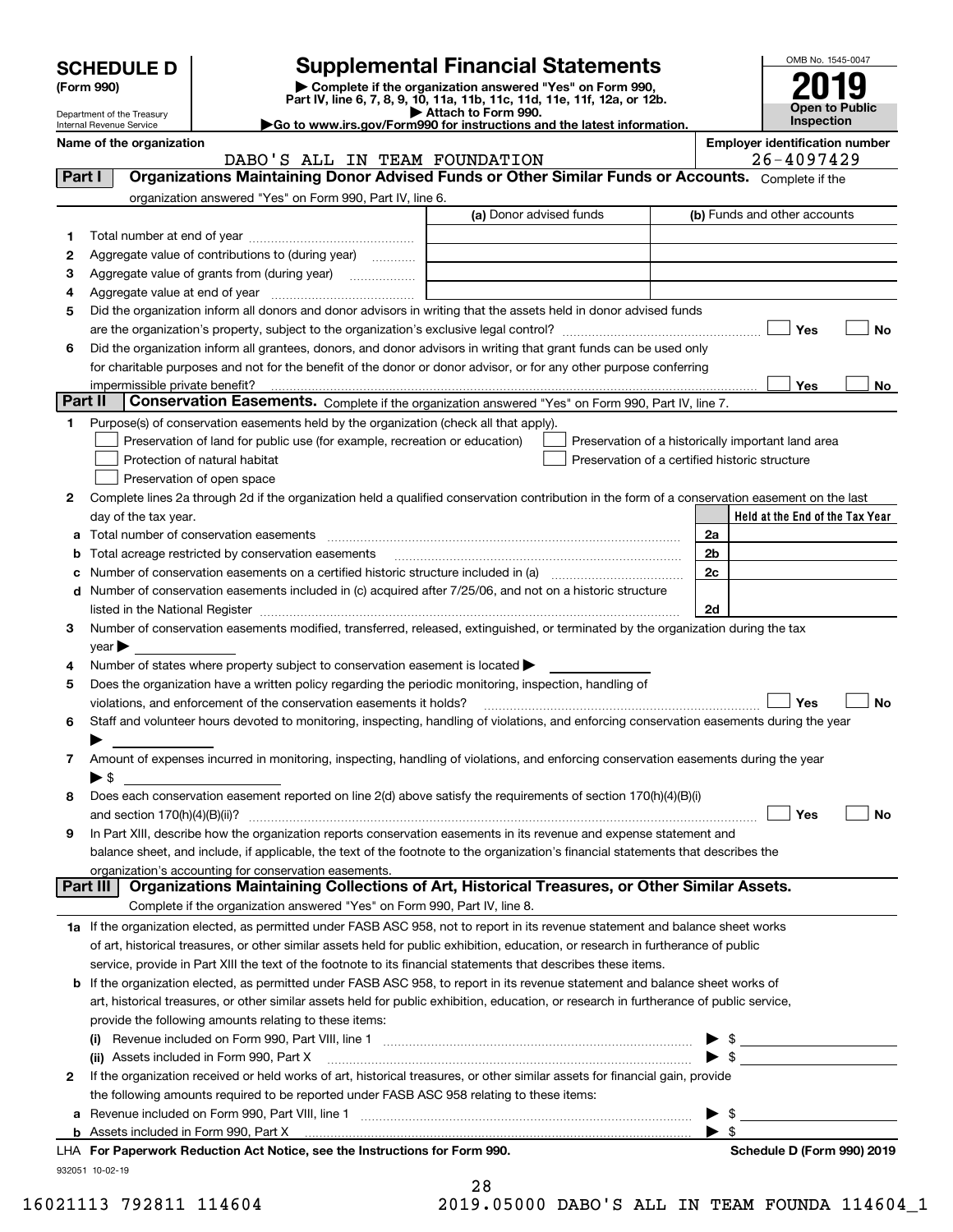# SCHEDULE D (Form 990)

Department of the Treasury
Internal Revenue Service

# Supplemental Financial Statements

▶ Complete if the organization answered "Yes" on Form 990, Part IV, line 6, 7, 8, 9, 10, 11a, 11b, 11c, 11d, 11e, 11f, 12a, or 12b.
▶ Attach to Form 990.
▶Go to www.irs.gov/Form990 for instructions and the latest information.

OMB No. 1545-0047
**2019**
**Open to Public Inspection**

**Name of the organization**
DABO'S ALL IN TEAM FOUNDATION

**Employer identification number**
26-4097429

## Part I — Organizations Maintaining Donor Advised Funds or Other Similar Funds or Accounts.
Complete if the organization answered "Yes" on Form 990, Part IV, line 6.

| | | (a) Donor advised funds | (b) Funds and other accounts |
|---|---|---|---|
| 1 | Total number at end of year | | |
| 2 | Aggregate value of contributions to (during year) | | |
| 3 | Aggregate value of grants from (during year) | | |
| 4 | Aggregate value at end of year | | |

5 Did the organization inform all donors and donor advisors in writing that the assets held in donor advised funds are the organization's property, subject to the organization's exclusive legal control? ☐ Yes ☐ No

6 Did the organization inform all grantees, donors, and donor advisors in writing that grant funds can be used only for charitable purposes and not for the benefit of the donor or donor advisor, or for any other purpose conferring impermissible private benefit? ☐ Yes ☐ No

## Part II — Conservation Easements.
Complete if the organization answered "Yes" on Form 990, Part IV, line 7.

1 Purpose(s) of conservation easements held by the organization (check all that apply).
- ☐ Preservation of land for public use (for example, recreation or education)
- ☐ Protection of natural habitat
- ☐ Preservation of open space
- ☐ Preservation of a historically important land area
- ☐ Preservation of a certified historic structure

2 Complete lines 2a through 2d if the organization held a qualified conservation contribution in the form of a conservation easement on the last day of the tax year.

| | | | Held at the End of the Tax Year |
|---|---|---|---|
| a | Total number of conservation easements | 2a | |
| b | Total acreage restricted by conservation easements | 2b | |
| c | Number of conservation easements on a certified historic structure included in (a) | 2c | |
| d | Number of conservation easements included in (c) acquired after 7/25/06, and not on a historic structure listed in the National Register | 2d | |

3 Number of conservation easements modified, transferred, released, extinguished, or terminated by the organization during the tax year ▶

4 Number of states where property subject to conservation easement is located ▶

5 Does the organization have a written policy regarding the periodic monitoring, inspection, handling of violations, and enforcement of the conservation easements it holds? ☐ Yes ☐ No

6 Staff and volunteer hours devoted to monitoring, inspecting, handling of violations, and enforcing conservation easements during the year ▶

7 Amount of expenses incurred in monitoring, inspecting, handling of violations, and enforcing conservation easements during the year ▶ $

8 Does each conservation easement reported on line 2(d) above satisfy the requirements of section 170(h)(4)(B)(i) and section 170(h)(4)(B)(ii)? ☐ Yes ☐ No

9 In Part XIII, describe how the organization reports conservation easements in its revenue and expense statement and balance sheet, and include, if applicable, the text of the footnote to the organization's financial statements that describes the organization's accounting for conservation easements.

## Part III — Organizations Maintaining Collections of Art, Historical Treasures, or Other Similar Assets.
Complete if the organization answered "Yes" on Form 990, Part IV, line 8.

1a If the organization elected, as permitted under FASB ASC 958, not to report in its revenue statement and balance sheet works of art, historical treasures, or other similar assets held for public exhibition, education, or research in furtherance of public service, provide in Part XIII the text of the footnote to its financial statements that describes these items.

b If the organization elected, as permitted under FASB ASC 958, to report in its revenue statement and balance sheet works of art, historical treasures, or other similar assets held for public exhibition, education, or research in furtherance of public service, provide the following amounts relating to these items:

(i) Revenue included on Form 990, Part VIII, line 1 ▶ $

(ii) Assets included in Form 990, Part X ▶ $

2 If the organization received or held works of art, historical treasures, or other similar assets for financial gain, provide the following amounts required to be reported under FASB ASC 958 relating to these items:

a Revenue included on Form 990, Part VIII, line 1 ▶ $

b Assets included in Form 990, Part X ▶ $

LHA For Paperwork Reduction Act Notice, see the Instructions for Form 990. — Schedule D (Form 990) 2019

932051 10-02-19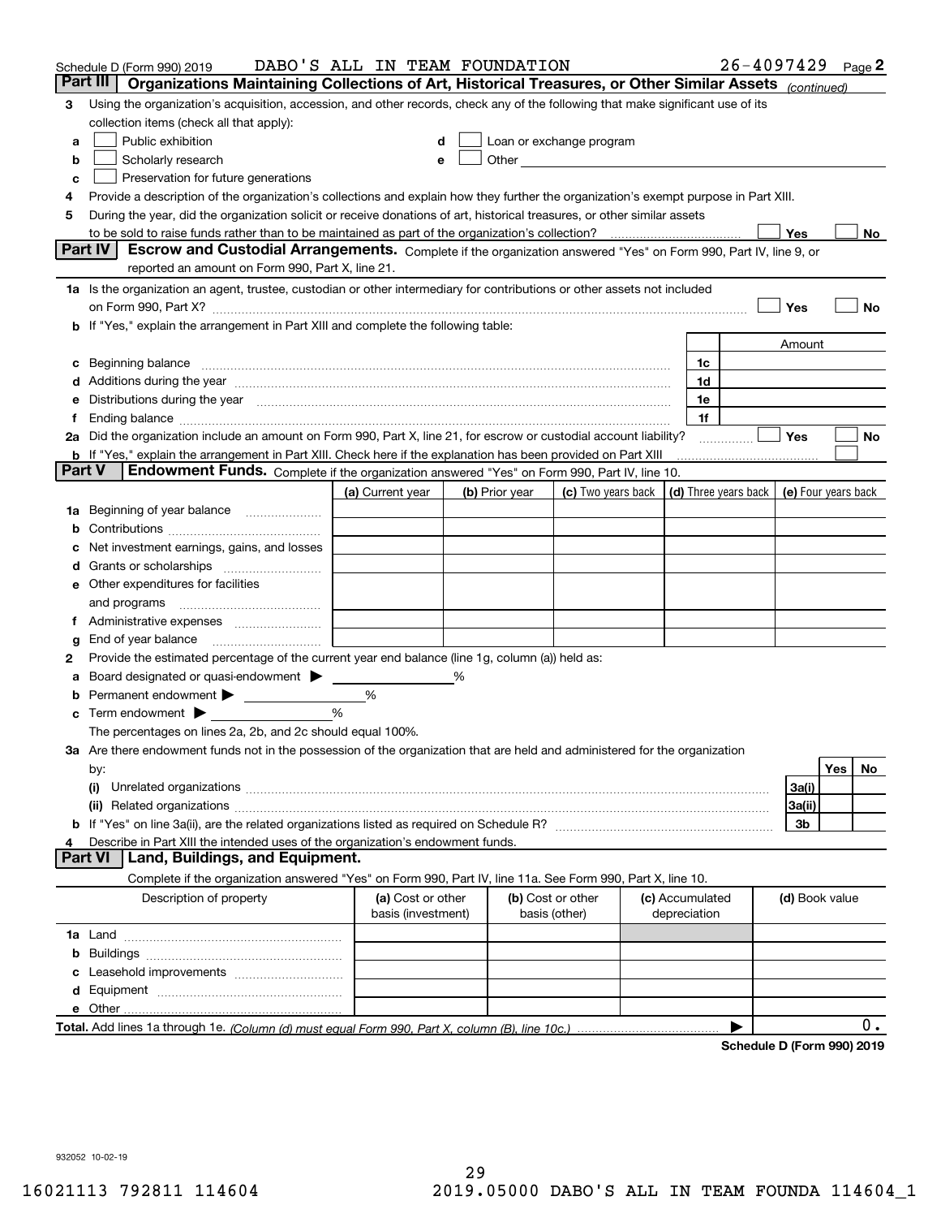Schedule D (Form 990) 2019 DABO'S ALL IN TEAM FOUNDATION 26-4097429 Page 2

## Part III Organizations Maintaining Collections of Art, Historical Treasures, or Other Similar Assets *(continued)*

**3** Using the organization's acquisition, accession, and other records, check any of the following that make significant use of its collection items (check all that apply):

- **a** ☐ Public exhibition
- **b** ☐ Scholarly research
- **c** ☐ Preservation for future generations
- **d** ☐ Loan or exchange program
- **e** ☐ Other

**4** Provide a description of the organization's collections and explain how they further the organization's exempt purpose in Part XIII.

**5** During the year, did the organization solicit or receive donations of art, historical treasures, or other similar assets to be sold to raise funds rather than to be maintained as part of the organization's collection? ☐ Yes ☐ No

## Part IV Escrow and Custodial Arrangements.

Complete if the organization answered "Yes" on Form 990, Part IV, line 9, or reported an amount on Form 990, Part X, line 21.

**1a** Is the organization an agent, trustee, custodian or other intermediary for contributions or other assets not included on Form 990, Part X? ☐ Yes ☐ No

**b** If "Yes," explain the arrangement in Part XIII and complete the following table:

| | | Amount |
|---|---|---|
| **c** Beginning balance | 1c | |
| **d** Additions during the year | 1d | |
| **e** Distributions during the year | 1e | |
| **f** Ending balance | 1f | |

**2a** Did the organization include an amount on Form 990, Part X, line 21, for escrow or custodial account liability? ☐ Yes ☐ No

**b** If "Yes," explain the arrangement in Part XIII. Check here if the explanation has been provided on Part XIII ☐

## Part V Endowment Funds.

Complete if the organization answered "Yes" on Form 990, Part IV, line 10.

| | (a) Current year | (b) Prior year | (c) Two years back | (d) Three years back | (e) Four years back |
|---|---|---|---|---|---|
| **1a** Beginning of year balance | | | | | |
| **b** Contributions | | | | | |
| **c** Net investment earnings, gains, and losses | | | | | |
| **d** Grants or scholarships | | | | | |
| **e** Other expenditures for facilities and programs | | | | | |
| **f** Administrative expenses | | | | | |
| **g** End of year balance | | | | | |

**2** Provide the estimated percentage of the current year end balance (line 1g, column (a)) held as:

- **a** Board designated or quasi-endowment ▶ %
- **b** Permanent endowment ▶ %
- **c** Term endowment ▶ %

The percentages on lines 2a, 2b, and 2c should equal 100%.

**3a** Are there endowment funds not in the possession of the organization that are held and administered for the organization by:

| | | Yes | No |
|---|---|---|---|
| **(i)** Unrelated organizations | 3a(i) | | |
| **(ii)** Related organizations | 3a(ii) | | |
| **b** If "Yes" on line 3a(ii), are the related organizations listed as required on Schedule R? | 3b | | |

**4** Describe in Part XIII the intended uses of the organization's endowment funds.

## Part VI Land, Buildings, and Equipment.

Complete if the organization answered "Yes" on Form 990, Part IV, line 11a. See Form 990, Part X, line 10.

| Description of property | (a) Cost or other basis (investment) | (b) Cost or other basis (other) | (c) Accumulated depreciation | (d) Book value |
|---|---|---|---|---|
| **1a** Land | | | | |
| **b** Buildings | | | | |
| **c** Leasehold improvements | | | | |
| **d** Equipment | | | | |
| **e** Other | | | | |
| **Total.** Add lines 1a through 1e. *(Column (d) must equal Form 990, Part X, column (B), line 10c.)* ▶ | | | | 0. |

Schedule D (Form 990) 2019

932052 10-02-19

16021113 792811 114604 2019.05000 DABO'S ALL IN TEAM FOUNDA 114604_1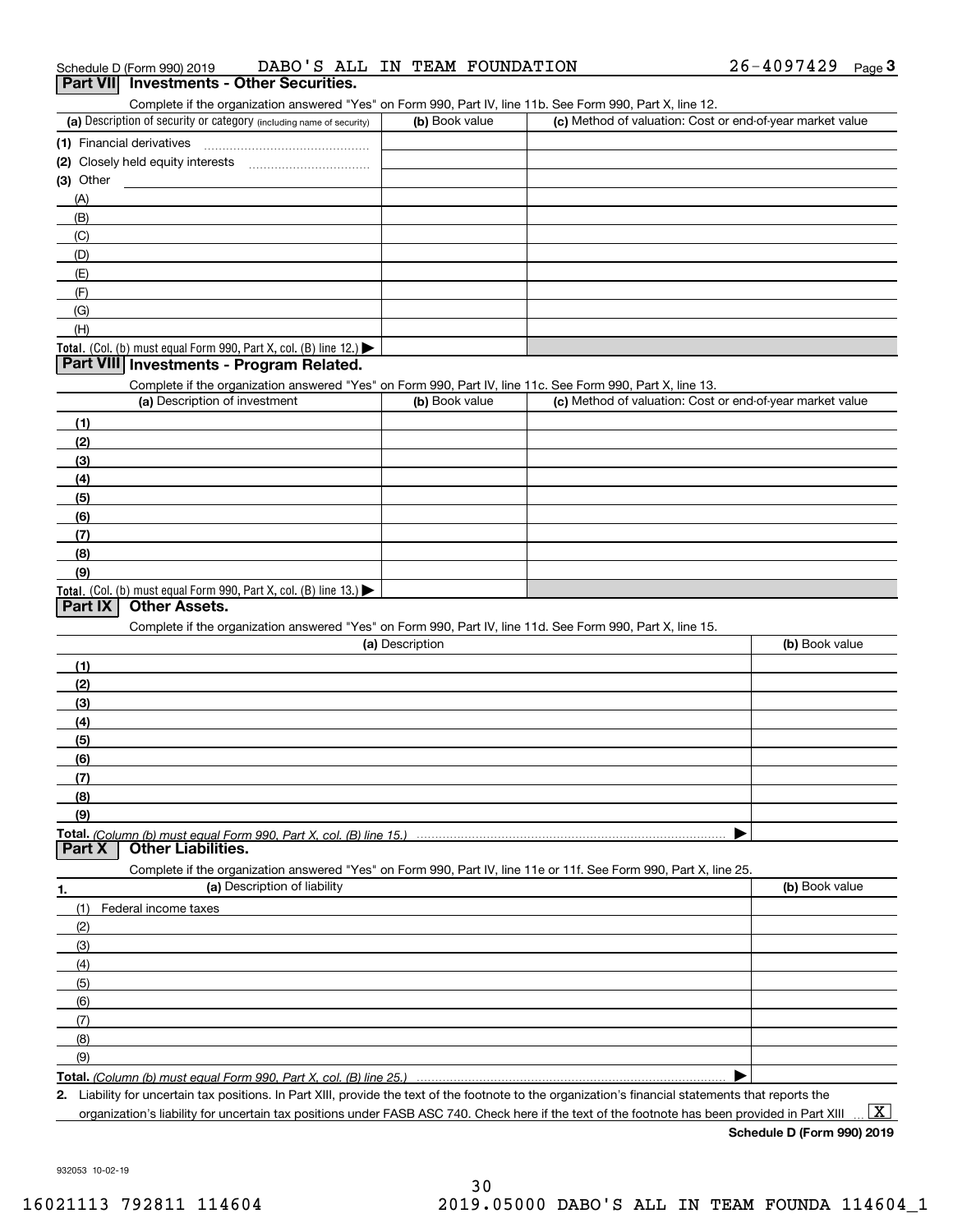Schedule D (Form 990) 2019 DABO'S ALL IN TEAM FOUNDATION 26-4097429 Page 3

## Part VII Investments - Other Securities.

Complete if the organization answered "Yes" on Form 990, Part IV, line 11b. See Form 990, Part X, line 12.

| (a) Description of security or category (including name of security) | (b) Book value | (c) Method of valuation: Cost or end-of-year market value |
|---|---|---|
| (1) Financial derivatives | | |
| (2) Closely held equity interests | | |
| (3) Other | | |
| (A) | | |
| (B) | | |
| (C) | | |
| (D) | | |
| (E) | | |
| (F) | | |
| (G) | | |
| (H) | | |
| **Total.** (Col. (b) must equal Form 990, Part X, col. (B) line 12.) ▶ | | |

## Part VIII Investments - Program Related.

Complete if the organization answered "Yes" on Form 990, Part IV, line 11c. See Form 990, Part X, line 13.

| (a) Description of investment | (b) Book value | (c) Method of valuation: Cost or end-of-year market value |
|---|---|---|
| (1) | | |
| (2) | | |
| (3) | | |
| (4) | | |
| (5) | | |
| (6) | | |
| (7) | | |
| (8) | | |
| (9) | | |
| **Total.** (Col. (b) must equal Form 990, Part X, col. (B) line 13.) ▶ | | |

## Part IX Other Assets.

Complete if the organization answered "Yes" on Form 990, Part IV, line 11d. See Form 990, Part X, line 15.

| (a) Description | (b) Book value |
|---|---|
| (1) | |
| (2) | |
| (3) | |
| (4) | |
| (5) | |
| (6) | |
| (7) | |
| (8) | |
| (9) | |
| **Total.** *(Column (b) must equal Form 990, Part X, col. (B) line 15.)* ▶ | |

## Part X Other Liabilities.

Complete if the organization answered "Yes" on Form 990, Part IV, line 11e or 11f. See Form 990, Part X, line 25.

| 1. (a) Description of liability | (b) Book value |
|---|---|
| (1) Federal income taxes | |
| (2) | |
| (3) | |
| (4) | |
| (5) | |
| (6) | |
| (7) | |
| (8) | |
| (9) | |
| **Total.** *(Column (b) must equal Form 990, Part X, col. (B) line 25.)* ▶ | |

**2.** Liability for uncertain tax positions. In Part XIII, provide the text of the footnote to the organization's financial statements that reports the organization's liability for uncertain tax positions under FASB ASC 740. Check here if the text of the footnote has been provided in Part XIII ... [X]

**Schedule D (Form 990) 2019**

932053 10-02-19

16021113 792811 114604 2019.05000 DABO'S ALL IN TEAM FOUNDA 114604_1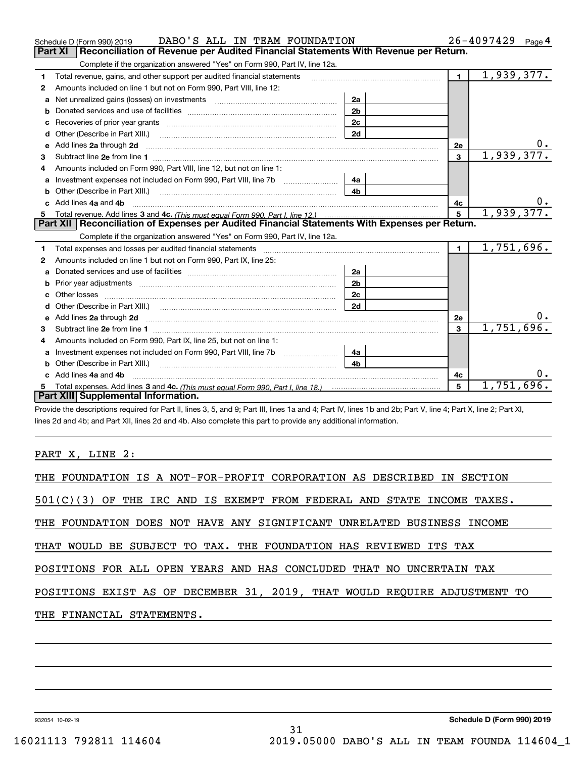Schedule D (Form 990) 2019 DABO'S ALL IN TEAM FOUNDATION 26-4097429 Page 4

## Part XI Reconciliation of Revenue per Audited Financial Statements With Revenue per Return.

Complete if the organization answered "Yes" on Form 990, Part IV, line 12a.

| | | | | | |
|---|---|---|---|---|---|
| 1 | Total revenue, gains, and other support per audited financial statements | | | 1 | 1,939,377. |
| 2 | Amounts included on line 1 but not on Form 990, Part VIII, line 12: | | | | |
| a | Net unrealized gains (losses) on investments | 2a | | | |
| b | Donated services and use of facilities | 2b | | | |
| c | Recoveries of prior year grants | 2c | | | |
| d | Other (Describe in Part XIII.) | 2d | | | |
| e | Add lines 2a through 2d | | | 2e | 0. |
| 3 | Subtract line 2e from line 1 | | | 3 | 1,939,377. |
| 4 | Amounts included on Form 990, Part VIII, line 12, but not on line 1: | | | | |
| a | Investment expenses not included on Form 990, Part VIII, line 7b | 4a | | | |
| b | Other (Describe in Part XIII.) | 4b | | | |
| c | Add lines 4a and 4b | | | 4c | 0. |
| 5 | Total revenue. Add lines 3 and 4c. *(This must equal Form 990, Part I, line 12.)* | | | 5 | 1,939,377. |

## Part XII Reconciliation of Expenses per Audited Financial Statements With Expenses per Return.

Complete if the organization answered "Yes" on Form 990, Part IV, line 12a.

| | | | | | |
|---|---|---|---|---|---|
| 1 | Total expenses and losses per audited financial statements | | | 1 | 1,751,696. |
| 2 | Amounts included on line 1 but not on Form 990, Part IX, line 25: | | | | |
| a | Donated services and use of facilities | 2a | | | |
| b | Prior year adjustments | 2b | | | |
| c | Other losses | 2c | | | |
| d | Other (Describe in Part XIII.) | 2d | | | |
| e | Add lines 2a through 2d | | | 2e | 0. |
| 3 | Subtract line 2e from line 1 | | | 3 | 1,751,696. |
| 4 | Amounts included on Form 990, Part IX, line 25, but not on line 1: | | | | |
| a | Investment expenses not included on Form 990, Part VIII, line 7b | 4a | | | |
| b | Other (Describe in Part XIII.) | 4b | | | |
| c | Add lines 4a and 4b | | | 4c | 0. |
| 5 | Total expenses. Add lines 3 and 4c. *(This must equal Form 990, Part I, line 18.)* | | | 5 | 1,751,696. |

## Part XIII Supplemental Information.

Provide the descriptions required for Part II, lines 3, 5, and 9; Part III, lines 1a and 4; Part IV, lines 1b and 2b; Part V, line 4; Part X, line 2; Part XI, lines 2d and 4b; and Part XII, lines 2d and 4b. Also complete this part to provide any additional information.

PART X, LINE 2:

THE FOUNDATION IS A NOT-FOR-PROFIT CORPORATION AS DESCRIBED IN SECTION 501(C)(3) OF THE IRC AND IS EXEMPT FROM FEDERAL AND STATE INCOME TAXES. THE FOUNDATION DOES NOT HAVE ANY SIGNIFICANT UNRELATED BUSINESS INCOME THAT WOULD BE SUBJECT TO TAX. THE FOUNDATION HAS REVIEWED ITS TAX POSITIONS FOR ALL OPEN YEARS AND HAS CONCLUDED THAT NO UNCERTAIN TAX POSITIONS EXIST AS OF DECEMBER 31, 2019, THAT WOULD REQUIRE ADJUSTMENT TO THE FINANCIAL STATEMENTS.

932054 10-02-19 Schedule D (Form 990) 2019

16021113 792811 114604 2019.05000 DABO'S ALL IN TEAM FOUNDA 114604_1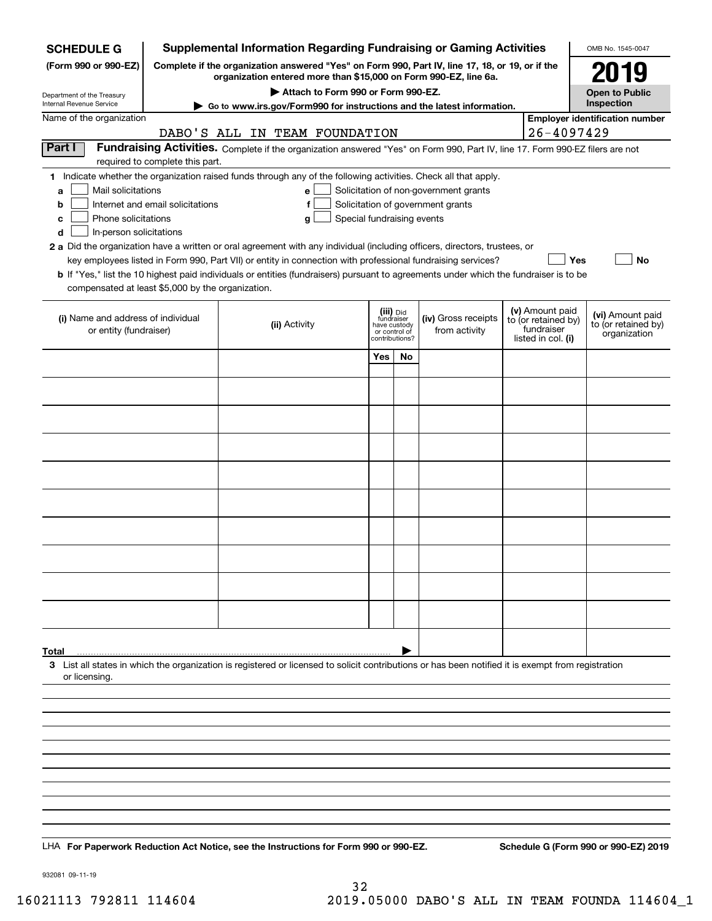**SCHEDULE G**
**(Form 990 or 990-EZ)**

Department of the Treasury
Internal Revenue Service

# Supplemental Information Regarding Fundraising or Gaming Activities

**Complete if the organization answered "Yes" on Form 990, Part IV, line 17, 18, or 19, or if the organization entered more than $15,000 on Form 990-EZ, line 6a.**

▶ **Attach to Form 990 or Form 990-EZ.**

▶ **Go to www.irs.gov/Form990 for instructions and the latest information.**

OMB No. 1545-0047

**2019**

**Open to Public Inspection**

Name of the organization: DABO'S ALL IN TEAM FOUNDATION

**Employer identification number**: 26-4097429

**Part I** **Fundraising Activities.** Complete if the organization answered "Yes" on Form 990, Part IV, line 17. Form 990-EZ filers are not required to complete this part.

**1** Indicate whether the organization raised funds through any of the following activities. Check all that apply.

- **a** ☐ Mail solicitations
- **b** ☐ Internet and email solicitations
- **c** ☐ Phone solicitations
- **d** ☐ In-person solicitations
- **e** ☐ Solicitation of non-government grants
- **f** ☐ Solicitation of government grants
- **g** ☐ Special fundraising events

**2 a** Did the organization have a written or oral agreement with any individual (including officers, directors, trustees, or key employees listed in Form 990, Part VII) or entity in connection with professional fundraising services? ☐ **Yes** ☐ **No**

**b** If "Yes," list the 10 highest paid individuals or entities (fundraisers) pursuant to agreements under which the fundraiser is to be compensated at least $5,000 by the organization.

| **(i)** Name and address of individual or entity (fundraiser) | **(ii)** Activity | **(iii)** Did fundraiser have custody or control of contributions? Yes | No | **(iv)** Gross receipts from activity | **(v)** Amount paid to (or retained by) fundraiser listed in col. **(i)** | **(vi)** Amount paid to (or retained by) organization |
|---|---|---|---|---|---|---|
| | | | | | | |
| | | | | | | |
| | | | | | | |
| | | | | | | |
| | | | | | | |
| | | | | | | |
| | | | | | | |
| | | | | | | |
| | | | | | | |
| | | | | | | |
| **Total** | | | | | | |

**3** List all states in which the organization is registered or licensed to solicit contributions or has been notified it is exempt from registration or licensing.

LHA **For Paperwork Reduction Act Notice, see the Instructions for Form 990 or 990-EZ.** **Schedule G (Form 990 or 990-EZ) 2019**

932081 09-11-19

16021113 792811 114604 2019.05000 DABO'S ALL IN TEAM FOUNDA 114604_1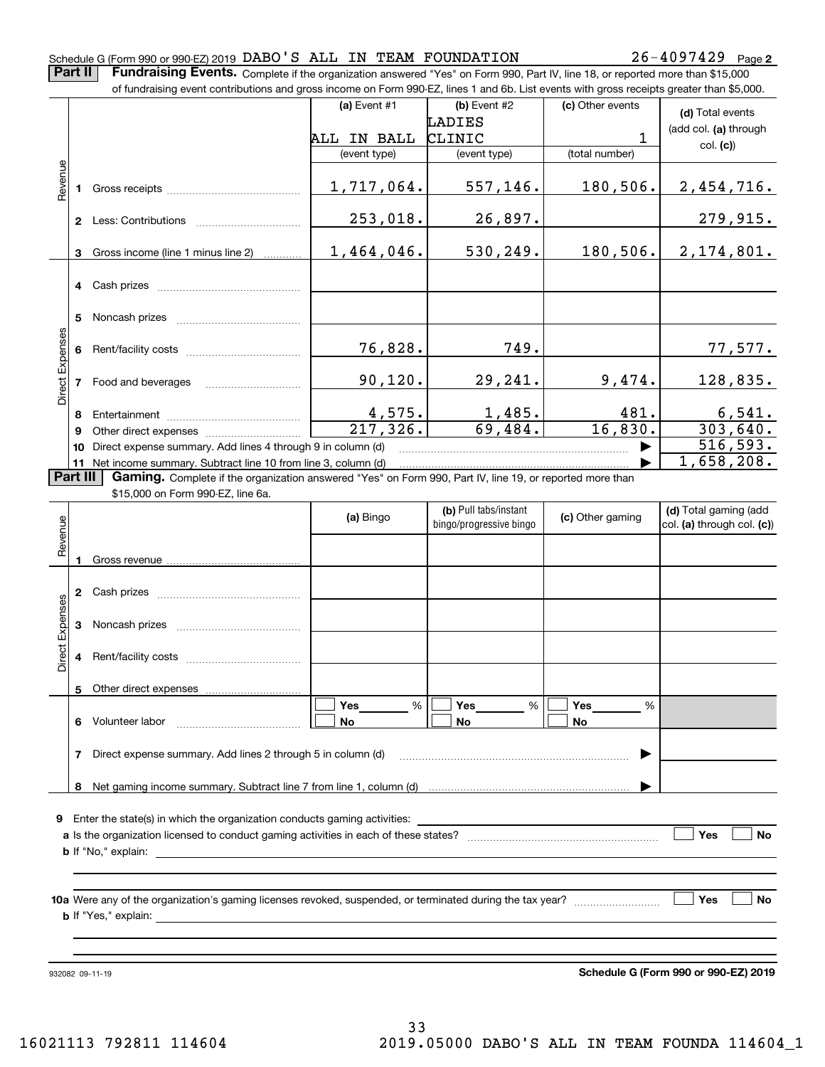Schedule G (Form 990 or 990-EZ) 2019 DABO'S ALL IN TEAM FOUNDATION 26-4097429 Page **2**

**Part II** **Fundraising Events.** Complete if the organization answered "Yes" on Form 990, Part IV, line 18, or reported more than $15,000 of fundraising event contributions and gross income on Form 990-EZ, lines 1 and 6b. List events with gross receipts greater than $5,000.

| | | (a) Event #1 | (b) Event #2 | (c) Other events | (d) Total events (add col. (a) through col. (c)) |
|---|---|---|---|---|---|
| | | ALL IN BALL | LADIES CLINIC | 1 | |
| | | (event type) | (event type) | (total number) | |
| Revenue | 1 Gross receipts | 1,717,064. | 557,146. | 180,506. | 2,454,716. |
| | 2 Less: Contributions | 253,018. | 26,897. | | 279,915. |
| | 3 Gross income (line 1 minus line 2) | 1,464,046. | 530,249. | 180,506. | 2,174,801. |
| Direct Expenses | 4 Cash prizes | | | | |
| | 5 Noncash prizes | | | | |
| | 6 Rent/facility costs | 76,828. | 749. | | 77,577. |
| | 7 Food and beverages | 90,120. | 29,241. | 9,474. | 128,835. |
| | 8 Entertainment | 4,575. | 1,485. | 481. | 6,541. |
| | 9 Other direct expenses | 217,326. | 69,484. | 16,830. | 303,640. |
| | 10 Direct expense summary. Add lines 4 through 9 in column (d) | | | ▶ | 516,593. |
| | 11 Net income summary. Subtract line 10 from line 3, column (d) | | | ▶ | 1,658,208. |

**Part III** **Gaming.** Complete if the organization answered "Yes" on Form 990, Part IV, line 19, or reported more than $15,000 on Form 990-EZ, line 6a.

| | | (a) Bingo | (b) Pull tabs/instant bingo/progressive bingo | (c) Other gaming | (d) Total gaming (add col. (a) through col. (c)) |
|---|---|---|---|---|---|
| Revenue | 1 Gross revenue | | | | |
| Direct Expenses | 2 Cash prizes | | | | |
| | 3 Noncash prizes | | | | |
| | 4 Rent/facility costs | | | | |
| | 5 Other direct expenses | | | | |
| | 6 Volunteer labor | ☐ Yes ____ % ☐ No | ☐ Yes ____ % ☐ No | ☐ Yes ____ % ☐ No | |
| | 7 Direct expense summary. Add lines 2 through 5 in column (d) | | | ▶ | |
| | 8 Net gaming income summary. Subtract line 7 from line 1, column (d) | | | ▶ | |

**9** Enter the state(s) in which the organization conducts gaming activities: ____________

**a** Is the organization licensed to conduct gaming activities in each of these states? ☐ Yes ☐ No

**b** If "No," explain: ____________

**10a** Were any of the organization's gaming licenses revoked, suspended, or terminated during the tax year? ☐ Yes ☐ No

**b** If "Yes," explain: ____________

932082 09-11-19 **Schedule G (Form 990 or 990-EZ) 2019**

16021113 792811 114604 2019.05000 DABO'S ALL IN TEAM FOUNDA 114604_1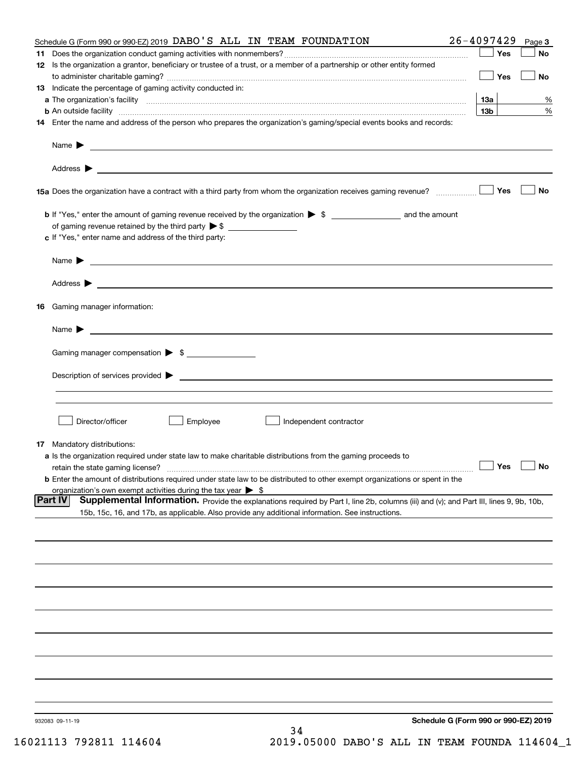Schedule G (Form 990 or 990-EZ) 2019 DABO'S ALL IN TEAM FOUNDATION 26-4097429 Page **3**

**11** Does the organization conduct gaming activities with nonmembers? ☐ Yes ☐ No

**12** Is the organization a grantor, beneficiary or trustee of a trust, or a member of a partnership or other entity formed to administer charitable gaming? ☐ Yes ☐ No

**13** Indicate the percentage of gaming activity conducted in:

**a** The organization's facility **13a** %

**b** An outside facility **13b** %

**14** Enter the name and address of the person who prepares the organization's gaming/special events books and records:

Name ▶

Address ▶

**15a** Does the organization have a contract with a third party from whom the organization receives gaming revenue? ☐ Yes ☐ No

**b** If "Yes," enter the amount of gaming revenue received by the organization ▶ $ and the amount of gaming revenue retained by the third party ▶ $

**c** If "Yes," enter name and address of the third party:

Name ▶

Address ▶

**16** Gaming manager information:

Name ▶

Gaming manager compensation ▶ $

Description of services provided ▶

☐ Director/officer ☐ Employee ☐ Independent contractor

**17** Mandatory distributions:

**a** Is the organization required under state law to make charitable distributions from the gaming proceeds to retain the state gaming license? ☐ Yes ☐ No

**b** Enter the amount of distributions required under state law to be distributed to other exempt organizations or spent in the organization's own exempt activities during the tax year ▶ $

**Part IV** **Supplemental Information.** Provide the explanations required by Part I, line 2b, columns (iii) and (v); and Part III, lines 9, 9b, 10b, 15b, 15c, 16, and 17b, as applicable. Also provide any additional information. See instructions.

932083 09-11-19 **Schedule G (Form 990 or 990-EZ) 2019**

16021113 792811 114604 2019.05000 DABO'S ALL IN TEAM FOUNDA 114604_1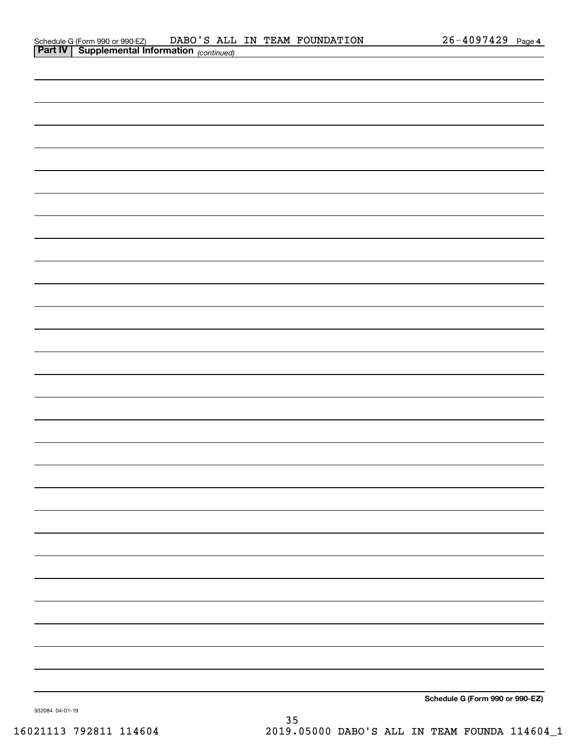**Part IV | Supplemental Information** *(continued)*

Schedule G (Form 990 or 990-EZ)

932084 04-01-19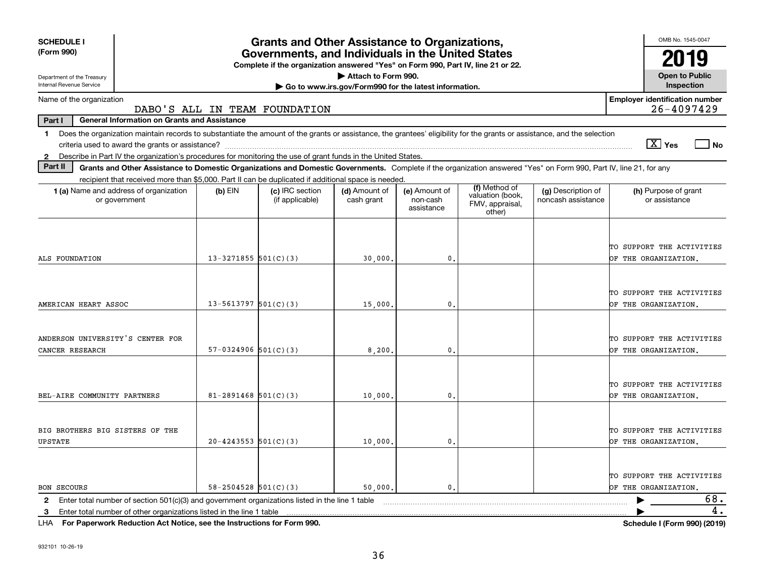**SCHEDULE I (Form 990)**

Department of the Treasury
Internal Revenue Service

# Grants and Other Assistance to Organizations, Governments, and Individuals in the United States

**Complete if the organization answered "Yes" on Form 990, Part IV, line 21 or 22.**

**▶ Attach to Form 990.**

**▶ Go to www.irs.gov/Form990 for the latest information.**

OMB No. 1545-0047

**2019**

**Open to Public Inspection**

Name of the organization: DABO'S ALL IN TEAM FOUNDATION

**Employer identification number** 26-4097429

**Part I General Information on Grants and Assistance**

1 Does the organization maintain records to substantiate the amount of the grants or assistance, the grantees' eligibility for the grants or assistance, and the selection criteria used to award the grants or assistance? [X] Yes [ ] No

2 Describe in Part IV the organization's procedures for monitoring the use of grant funds in the United States.

**Part II Grants and Other Assistance to Domestic Organizations and Domestic Governments.** Complete if the organization answered "Yes" on Form 990, Part IV, line 21, for any recipient that received more than $5,000. Part II can be duplicated if additional space is needed.

| 1 (a) Name and address of organization or government | (b) EIN | (c) IRC section (if applicable) | (d) Amount of cash grant | (e) Amount of non-cash assistance | (f) Method of valuation (book, FMV, appraisal, other) | (g) Description of noncash assistance | (h) Purpose of grant or assistance |
|---|---|---|---|---|---|---|---|
| ALS FOUNDATION | 13-3271855 | 501(C)(3) | 30,000. | 0. | | | TO SUPPORT THE ACTIVITIES OF THE ORGANIZATION. |
| AMERICAN HEART ASSOC | 13-5613797 | 501(C)(3) | 15,000. | 0. | | | TO SUPPORT THE ACTIVITIES OF THE ORGANIZATION. |
| ANDERSON UNIVERSITY'S CENTER FOR CANCER RESEARCH | 57-0324906 | 501(C)(3) | 8,200. | 0. | | | TO SUPPORT THE ACTIVITIES OF THE ORGANIZATION. |
| BEL-AIRE COMMUNITY PARTNERS | 81-2891468 | 501(C)(3) | 10,000. | 0. | | | TO SUPPORT THE ACTIVITIES OF THE ORGANIZATION. |
| BIG BROTHERS BIG SISTERS OF THE UPSTATE | 20-4243553 | 501(C)(3) | 10,000. | 0. | | | TO SUPPORT THE ACTIVITIES OF THE ORGANIZATION. |
| BON SECOURS | 58-2504528 | 501(C)(3) | 50,000. | 0. | | | TO SUPPORT THE ACTIVITIES OF THE ORGANIZATION. |

2 Enter total number of section 501(c)(3) and government organizations listed in the line 1 table ▶ 68.

3 Enter total number of other organizations listed in the line 1 table ▶ 4.

LHA **For Paperwork Reduction Act Notice, see the Instructions for Form 990.** **Schedule I (Form 990) (2019)**

932101 10-26-19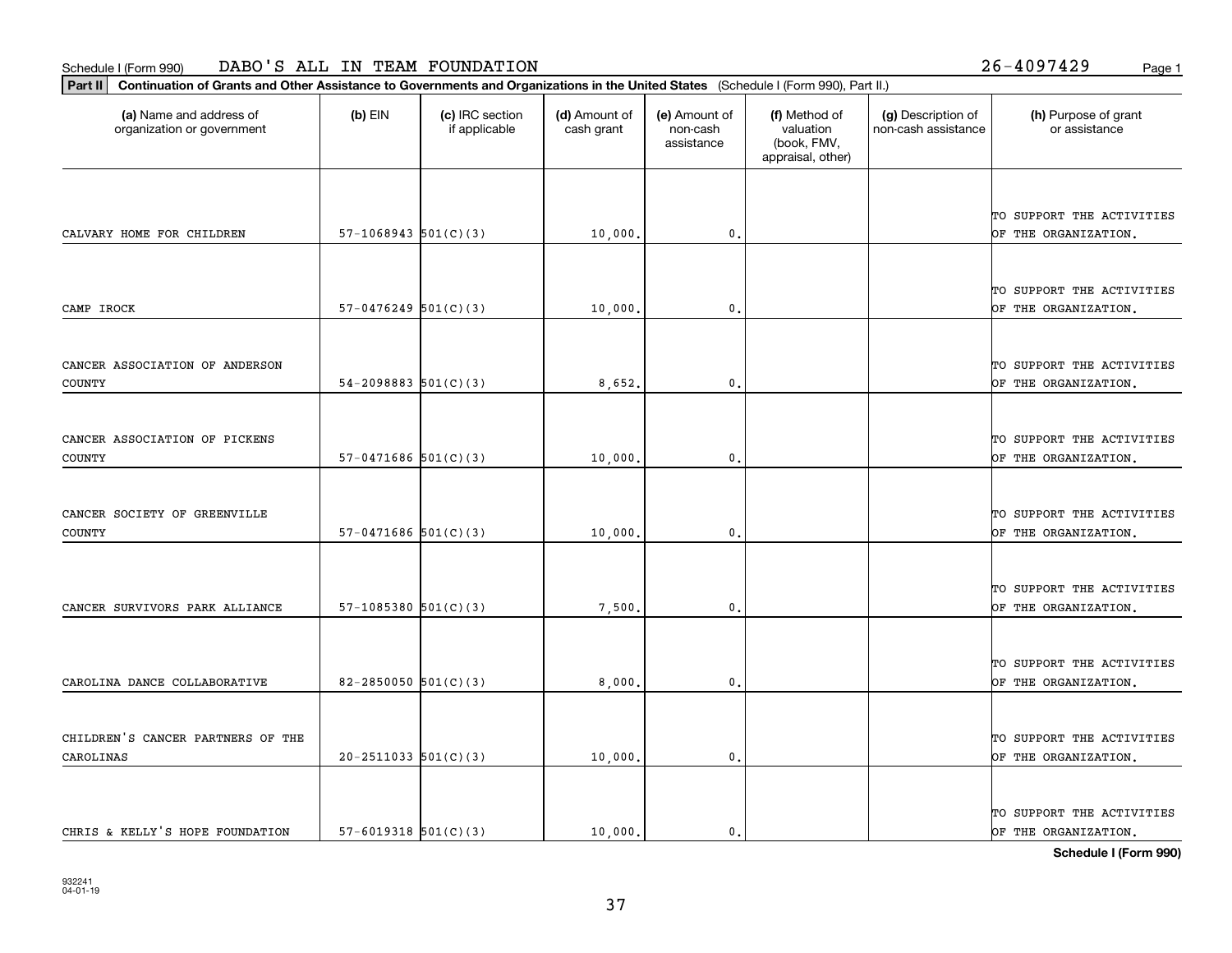Schedule I (Form 990) DABO'S ALL IN TEAM FOUNDATION 26-4097429

**Part II** **Continuation of Grants and Other Assistance to Governments and Organizations in the United States** (Schedule I (Form 990), Part II.)

| (a) Name and address of organization or government | (b) EIN | (c) IRC section if applicable | (d) Amount of cash grant | (e) Amount of non-cash assistance | (f) Method of valuation (book, FMV, appraisal, other) | (g) Description of non-cash assistance | (h) Purpose of grant or assistance |
|---|---|---|---|---|---|---|---|
| CALVARY HOME FOR CHILDREN | 57-1068943 | 501(C)(3) | 10,000. | 0. | | | TO SUPPORT THE ACTIVITIES OF THE ORGANIZATION. |
| CAMP IROCK | 57-0476249 | 501(C)(3) | 10,000. | 0. | | | TO SUPPORT THE ACTIVITIES OF THE ORGANIZATION. |
| CANCER ASSOCIATION OF ANDERSON COUNTY | 54-2098883 | 501(C)(3) | 8,652. | 0. | | | TO SUPPORT THE ACTIVITIES OF THE ORGANIZATION. |
| CANCER ASSOCIATION OF PICKENS COUNTY | 57-0471686 | 501(C)(3) | 10,000. | 0. | | | TO SUPPORT THE ACTIVITIES OF THE ORGANIZATION. |
| CANCER SOCIETY OF GREENVILLE COUNTY | 57-0471686 | 501(C)(3) | 10,000. | 0. | | | TO SUPPORT THE ACTIVITIES OF THE ORGANIZATION. |
| CANCER SURVIVORS PARK ALLIANCE | 57-1085380 | 501(C)(3) | 7,500. | 0. | | | TO SUPPORT THE ACTIVITIES OF THE ORGANIZATION. |
| CAROLINA DANCE COLLABORATIVE | 82-2850050 | 501(C)(3) | 8,000. | 0. | | | TO SUPPORT THE ACTIVITIES OF THE ORGANIZATION. |
| CHILDREN'S CANCER PARTNERS OF THE CAROLINAS | 20-2511033 | 501(C)(3) | 10,000. | 0. | | | TO SUPPORT THE ACTIVITIES OF THE ORGANIZATION. |
| CHRIS & KELLY'S HOPE FOUNDATION | 57-6019318 | 501(C)(3) | 10,000. | 0. | | | TO SUPPORT THE ACTIVITIES OF THE ORGANIZATION. |

**Schedule I (Form 990)**

932241
04-01-19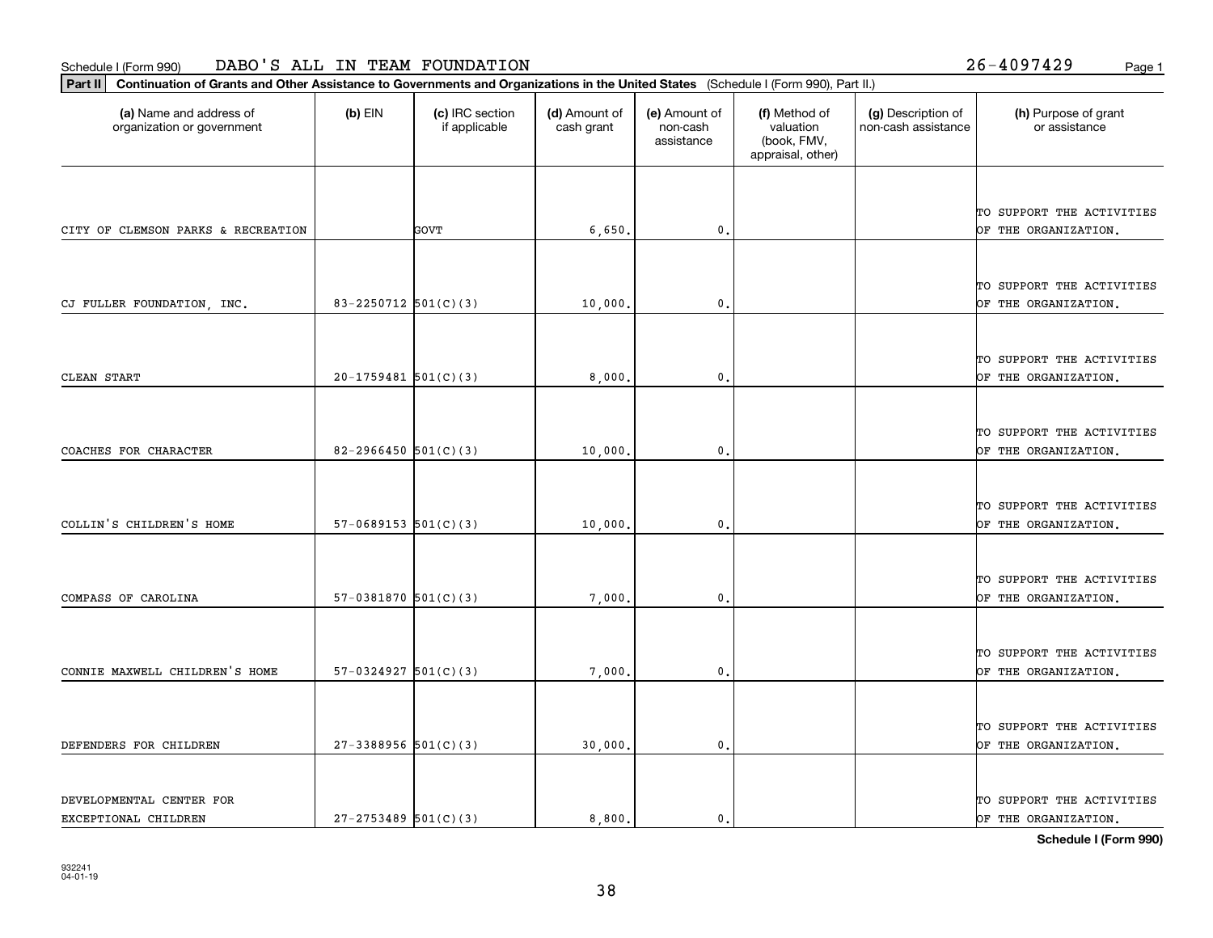Schedule I (Form 990) DABO'S ALL IN TEAM FOUNDATION 26-4097429

**Part II** **Continuation of Grants and Other Assistance to Governments and Organizations in the United States** (Schedule I (Form 990), Part II.)

| (a) Name and address of organization or government | (b) EIN | (c) IRC section if applicable | (d) Amount of cash grant | (e) Amount of non-cash assistance | (f) Method of valuation (book, FMV, appraisal, other) | (g) Description of non-cash assistance | (h) Purpose of grant or assistance |
|---|---|---|---|---|---|---|---|
| CITY OF CLEMSON PARKS & RECREATION | | GOVT | 6,650. | 0. | | | TO SUPPORT THE ACTIVITIES OF THE ORGANIZATION. |
| CJ FULLER FOUNDATION, INC. | 83-2250712 | 501(C)(3) | 10,000. | 0. | | | TO SUPPORT THE ACTIVITIES OF THE ORGANIZATION. |
| CLEAN START | 20-1759481 | 501(C)(3) | 8,000. | 0. | | | TO SUPPORT THE ACTIVITIES OF THE ORGANIZATION. |
| COACHES FOR CHARACTER | 82-2966450 | 501(C)(3) | 10,000. | 0. | | | TO SUPPORT THE ACTIVITIES OF THE ORGANIZATION. |
| COLLIN'S CHILDREN'S HOME | 57-0689153 | 501(C)(3) | 10,000. | 0. | | | TO SUPPORT THE ACTIVITIES OF THE ORGANIZATION. |
| COMPASS OF CAROLINA | 57-0381870 | 501(C)(3) | 7,000. | 0. | | | TO SUPPORT THE ACTIVITIES OF THE ORGANIZATION. |
| CONNIE MAXWELL CHILDREN'S HOME | 57-0324927 | 501(C)(3) | 7,000. | 0. | | | TO SUPPORT THE ACTIVITIES OF THE ORGANIZATION. |
| DEFENDERS FOR CHILDREN | 27-3388956 | 501(C)(3) | 30,000. | 0. | | | TO SUPPORT THE ACTIVITIES OF THE ORGANIZATION. |
| DEVELOPMENTAL CENTER FOR EXCEPTIONAL CHILDREN | 27-2753489 | 501(C)(3) | 8,800. | 0. | | | TO SUPPORT THE ACTIVITIES OF THE ORGANIZATION. |

**Schedule I (Form 990)**

932241
04-01-19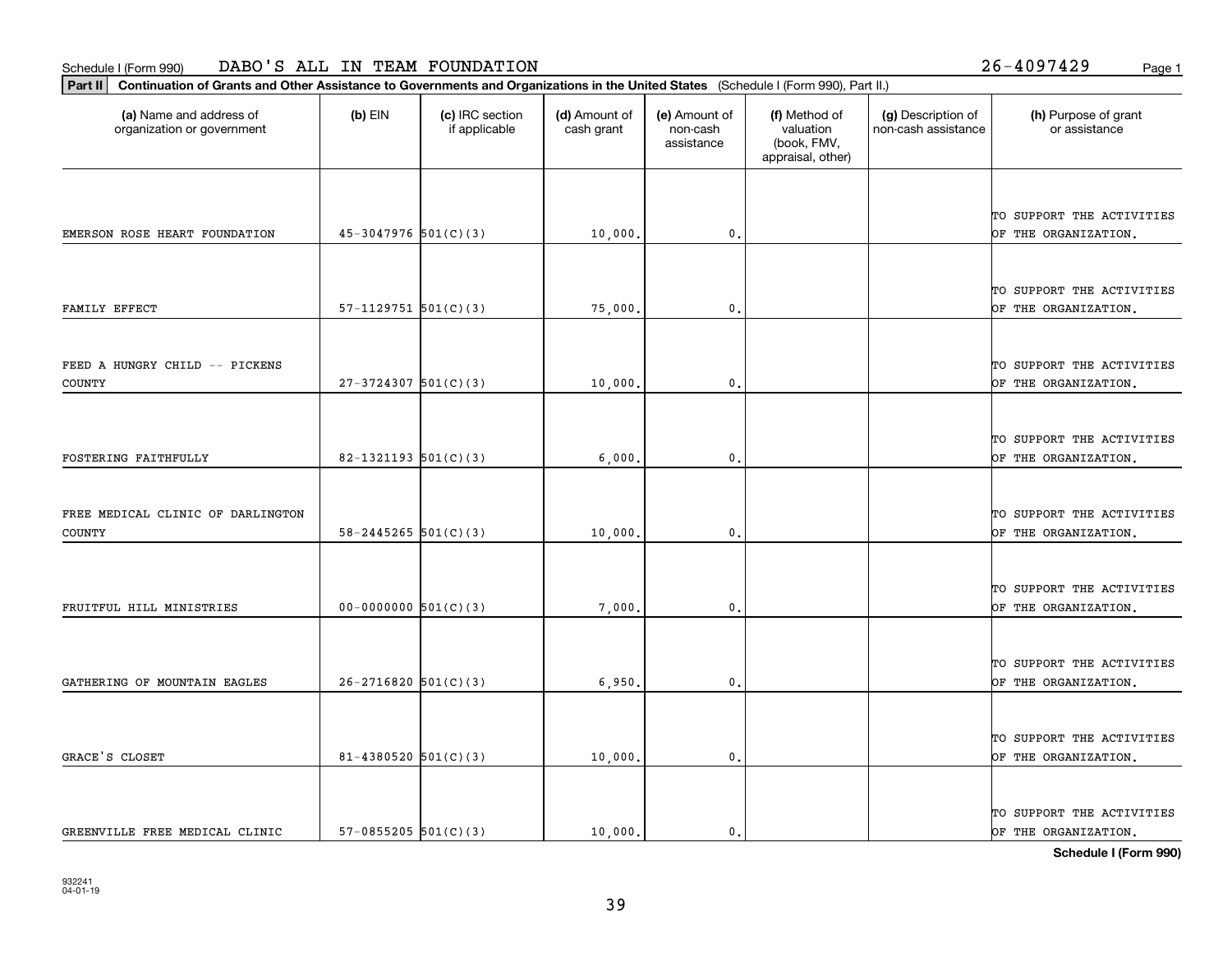Schedule I (Form 990) DABO'S ALL IN TEAM FOUNDATION 26-4097429 Page 1

**Part II** **Continuation of Grants and Other Assistance to Governments and Organizations in the United States** (Schedule I (Form 990), Part II.)

| (a) Name and address of organization or government | (b) EIN | (c) IRC section if applicable | (d) Amount of cash grant | (e) Amount of non-cash assistance | (f) Method of valuation (book, FMV, appraisal, other) | (g) Description of non-cash assistance | (h) Purpose of grant or assistance |
|---|---|---|---|---|---|---|---|
| EMERSON ROSE HEART FOUNDATION | 45-3047976 | 501(C)(3) | 10,000. | 0. | | | TO SUPPORT THE ACTIVITIES OF THE ORGANIZATION. |
| FAMILY EFFECT | 57-1129751 | 501(C)(3) | 75,000. | 0. | | | TO SUPPORT THE ACTIVITIES OF THE ORGANIZATION. |
| FEED A HUNGRY CHILD -- PICKENS COUNTY | 27-3724307 | 501(C)(3) | 10,000. | 0. | | | TO SUPPORT THE ACTIVITIES OF THE ORGANIZATION. |
| FOSTERING FAITHFULLY | 82-1321193 | 501(C)(3) | 6,000. | 0. | | | TO SUPPORT THE ACTIVITIES OF THE ORGANIZATION. |
| FREE MEDICAL CLINIC OF DARLINGTON COUNTY | 58-2445265 | 501(C)(3) | 10,000. | 0. | | | TO SUPPORT THE ACTIVITIES OF THE ORGANIZATION. |
| FRUITFUL HILL MINISTRIES | 00-0000000 | 501(C)(3) | 7,000. | 0. | | | TO SUPPORT THE ACTIVITIES OF THE ORGANIZATION. |
| GATHERING OF MOUNTAIN EAGLES | 26-2716820 | 501(C)(3) | 6,950. | 0. | | | TO SUPPORT THE ACTIVITIES OF THE ORGANIZATION. |
| GRACE'S CLOSET | 81-4380520 | 501(C)(3) | 10,000. | 0. | | | TO SUPPORT THE ACTIVITIES OF THE ORGANIZATION. |
| GREENVILLE FREE MEDICAL CLINIC | 57-0855205 | 501(C)(3) | 10,000. | 0. | | | TO SUPPORT THE ACTIVITIES OF THE ORGANIZATION. |

**Schedule I (Form 990)**

932241
04-01-19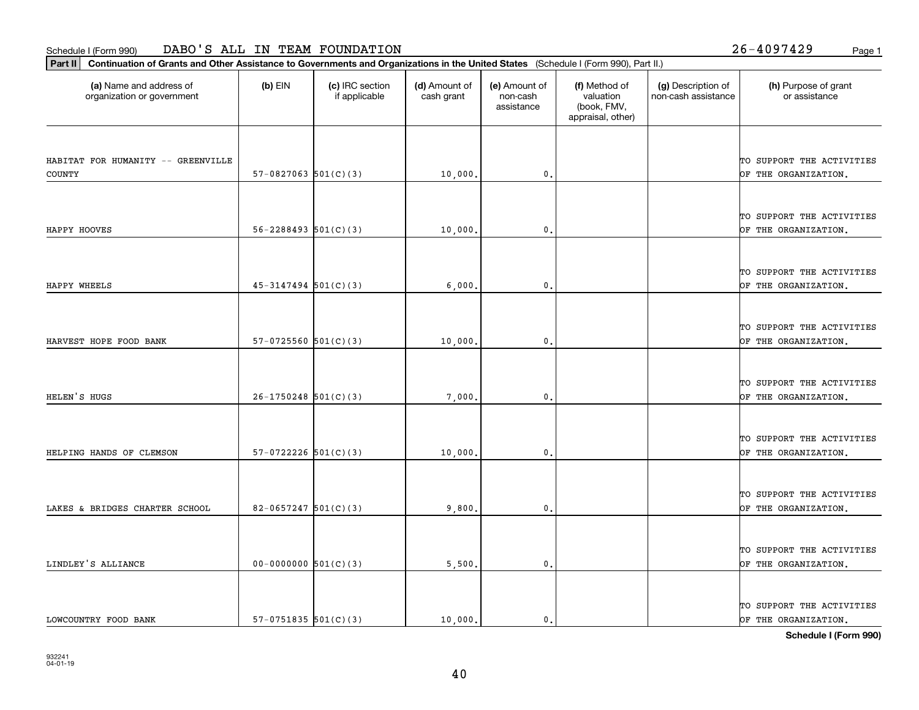Schedule I (Form 990) DABO'S ALL IN TEAM FOUNDATION 26-4097429

**Part II** **Continuation of Grants and Other Assistance to Governments and Organizations in the United States** (Schedule I (Form 990), Part II.)

| (a) Name and address of organization or government | (b) EIN | (c) IRC section if applicable | (d) Amount of cash grant | (e) Amount of non-cash assistance | (f) Method of valuation (book, FMV, appraisal, other) | (g) Description of non-cash assistance | (h) Purpose of grant or assistance |
|---|---|---|---|---|---|---|---|
| HABITAT FOR HUMANITY -- GREENVILLE COUNTY | 57-0827063 | 501(C)(3) | 10,000. | 0. | | | TO SUPPORT THE ACTIVITIES OF THE ORGANIZATION. |
| HAPPY HOOVES | 56-2288493 | 501(C)(3) | 10,000. | 0. | | | TO SUPPORT THE ACTIVITIES OF THE ORGANIZATION. |
| HAPPY WHEELS | 45-3147494 | 501(C)(3) | 6,000. | 0. | | | TO SUPPORT THE ACTIVITIES OF THE ORGANIZATION. |
| HARVEST HOPE FOOD BANK | 57-0725560 | 501(C)(3) | 10,000. | 0. | | | TO SUPPORT THE ACTIVITIES OF THE ORGANIZATION. |
| HELEN'S HUGS | 26-1750248 | 501(C)(3) | 7,000. | 0. | | | TO SUPPORT THE ACTIVITIES OF THE ORGANIZATION. |
| HELPING HANDS OF CLEMSON | 57-0722226 | 501(C)(3) | 10,000. | 0. | | | TO SUPPORT THE ACTIVITIES OF THE ORGANIZATION. |
| LAKES & BRIDGES CHARTER SCHOOL | 82-0657247 | 501(C)(3) | 9,800. | 0. | | | TO SUPPORT THE ACTIVITIES OF THE ORGANIZATION. |
| LINDLEY'S ALLIANCE | 00-0000000 | 501(C)(3) | 5,500. | 0. | | | TO SUPPORT THE ACTIVITIES OF THE ORGANIZATION. |
| LOWCOUNTRY FOOD BANK | 57-0751835 | 501(C)(3) | 10,000. | 0. | | | TO SUPPORT THE ACTIVITIES OF THE ORGANIZATION. |

**Schedule I (Form 990)**

932241
04-01-19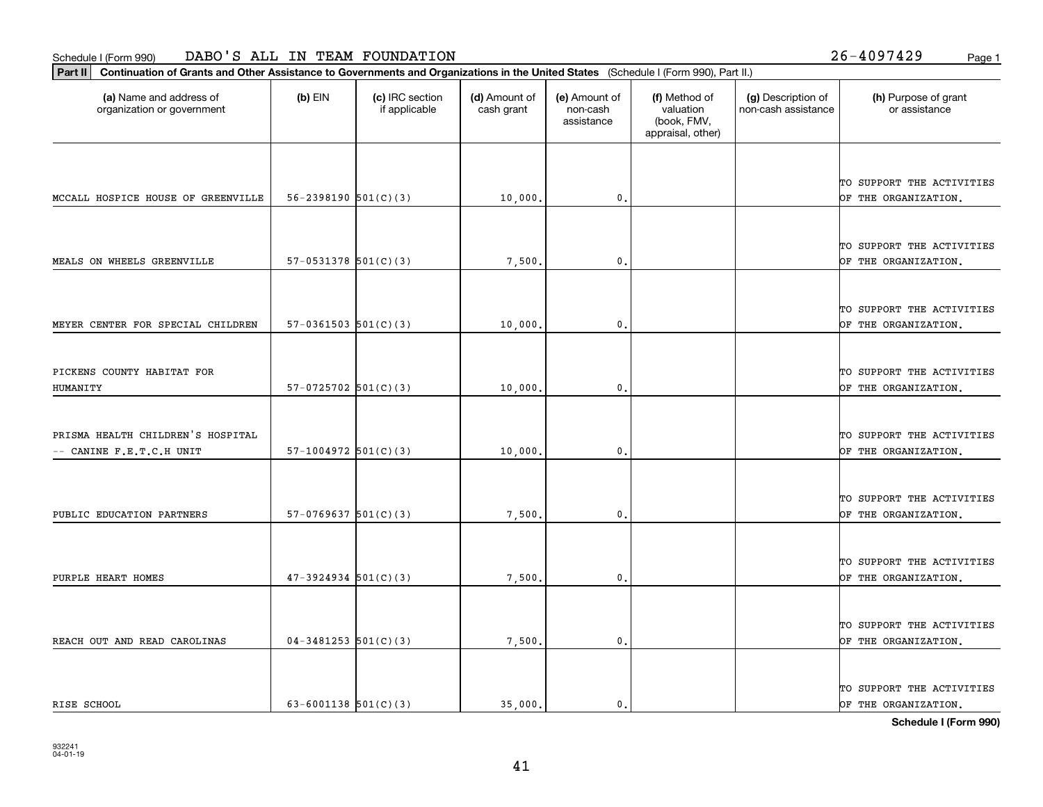Schedule I (Form 990) DABO'S ALL IN TEAM FOUNDATION 26-4097429

**Part II** **Continuation of Grants and Other Assistance to Governments and Organizations in the United States** (Schedule I (Form 990), Part II.)

| (a) Name and address of organization or government | (b) EIN | (c) IRC section if applicable | (d) Amount of cash grant | (e) Amount of non-cash assistance | (f) Method of valuation (book, FMV, appraisal, other) | (g) Description of non-cash assistance | (h) Purpose of grant or assistance |
|---|---|---|---|---|---|---|---|
| MCCALL HOSPICE HOUSE OF GREENVILLE | 56-2398190 | 501(C)(3) | 10,000. | 0. | | | TO SUPPORT THE ACTIVITIES OF THE ORGANIZATION. |
| MEALS ON WHEELS GREENVILLE | 57-0531378 | 501(C)(3) | 7,500. | 0. | | | TO SUPPORT THE ACTIVITIES OF THE ORGANIZATION. |
| MEYER CENTER FOR SPECIAL CHILDREN | 57-0361503 | 501(C)(3) | 10,000. | 0. | | | TO SUPPORT THE ACTIVITIES OF THE ORGANIZATION. |
| PICKENS COUNTY HABITAT FOR HUMANITY | 57-0725702 | 501(C)(3) | 10,000. | 0. | | | TO SUPPORT THE ACTIVITIES OF THE ORGANIZATION. |
| PRISMA HEALTH CHILDREN'S HOSPITAL -- CANINE F.E.T.C.H UNIT | 57-1004972 | 501(C)(3) | 10,000. | 0. | | | TO SUPPORT THE ACTIVITIES OF THE ORGANIZATION. |
| PUBLIC EDUCATION PARTNERS | 57-0769637 | 501(C)(3) | 7,500. | 0. | | | TO SUPPORT THE ACTIVITIES OF THE ORGANIZATION. |
| PURPLE HEART HOMES | 47-3924934 | 501(C)(3) | 7,500. | 0. | | | TO SUPPORT THE ACTIVITIES OF THE ORGANIZATION. |
| REACH OUT AND READ CAROLINAS | 04-3481253 | 501(C)(3) | 7,500. | 0. | | | TO SUPPORT THE ACTIVITIES OF THE ORGANIZATION. |
| RISE SCHOOL | 63-6001138 | 501(C)(3) | 35,000. | 0. | | | TO SUPPORT THE ACTIVITIES OF THE ORGANIZATION. |

**Schedule I (Form 990)**

932241
04-01-19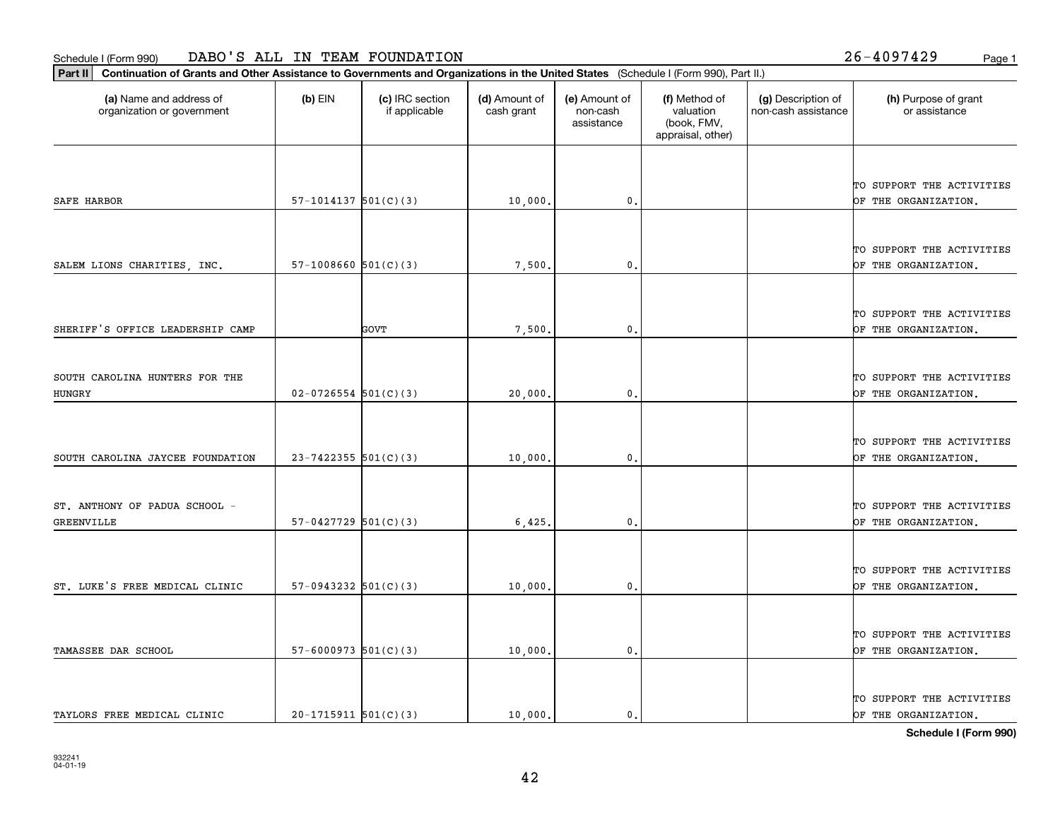Schedule I (Form 990) DABO'S ALL IN TEAM FOUNDATION 26-4097429

**Part II** **Continuation of Grants and Other Assistance to Governments and Organizations in the United States** (Schedule I (Form 990), Part II.)

| (a) Name and address of organization or government | (b) EIN | (c) IRC section if applicable | (d) Amount of cash grant | (e) Amount of non-cash assistance | (f) Method of valuation (book, FMV, appraisal, other) | (g) Description of non-cash assistance | (h) Purpose of grant or assistance |
|---|---|---|---|---|---|---|---|
| SAFE HARBOR | 57-1014137 | 501(C)(3) | 10,000. | 0. | | | TO SUPPORT THE ACTIVITIES OF THE ORGANIZATION. |
| SALEM LIONS CHARITIES, INC. | 57-1008660 | 501(C)(3) | 7,500. | 0. | | | TO SUPPORT THE ACTIVITIES OF THE ORGANIZATION. |
| SHERIFF'S OFFICE LEADERSHIP CAMP | | GOVT | 7,500. | 0. | | | TO SUPPORT THE ACTIVITIES OF THE ORGANIZATION. |
| SOUTH CAROLINA HUNTERS FOR THE HUNGRY | 02-0726554 | 501(C)(3) | 20,000. | 0. | | | TO SUPPORT THE ACTIVITIES OF THE ORGANIZATION. |
| SOUTH CAROLINA JAYCEE FOUNDATION | 23-7422355 | 501(C)(3) | 10,000. | 0. | | | TO SUPPORT THE ACTIVITIES OF THE ORGANIZATION. |
| ST. ANTHONY OF PADUA SCHOOL - GREENVILLE | 57-0427729 | 501(C)(3) | 6,425. | 0. | | | TO SUPPORT THE ACTIVITIES OF THE ORGANIZATION. |
| ST. LUKE'S FREE MEDICAL CLINIC | 57-0943232 | 501(C)(3) | 10,000. | 0. | | | TO SUPPORT THE ACTIVITIES OF THE ORGANIZATION. |
| TAMASSEE DAR SCHOOL | 57-6000973 | 501(C)(3) | 10,000. | 0. | | | TO SUPPORT THE ACTIVITIES OF THE ORGANIZATION. |
| TAYLORS FREE MEDICAL CLINIC | 20-1715911 | 501(C)(3) | 10,000. | 0. | | | TO SUPPORT THE ACTIVITIES OF THE ORGANIZATION. |

**Schedule I (Form 990)**

932241
04-01-19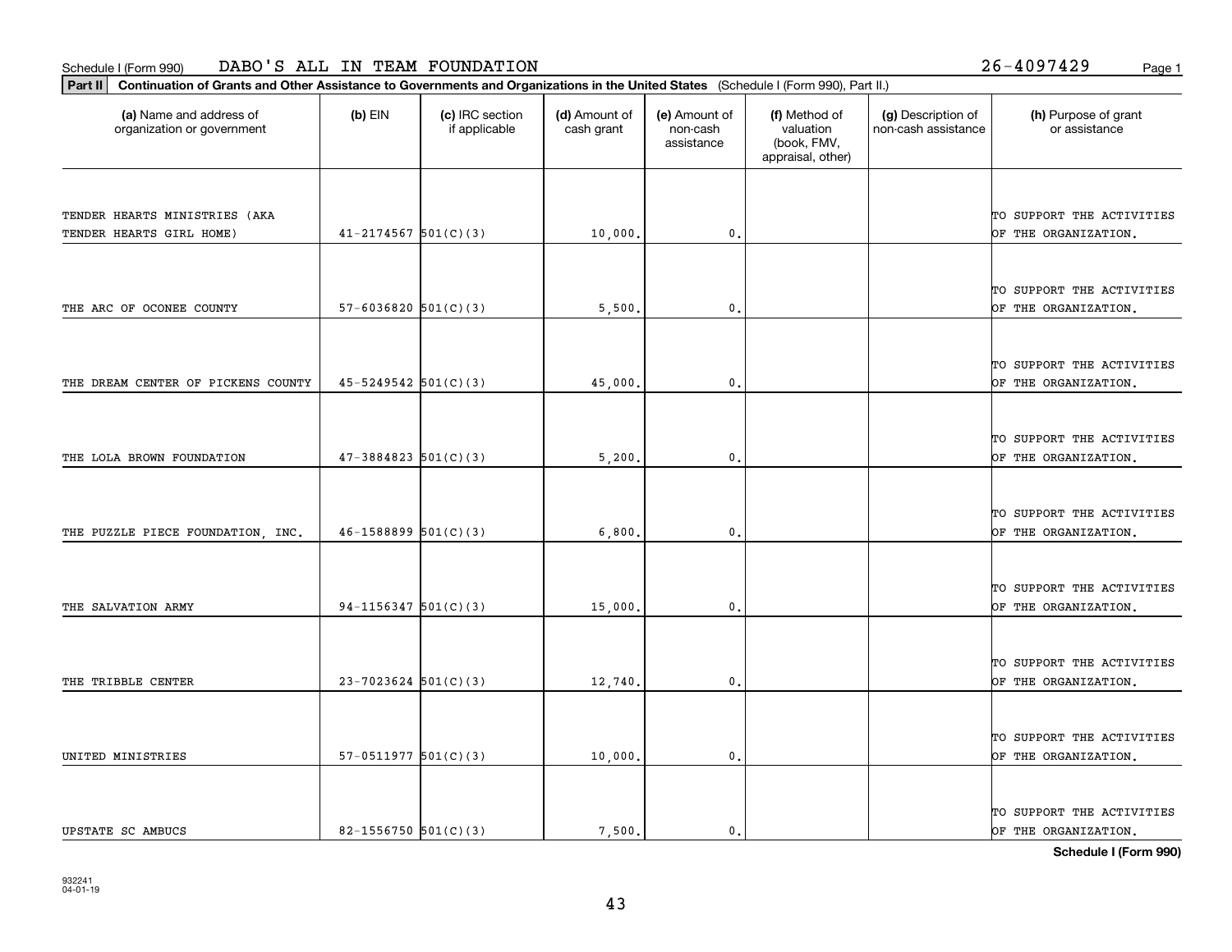Schedule I (Form 990) DABO'S ALL IN TEAM FOUNDATION 26-4097429 Page 1

**Part II** **Continuation of Grants and Other Assistance to Governments and Organizations in the United States** (Schedule I (Form 990), Part II.)

| (a) Name and address of organization or government | (b) EIN | (c) IRC section if applicable | (d) Amount of cash grant | (e) Amount of non-cash assistance | (f) Method of valuation (book, FMV, appraisal, other) | (g) Description of non-cash assistance | (h) Purpose of grant or assistance |
|---|---|---|---|---|---|---|---|
| TENDER HEARTS MINISTRIES (AKA TENDER HEARTS GIRL HOME) | 41-2174567 | 501(C)(3) | 10,000. | 0. | | | TO SUPPORT THE ACTIVITIES OF THE ORGANIZATION. |
| THE ARC OF OCONEE COUNTY | 57-6036820 | 501(C)(3) | 5,500. | 0. | | | TO SUPPORT THE ACTIVITIES OF THE ORGANIZATION. |
| THE DREAM CENTER OF PICKENS COUNTY | 45-5249542 | 501(C)(3) | 45,000. | 0. | | | TO SUPPORT THE ACTIVITIES OF THE ORGANIZATION. |
| THE LOLA BROWN FOUNDATION | 47-3884823 | 501(C)(3) | 5,200. | 0. | | | TO SUPPORT THE ACTIVITIES OF THE ORGANIZATION. |
| THE PUZZLE PIECE FOUNDATION, INC. | 46-1588899 | 501(C)(3) | 6,800. | 0. | | | TO SUPPORT THE ACTIVITIES OF THE ORGANIZATION. |
| THE SALVATION ARMY | 94-1156347 | 501(C)(3) | 15,000. | 0. | | | TO SUPPORT THE ACTIVITIES OF THE ORGANIZATION. |
| THE TRIBBLE CENTER | 23-7023624 | 501(C)(3) | 12,740. | 0. | | | TO SUPPORT THE ACTIVITIES OF THE ORGANIZATION. |
| UNITED MINISTRIES | 57-0511977 | 501(C)(3) | 10,000. | 0. | | | TO SUPPORT THE ACTIVITIES OF THE ORGANIZATION. |
| UPSTATE SC AMBUCS | 82-1556750 | 501(C)(3) | 7,500. | 0. | | | TO SUPPORT THE ACTIVITIES OF THE ORGANIZATION. |

**Schedule I (Form 990)**

932241
04-01-19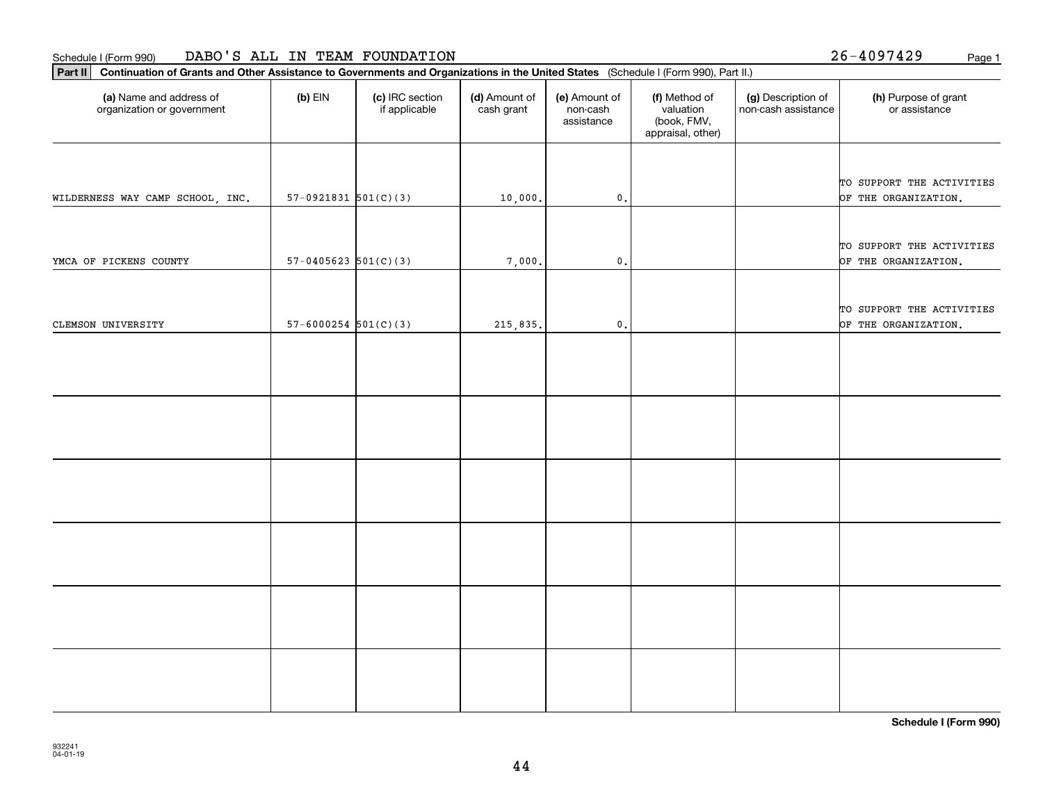Schedule I (Form 990) DABO'S ALL IN TEAM FOUNDATION 26-4097429

**Part II** **Continuation of Grants and Other Assistance to Governments and Organizations in the United States** (Schedule I (Form 990), Part II.)

| (a) Name and address of organization or government | (b) EIN | (c) IRC section if applicable | (d) Amount of cash grant | (e) Amount of non-cash assistance | (f) Method of valuation (book, FMV, appraisal, other) | (g) Description of non-cash assistance | (h) Purpose of grant or assistance |
|---|---|---|---|---|---|---|---|
| WILDERNESS WAY CAMP SCHOOL, INC. | 57-0921831 | 501(C)(3) | 10,000. | 0. | | | TO SUPPORT THE ACTIVITIES OF THE ORGANIZATION. |
| YMCA OF PICKENS COUNTY | 57-0405623 | 501(C)(3) | 7,000. | 0. | | | TO SUPPORT THE ACTIVITIES OF THE ORGANIZATION. |
| CLEMSON UNIVERSITY | 57-6000254 | 501(C)(3) | 215,835. | 0. | | | TO SUPPORT THE ACTIVITIES OF THE ORGANIZATION. |
| | | | | | | | |
| | | | | | | | |
| | | | | | | | |
| | | | | | | | |
| | | | | | | | |
| | | | | | | | |

**Schedule I (Form 990)**

932241
04-01-19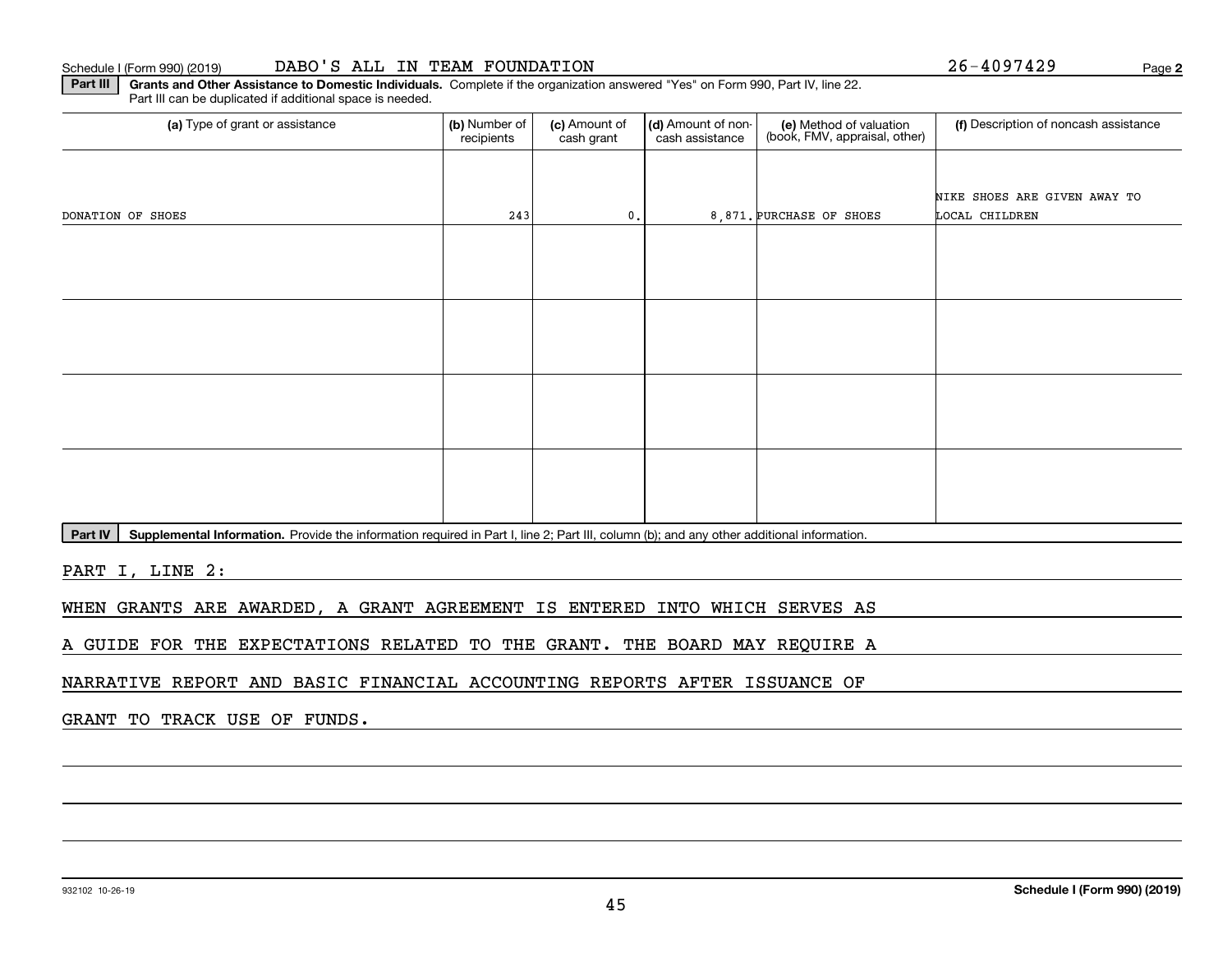Schedule I (Form 990) (2019) DABO'S ALL IN TEAM FOUNDATION 26-4097429 Page **2**

**Part III** **Grants and Other Assistance to Domestic Individuals.** Complete if the organization answered "Yes" on Form 990, Part IV, line 22. Part III can be duplicated if additional space is needed.

| (a) Type of grant or assistance | (b) Number of recipients | (c) Amount of cash grant | (d) Amount of non-cash assistance | (e) Method of valuation (book, FMV, appraisal, other) | (f) Description of noncash assistance |
|---|---|---|---|---|---|
| DONATION OF SHOES | 243 | 0. | 8,871. | PURCHASE OF SHOES | NIKE SHOES ARE GIVEN AWAY TO LOCAL CHILDREN |
| | | | | | |
| | | | | | |
| | | | | | |
| | | | | | |

**Part IV** **Supplemental Information.** Provide the information required in Part I, line 2; Part III, column (b); and any other additional information.

PART I, LINE 2:

WHEN GRANTS ARE AWARDED, A GRANT AGREEMENT IS ENTERED INTO WHICH SERVES AS A GUIDE FOR THE EXPECTATIONS RELATED TO THE GRANT. THE BOARD MAY REQUIRE A NARRATIVE REPORT AND BASIC FINANCIAL ACCOUNTING REPORTS AFTER ISSUANCE OF GRANT TO TRACK USE OF FUNDS.

932102 10-26-19 **Schedule I (Form 990) (2019)**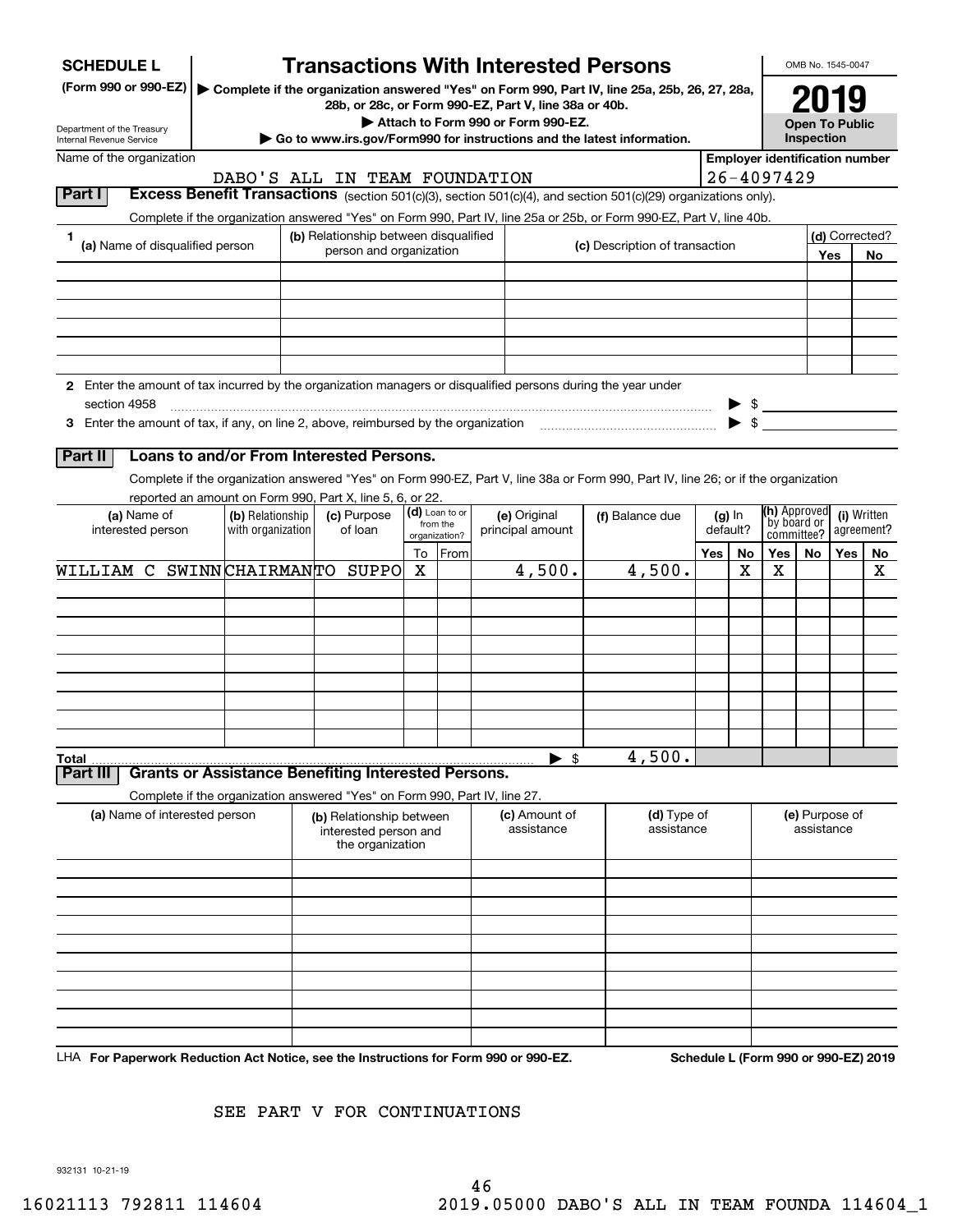**SCHEDULE L (Form 990 or 990-EZ)**

Department of the Treasury
Internal Revenue Service

# Transactions With Interested Persons

▶ Complete if the organization answered "Yes" on Form 990, Part IV, line 25a, 25b, 26, 27, 28a, 28b, or 28c, or Form 990-EZ, Part V, line 38a or 40b.
▶ Attach to Form 990 or Form 990-EZ.
▶ Go to www.irs.gov/Form990 for instructions and the latest information.

OMB No. 1545-0047

**2019**

**Open To Public Inspection**

Name of the organization: DABO'S ALL IN TEAM FOUNDATION

Employer identification number: 26-4097429

## Part I Excess Benefit Transactions (section 501(c)(3), section 501(c)(4), and section 501(c)(29) organizations only).

Complete if the organization answered "Yes" on Form 990, Part IV, line 25a or 25b, or Form 990-EZ, Part V, line 40b.

| 1 (a) Name of disqualified person | (b) Relationship between disqualified person and organization | (c) Description of transaction | (d) Corrected? Yes | No |
|---|---|---|---|---|
| | | | | |
| | | | | |
| | | | | |
| | | | | |
| | | | | |
| | | | | |

2 Enter the amount of tax incurred by the organization managers or disqualified persons during the year under section 4958 ▶ $

3 Enter the amount of tax, if any, on line 2, above, reimbursed by the organization ▶ $

## Part II Loans to and/or From Interested Persons.

Complete if the organization answered "Yes" on Form 990-EZ, Part V, line 38a or Form 990, Part IV, line 26; or if the organization reported an amount on Form 990, Part X, line 5, 6, or 22.

| (a) Name of interested person | (b) Relationship with organization | (c) Purpose of loan | (d) Loan to or from the organization? To | From | (e) Original principal amount | (f) Balance due | (g) In default? Yes | No | (h) Approved by board or committee? Yes | No | (i) Written agreement? Yes | No |
|---|---|---|---|---|---|---|---|---|---|---|---|---|
| WILLIAM C SWINN | CHAIRMAN | TO SUPPO | X | | 4,500. | 4,500. | | X | X | | | X |
| | | | | | | | | | | | | |
| | | | | | | | | | | | | |
| | | | | | | | | | | | | |
| | | | | | | | | | | | | |
| | | | | | | | | | | | | |
| | | | | | | | | | | | | |
| | | | | | | | | | | | | |
| | | | | | | | | | | | | |
| Total | | | | | ▶ $ | 4,500. | | | | | | |

## Part III Grants or Assistance Benefiting Interested Persons.

Complete if the organization answered "Yes" on Form 990, Part IV, line 27.

| (a) Name of interested person | (b) Relationship between interested person and the organization | (c) Amount of assistance | (d) Type of assistance | (e) Purpose of assistance |
|---|---|---|---|---|
| | | | | |
| | | | | |
| | | | | |
| | | | | |
| | | | | |
| | | | | |
| | | | | |
| | | | | |
| | | | | |
| | | | | |

LHA **For Paperwork Reduction Act Notice, see the Instructions for Form 990 or 990-EZ.** **Schedule L (Form 990 or 990-EZ) 2019**

SEE PART V FOR CONTINUATIONS

932131 10-21-19

16021113 792811 114604 2019.05000 DABO'S ALL IN TEAM FOUNDA 114604_1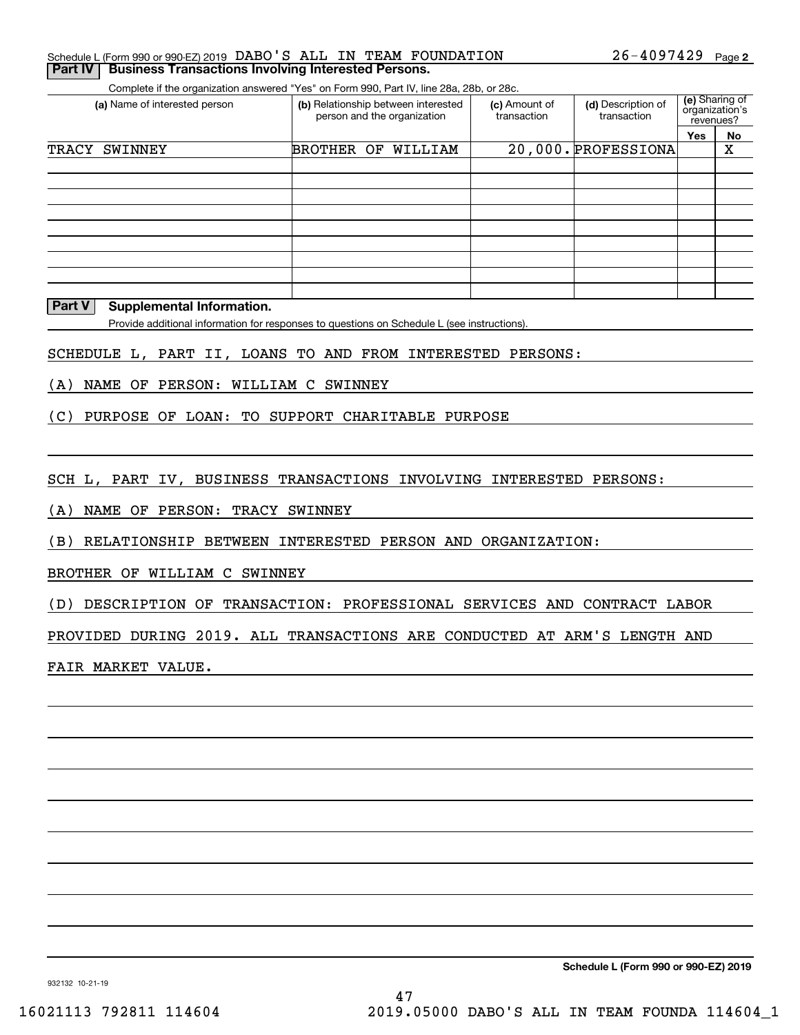Schedule L (Form 990 or 990-EZ) 2019 DABO'S ALL IN TEAM FOUNDATION 26-4097429 Page 2

## Part IV Business Transactions Involving Interested Persons.

Complete if the organization answered "Yes" on Form 990, Part IV, line 28a, 28b, or 28c.

| (a) Name of interested person | (b) Relationship between interested person and the organization | (c) Amount of transaction | (d) Description of transaction | (e) Sharing of organization's revenues? | |
|---|---|---|---|---|---|
| | | | | Yes | No |
| TRACY SWINNEY | BROTHER OF WILLIAM | 20,000. | PROFESSIONA | | X |
| | | | | | |
| | | | | | |
| | | | | | |
| | | | | | |
| | | | | | |
| | | | | | |
| | | | | | |
| | | | | | |
| | | | | | |

## Part V Supplemental Information.

Provide additional information for responses to questions on Schedule L (see instructions).

SCHEDULE L, PART II, LOANS TO AND FROM INTERESTED PERSONS:

(A) NAME OF PERSON: WILLIAM C SWINNEY

(C) PURPOSE OF LOAN: TO SUPPORT CHARITABLE PURPOSE

SCH L, PART IV, BUSINESS TRANSACTIONS INVOLVING INTERESTED PERSONS:

(A) NAME OF PERSON: TRACY SWINNEY

(B) RELATIONSHIP BETWEEN INTERESTED PERSON AND ORGANIZATION:

BROTHER OF WILLIAM C SWINNEY

(D) DESCRIPTION OF TRANSACTION: PROFESSIONAL SERVICES AND CONTRACT LABOR

PROVIDED DURING 2019. ALL TRANSACTIONS ARE CONDUCTED AT ARM'S LENGTH AND

FAIR MARKET VALUE.

Schedule L (Form 990 or 990-EZ) 2019

932132 10-21-19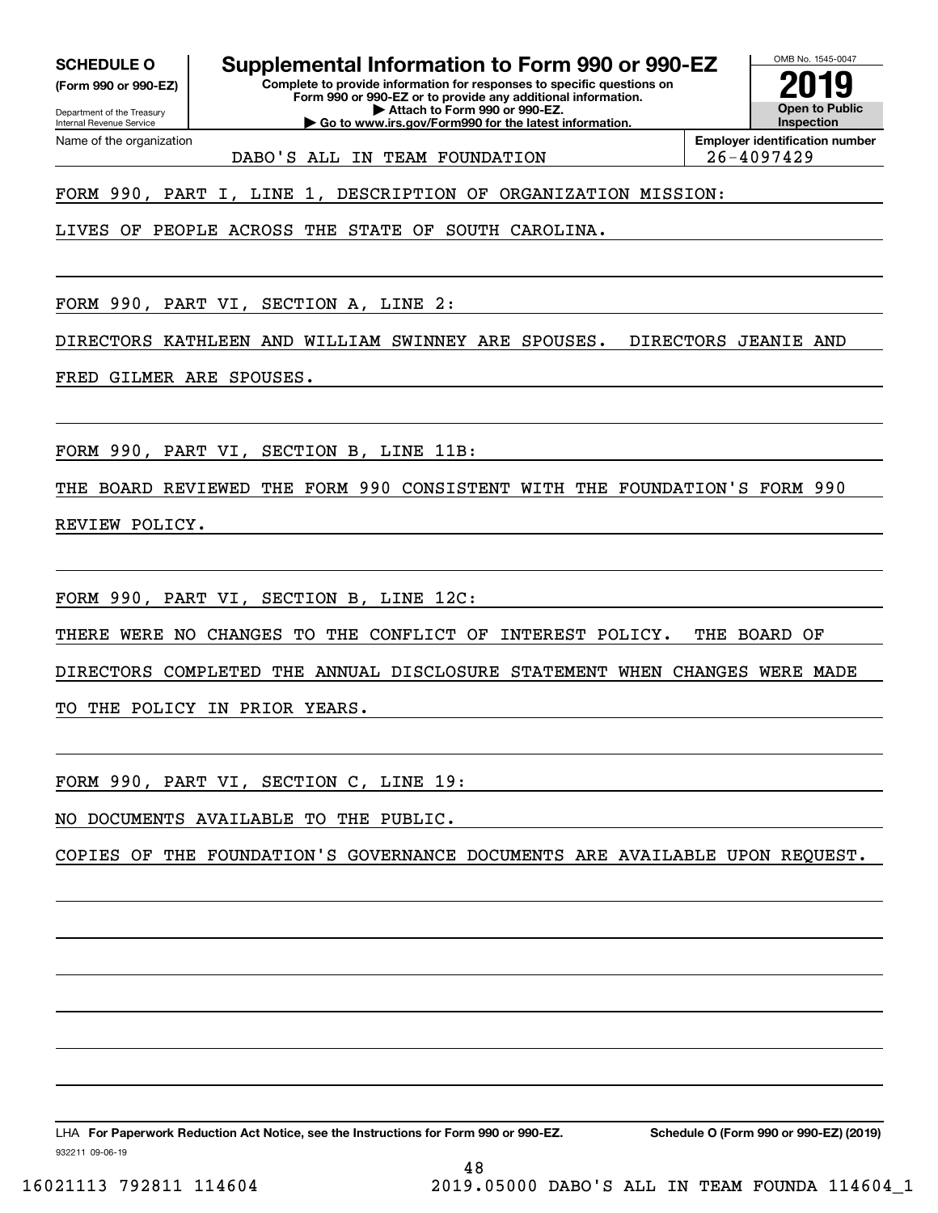**SCHEDULE O**
**(Form 990 or 990-EZ)**

Department of the Treasury
Internal Revenue Service

# Supplemental Information to Form 990 or 990-EZ

**Complete to provide information for responses to specific questions on Form 990 or 990-EZ or to provide any additional information.**
**▶ Attach to Form 990 or 990-EZ.**
**▶ Go to www.irs.gov/Form990 for the latest information.**

OMB No. 1545-0047

**2019**

**Open to Public Inspection**

Name of the organization: DABO'S ALL IN TEAM FOUNDATION

**Employer identification number**: 26-4097429

FORM 990, PART I, LINE 1, DESCRIPTION OF ORGANIZATION MISSION:

LIVES OF PEOPLE ACROSS THE STATE OF SOUTH CAROLINA.

FORM 990, PART VI, SECTION A, LINE 2:

DIRECTORS KATHLEEN AND WILLIAM SWINNEY ARE SPOUSES. DIRECTORS JEANIE AND FRED GILMER ARE SPOUSES.

FORM 990, PART VI, SECTION B, LINE 11B:

THE BOARD REVIEWED THE FORM 990 CONSISTENT WITH THE FOUNDATION'S FORM 990 REVIEW POLICY.

FORM 990, PART VI, SECTION B, LINE 12C:

THERE WERE NO CHANGES TO THE CONFLICT OF INTEREST POLICY. THE BOARD OF DIRECTORS COMPLETED THE ANNUAL DISCLOSURE STATEMENT WHEN CHANGES WERE MADE TO THE POLICY IN PRIOR YEARS.

FORM 990, PART VI, SECTION C, LINE 19:

NO DOCUMENTS AVAILABLE TO THE PUBLIC.

COPIES OF THE FOUNDATION'S GOVERNANCE DOCUMENTS ARE AVAILABLE UPON REQUEST.

LHA **For Paperwork Reduction Act Notice, see the Instructions for Form 990 or 990-EZ.** **Schedule O (Form 990 or 990-EZ) (2019)**

932211 09-06-19

16021113 792811 114604 2019.05000 DABO'S ALL IN TEAM FOUNDA 114604_1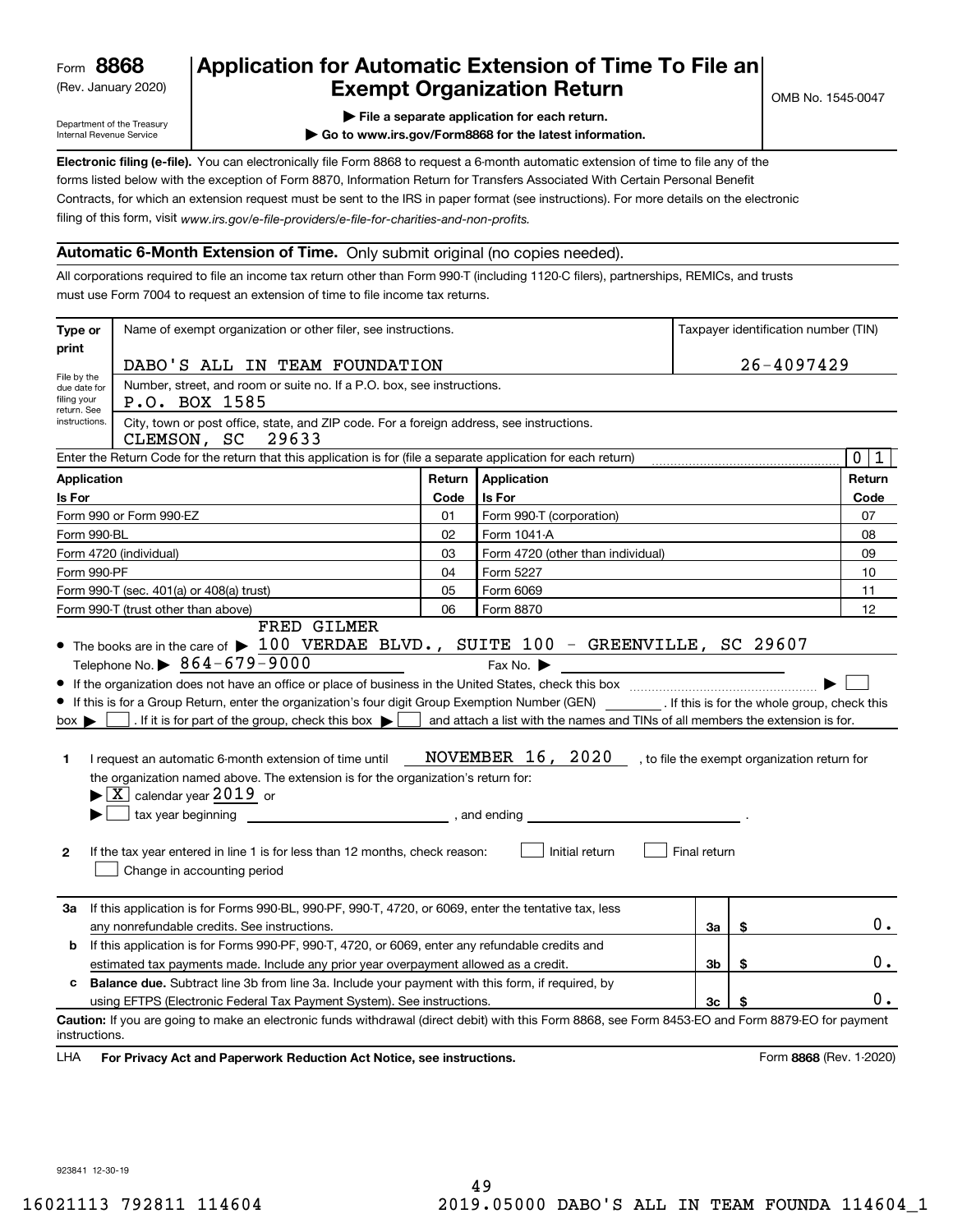Form **8868**
(Rev. January 2020)

Department of the Treasury
Internal Revenue Service

# Application for Automatic Extension of Time To File an Exempt Organization Return

▶ **File a separate application for each return.**

▶ **Go to www.irs.gov/Form8868 for the latest information.**

OMB No. 1545-0047

**Electronic filing (e-file).** You can electronically file Form 8868 to request a 6-month automatic extension of time to file any of the forms listed below with the exception of Form 8870, Information Return for Transfers Associated With Certain Personal Benefit Contracts, for which an extension request must be sent to the IRS in paper format (see instructions). For more details on the electronic filing of this form, visit *www.irs.gov/e-file-providers/e-file-for-charities-and-non-profits.*

## Automatic 6-Month Extension of Time. Only submit original (no copies needed).

All corporations required to file an income tax return other than Form 990-T (including 1120-C filers), partnerships, REMICs, and trusts must use Form 7004 to request an extension of time to file income tax returns.

**Type or print**

File by the due date for filing your return. See instructions.

Name of exempt organization or other filer, see instructions.
DABO'S ALL IN TEAM FOUNDATION

Taxpayer identification number (TIN)
26-4097429

Number, street, and room or suite no. If a P.O. box, see instructions.
P.O. BOX 1585

City, town or post office, state, and ZIP code. For a foreign address, see instructions.
CLEMSON, SC 29633

Enter the Return Code for the return that this application is for (file a separate application for each return) ..... 0 1

| Application Is For | Return Code | Application Is For | Return Code |
|---|---|---|---|
| Form 990 or Form 990-EZ | 01 | Form 990-T (corporation) | 07 |
| Form 990-BL | 02 | Form 1041-A | 08 |
| Form 4720 (individual) | 03 | Form 4720 (other than individual) | 09 |
| Form 990-PF | 04 | Form 5227 | 10 |
| Form 990-T (sec. 401(a) or 408(a) trust) | 05 | Form 6069 | 11 |
| Form 990-T (trust other than above) | 06 | Form 8870 | 12 |

- The books are in the care of ▶ FRED GILMER
100 VERDAE BLVD., SUITE 100 - GREENVILLE, SC 29607
Telephone No. ▶ 864-679-9000 Fax No. ▶
- If the organization does not have an office or place of business in the United States, check this box ..... ▶ ☐
- If this is for a Group Return, enter the organization's four digit Group Exemption Number (GEN) ______ . If this is for the whole group, check this box ▶ ☐ . If it is for part of the group, check this box ▶ ☐ and attach a list with the names and TINs of all members the extension is for.

**1** I request an automatic 6-month extension of time until NOVEMBER 16, 2020 , to file the exempt organization return for the organization named above. The extension is for the organization's return for:
▶ ☒ calendar year 2019 or
▶ ☐ tax year beginning ______, and ending ______.

**2** If the tax year entered in line 1 is for less than 12 months, check reason: ☐ Initial return ☐ Final return
☐ Change in accounting period

| | | | |
|---|---|---|---|
| **3a** | If this application is for Forms 990-BL, 990-PF, 990-T, 4720, or 6069, enter the tentative tax, less any nonrefundable credits. See instructions. | 3a | $ 0. |
| **b** | If this application is for Forms 990-PF, 990-T, 4720, or 6069, enter any refundable credits and estimated tax payments made. Include any prior year overpayment allowed as a credit. | 3b | $ 0. |
| **c** | **Balance due.** Subtract line 3b from line 3a. Include your payment with this form, if required, by using EFTPS (Electronic Federal Tax Payment System). See instructions. | 3c | $ 0. |

**Caution:** If you are going to make an electronic funds withdrawal (direct debit) with this Form 8868, see Form 8453-EO and Form 8879-EO for payment instructions.

LHA **For Privacy Act and Paperwork Reduction Act Notice, see instructions.** Form **8868** (Rev. 1-2020)

923841 12-30-19

16021113 792811 114604 2019.05000 DABO'S ALL IN TEAM FOUNDA 114604_1